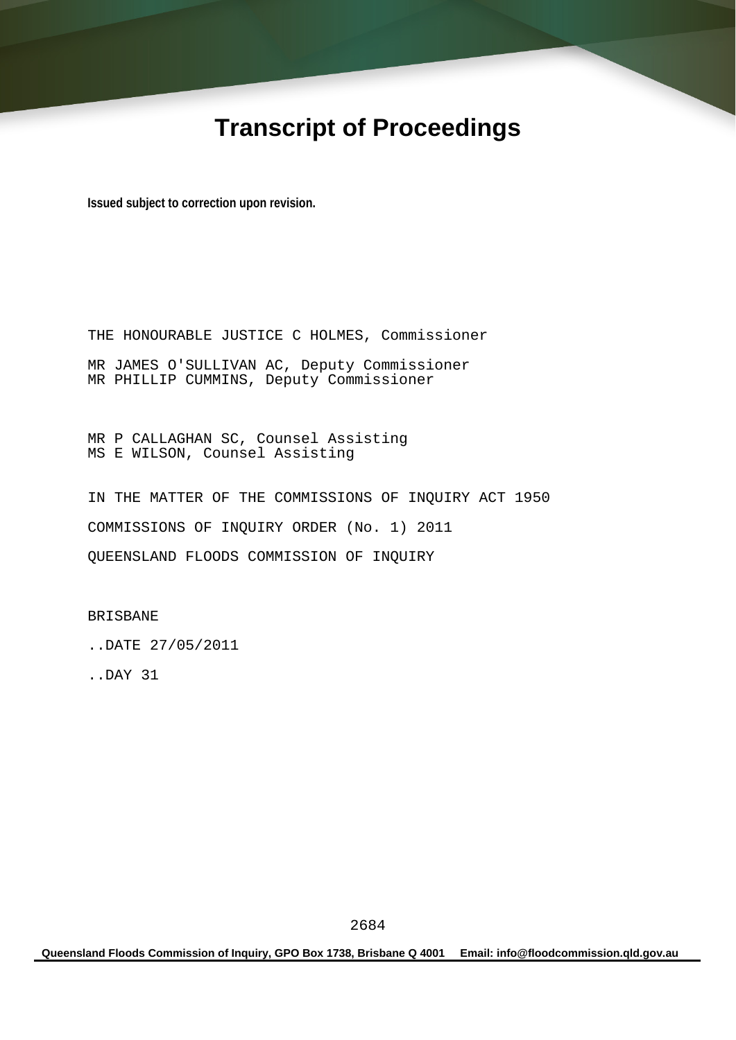# Transcript of Proceedings

**Issued subject to correction upon revision.**

THE HONOURABLE JUSTICE C HOLMES, Commissioner

MR JAMES O'SULLIVAN AC, Deputy Commissioner
MR PHILLIP CUMMINS, Deputy Commissioner

MR P CALLAGHAN SC, Counsel Assisting
MS E WILSON, Counsel Assisting

IN THE MATTER OF THE COMMISSIONS OF INQUIRY ACT 1950

COMMISSIONS OF INQUIRY ORDER (No. 1) 2011

QUEENSLAND FLOODS COMMISSION OF INQUIRY

BRISBANE

..DATE 27/05/2011

..DAY 31

**Queensland Floods Commission of Inquiry, GPO Box 1738, Brisbane Q 4001 Email: info@floodcommission.qld.gov.au**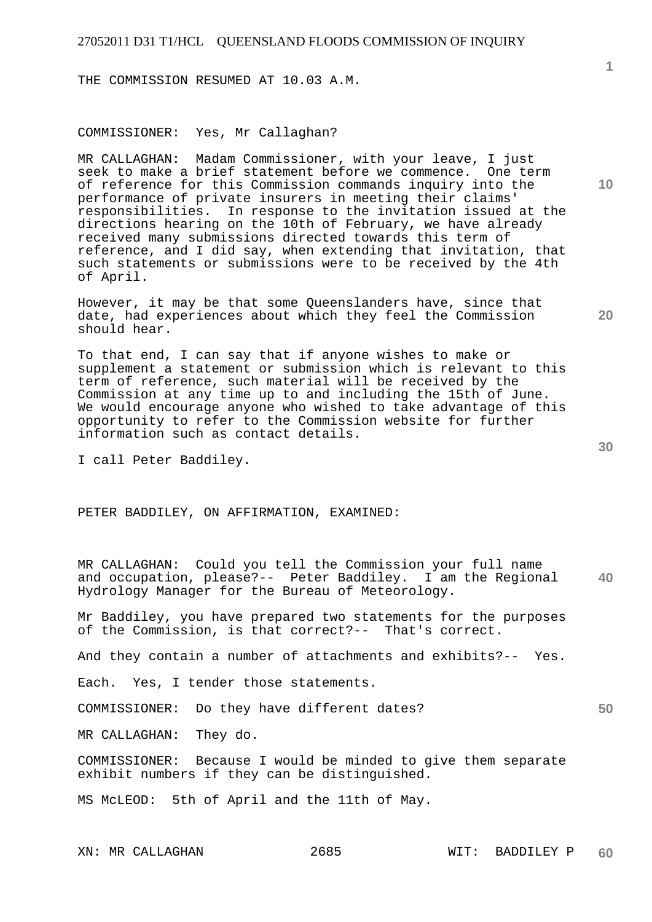THE COMMISSION RESUMED AT 10.03 A.M.

COMMISSIONER: Yes, Mr Callaghan?

MR CALLAGHAN: Madam Commissioner, with your leave, I just seek to make a brief statement before we commence. One term of reference for this Commission commands inquiry into the performance of private insurers in meeting their claims' responsibilities. In response to the invitation issued at the directions hearing on the 10th of February, we have already received many submissions directed towards this term of reference, and I did say, when extending that invitation, that such statements or submissions were to be received by the 4th of April.

However, it may be that some Queenslanders have, since that date, had experiences about which they feel the Commission should hear.

To that end, I can say that if anyone wishes to make or supplement a statement or submission which is relevant to this term of reference, such material will be received by the Commission at any time up to and including the 15th of June. We would encourage anyone who wished to take advantage of this opportunity to refer to the Commission website for further information such as contact details.

I call Peter Baddiley.

PETER BADDILEY, ON AFFIRMATION, EXAMINED:

MR CALLAGHAN: Could you tell the Commission your full name and occupation, please?-- Peter Baddiley. I am the Regional Hydrology Manager for the Bureau of Meteorology.

Mr Baddiley, you have prepared two statements for the purposes of the Commission, is that correct?-- That's correct.

And they contain a number of attachments and exhibits?-- Yes.

Each. Yes, I tender those statements.

COMMISSIONER: Do they have different dates?

MR CALLAGHAN: They do.

COMMISSIONER: Because I would be minded to give them separate exhibit numbers if they can be distinguished.

MS McLEOD: 5th of April and the 11th of May.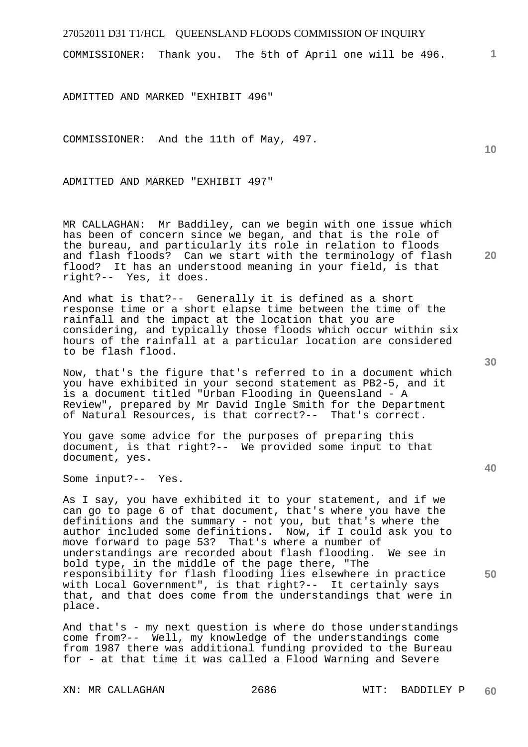COMMISSIONER: Thank you. The 5th of April one will be 496.

ADMITTED AND MARKED "EXHIBIT 496"

COMMISSIONER: And the 11th of May, 497.

ADMITTED AND MARKED "EXHIBIT 497"

MR CALLAGHAN: Mr Baddiley, can we begin with one issue which has been of concern since we began, and that is the role of the bureau, and particularly its role in relation to floods and flash floods? Can we start with the terminology of flash flood? It has an understood meaning in your field, is that right?-- Yes, it does.

And what is that?-- Generally it is defined as a short response time or a short elapse time between the time of the rainfall and the impact at the location that you are considering, and typically those floods which occur within six hours of the rainfall at a particular location are considered to be flash flood.

Now, that's the figure that's referred to in a document which you have exhibited in your second statement as PB2-5, and it is a document titled "Urban Flooding in Queensland - A Review", prepared by Mr David Ingle Smith for the Department of Natural Resources, is that correct?-- That's correct.

You gave some advice for the purposes of preparing this document, is that right?-- We provided some input to that document, yes.

Some input?-- Yes.

As I say, you have exhibited it to your statement, and if we can go to page 6 of that document, that's where you have the definitions and the summary - not you, but that's where the author included some definitions. Now, if I could ask you to move forward to page 53? That's where a number of understandings are recorded about flash flooding. We see in bold type, in the middle of the page there, "The responsibility for flash flooding lies elsewhere in practice with Local Government", is that right?-- It certainly says that, and that does come from the understandings that were in place.

And that's - my next question is where do those understandings come from?-- Well, my knowledge of the understandings come from 1987 there was additional funding provided to the Bureau for - at that time it was called a Flood Warning and Severe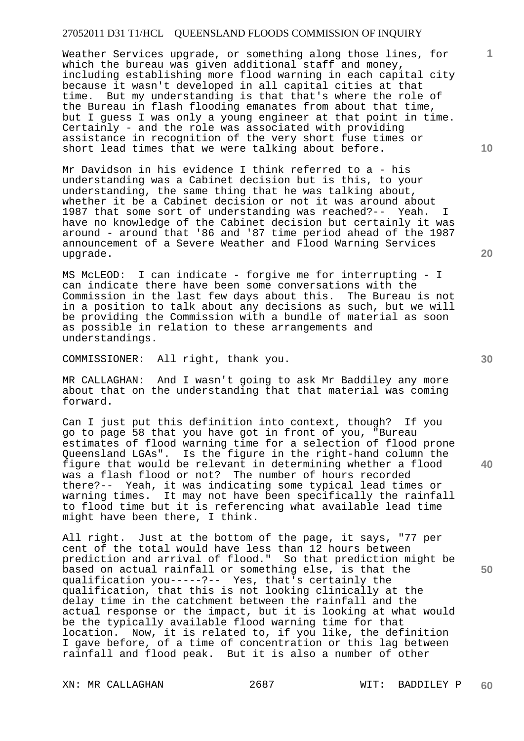Weather Services upgrade, or something along those lines, for which the bureau was given additional staff and money, including establishing more flood warning in each capital city because it wasn't developed in all capital cities at that time. But my understanding is that that's where the role of the Bureau in flash flooding emanates from about that time, but I guess I was only a young engineer at that point in time. Certainly - and the role was associated with providing assistance in recognition of the very short fuse times or short lead times that we were talking about before.

Mr Davidson in his evidence I think referred to a - his understanding was a Cabinet decision but is this, to your understanding, the same thing that he was talking about, whether it be a Cabinet decision or not it was around about 1987 that some sort of understanding was reached?-- Yeah. I have no knowledge of the Cabinet decision but certainly it was around - around that '86 and '87 time period ahead of the 1987 announcement of a Severe Weather and Flood Warning Services upgrade.

MS McLEOD: I can indicate - forgive me for interrupting - I can indicate there have been some conversations with the Commission in the last few days about this. The Bureau is not in a position to talk about any decisions as such, but we will be providing the Commission with a bundle of material as soon as possible in relation to these arrangements and understandings.

COMMISSIONER: All right, thank you.

MR CALLAGHAN: And I wasn't going to ask Mr Baddiley any more about that on the understanding that that material was coming forward.

Can I just put this definition into context, though? If you go to page 58 that you have got in front of you, "Bureau estimates of flood warning time for a selection of flood prone Queensland LGAs". Is the figure in the right-hand column the figure that would be relevant in determining whether a flood was a flash flood or not? The number of hours recorded there?-- Yeah, it was indicating some typical lead times or warning times. It may not have been specifically the rainfall to flood time but it is referencing what available lead time might have been there, I think.

All right. Just at the bottom of the page, it says, "77 per cent of the total would have less than 12 hours between prediction and arrival of flood." So that prediction might be based on actual rainfall or something else, is that the qualification you-----?-- Yes, that's certainly the qualification, that this is not looking clinically at the delay time in the catchment between the rainfall and the actual response or the impact, but it is looking at what would be the typically available flood warning time for that location. Now, it is related to, if you like, the definition I gave before, of a time of concentration or this lag between rainfall and flood peak. But it is also a number of other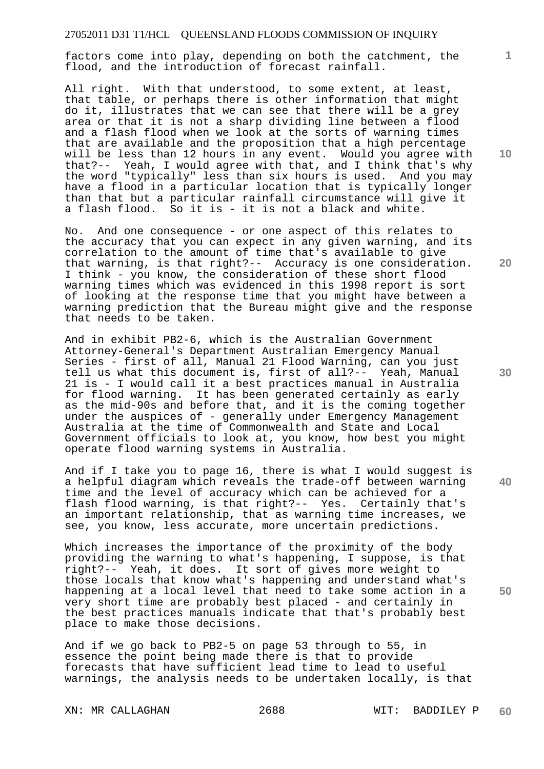factors come into play, depending on both the catchment, the flood, and the introduction of forecast rainfall.

All right. With that understood, to some extent, at least, that table, or perhaps there is other information that might do it, illustrates that we can see that there will be a grey area or that it is not a sharp dividing line between a flood and a flash flood when we look at the sorts of warning times that are available and the proposition that a high percentage will be less than 12 hours in any event. Would you agree with that?-- Yeah, I would agree with that, and I think that's why the word "typically" less than six hours is used. And you may have a flood in a particular location that is typically longer than that but a particular rainfall circumstance will give it a flash flood. So it is - it is not a black and white.

No. And one consequence - or one aspect of this relates to the accuracy that you can expect in any given warning, and its correlation to the amount of time that's available to give that warning, is that right?-- Accuracy is one consideration. I think - you know, the consideration of these short flood warning times which was evidenced in this 1998 report is sort of looking at the response time that you might have between a warning prediction that the Bureau might give and the response that needs to be taken.

And in exhibit PB2-6, which is the Australian Government Attorney-General's Department Australian Emergency Manual Series - first of all, Manual 21 Flood Warning, can you just tell us what this document is, first of all?-- Yeah, Manual 21 is - I would call it a best practices manual in Australia for flood warning. It has been generated certainly as early as the mid-90s and before that, and it is the coming together under the auspices of - generally under Emergency Management Australia at the time of Commonwealth and State and Local Government officials to look at, you know, how best you might operate flood warning systems in Australia.

And if I take you to page 16, there is what I would suggest is a helpful diagram which reveals the trade-off between warning time and the level of accuracy which can be achieved for a flash flood warning, is that right?-- Yes. Certainly that's an important relationship, that as warning time increases, we see, you know, less accurate, more uncertain predictions.

Which increases the importance of the proximity of the body providing the warning to what's happening, I suppose, is that right?-- Yeah, it does. It sort of gives more weight to those locals that know what's happening and understand what's happening at a local level that need to take some action in a very short time are probably best placed - and certainly in the best practices manuals indicate that that's probably best place to make those decisions.

And if we go back to PB2-5 on page 53 through to 55, in essence the point being made there is that to provide forecasts that have sufficient lead time to lead to useful warnings, the analysis needs to be undertaken locally, is that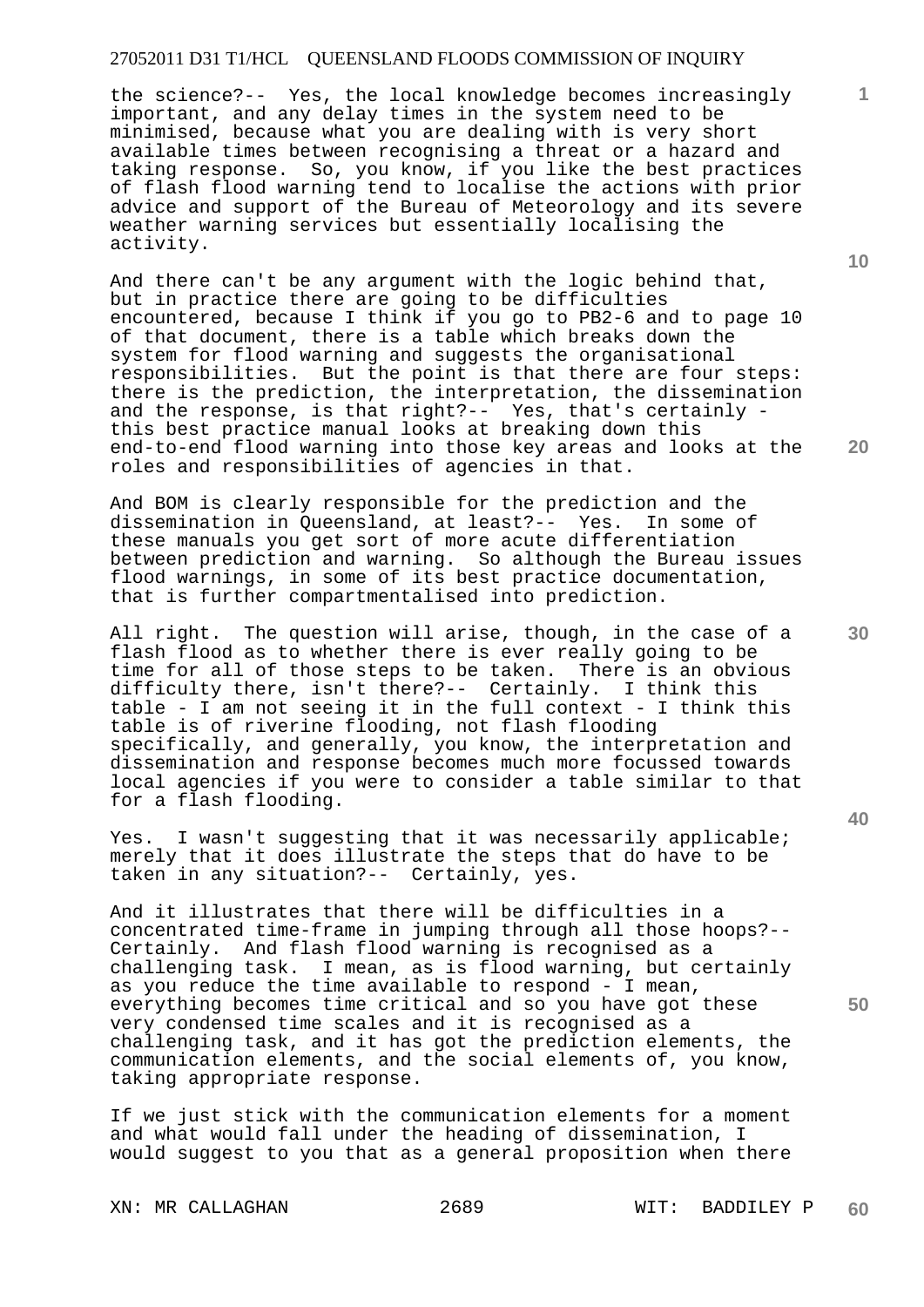the science?-- Yes, the local knowledge becomes increasingly important, and any delay times in the system need to be minimised, because what you are dealing with is very short available times between recognising a threat or a hazard and taking response. So, you know, if you like the best practices of flash flood warning tend to localise the actions with prior advice and support of the Bureau of Meteorology and its severe weather warning services but essentially localising the activity.

And there can't be any argument with the logic behind that, but in practice there are going to be difficulties encountered, because I think if you go to PB2-6 and to page 10 of that document, there is a table which breaks down the system for flood warning and suggests the organisational responsibilities. But the point is that there are four steps: there is the prediction, the interpretation, the dissemination and the response, is that right?-- Yes, that's certainly - this best practice manual looks at breaking down this end-to-end flood warning into those key areas and looks at the roles and responsibilities of agencies in that.

And BOM is clearly responsible for the prediction and the dissemination in Queensland, at least?-- Yes. In some of these manuals you get sort of more acute differentiation between prediction and warning. So although the Bureau issues flood warnings, in some of its best practice documentation, that is further compartmentalised into prediction.

All right. The question will arise, though, in the case of a flash flood as to whether there is ever really going to be time for all of those steps to be taken. There is an obvious difficulty there, isn't there?-- Certainly. I think this table - I am not seeing it in the full context - I think this table is of riverine flooding, not flash flooding specifically, and generally, you know, the interpretation and dissemination and response becomes much more focussed towards local agencies if you were to consider a table similar to that for a flash flooding.

Yes. I wasn't suggesting that it was necessarily applicable; merely that it does illustrate the steps that do have to be taken in any situation?-- Certainly, yes.

And it illustrates that there will be difficulties in a concentrated time-frame in jumping through all those hoops?-- Certainly. And flash flood warning is recognised as a challenging task. I mean, as is flood warning, but certainly as you reduce the time available to respond - I mean, everything becomes time critical and so you have got these very condensed time scales and it is recognised as a challenging task, and it has got the prediction elements, the communication elements, and the social elements of, you know, taking appropriate response.

If we just stick with the communication elements for a moment and what would fall under the heading of dissemination, I would suggest to you that as a general proposition when there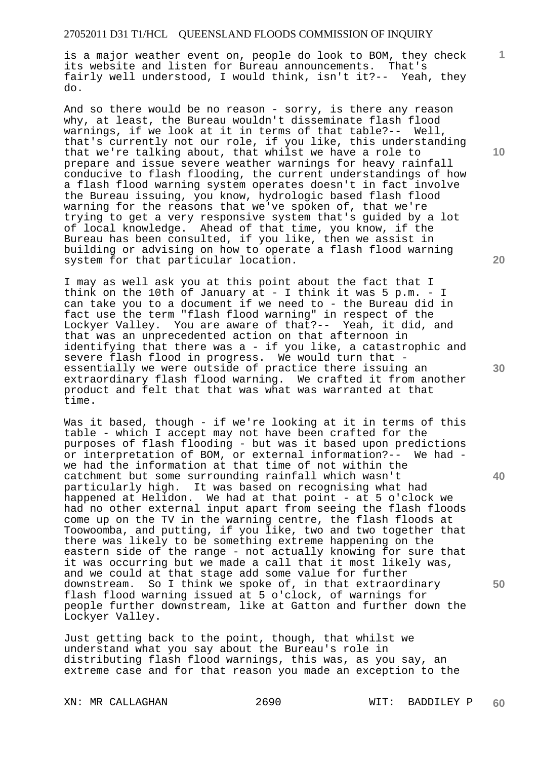is a major weather event on, people do look to BOM, they check its website and listen for Bureau announcements. That's fairly well understood, I would think, isn't it?-- Yeah, they do.

And so there would be no reason - sorry, is there any reason why, at least, the Bureau wouldn't disseminate flash flood warnings, if we look at it in terms of that table?-- Well, that's currently not our role, if you like, this understanding that we're talking about, that whilst we have a role to prepare and issue severe weather warnings for heavy rainfall conducive to flash flooding, the current understandings of how a flash flood warning system operates doesn't in fact involve the Bureau issuing, you know, hydrologic based flash flood warning for the reasons that we've spoken of, that we're trying to get a very responsive system that's guided by a lot of local knowledge. Ahead of that time, you know, if the Bureau has been consulted, if you like, then we assist in building or advising on how to operate a flash flood warning system for that particular location.

I may as well ask you at this point about the fact that I think on the 10th of January at - I think it was 5 p.m. - I can take you to a document if we need to - the Bureau did in fact use the term "flash flood warning" in respect of the Lockyer Valley. You are aware of that?-- Yeah, it did, and that was an unprecedented action on that afternoon in identifying that there was a - if you like, a catastrophic and severe flash flood in progress. We would turn that - essentially we were outside of practice there issuing an extraordinary flash flood warning. We crafted it from another product and felt that that was what was warranted at that time.

Was it based, though - if we're looking at it in terms of this table - which I accept may not have been crafted for the purposes of flash flooding - but was it based upon predictions or interpretation of BOM, or external information?-- We had - we had the information at that time of not within the catchment but some surrounding rainfall which wasn't particularly high. It was based on recognising what had happened at Helidon. We had at that point - at 5 o'clock we had no other external input apart from seeing the flash floods come up on the TV in the warning centre, the flash floods at Toowoomba, and putting, if you like, two and two together that there was likely to be something extreme happening on the eastern side of the range - not actually knowing for sure that it was occurring but we made a call that it most likely was, and we could at that stage add some value for further downstream. So I think we spoke of, in that extraordinary flash flood warning issued at 5 o'clock, of warnings for people further downstream, like at Gatton and further down the Lockyer Valley.

Just getting back to the point, though, that whilst we understand what you say about the Bureau's role in distributing flash flood warnings, this was, as you say, an extreme case and for that reason you made an exception to the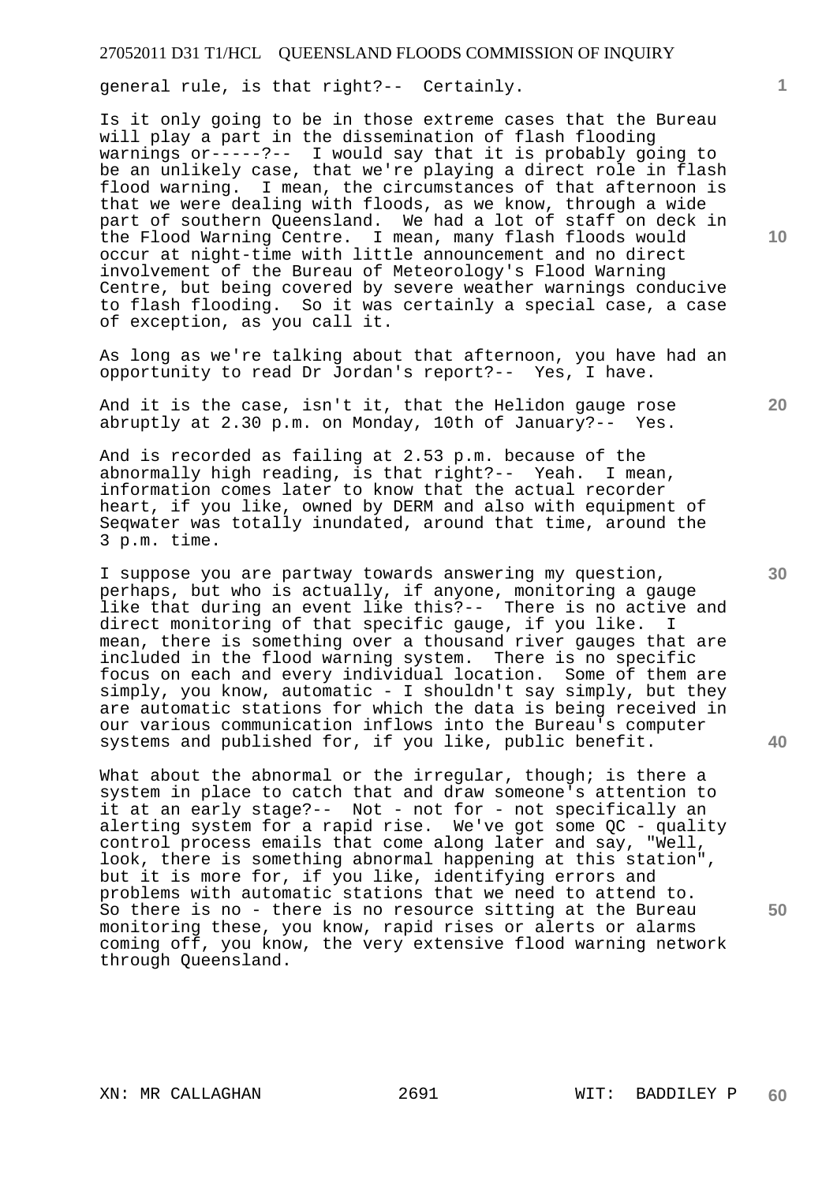general rule, is that right?-- Certainly.

Is it only going to be in those extreme cases that the Bureau will play a part in the dissemination of flash flooding warnings or-----?-- I would say that it is probably going to be an unlikely case, that we're playing a direct role in flash flood warning. I mean, the circumstances of that afternoon is that we were dealing with floods, as we know, through a wide part of southern Queensland. We had a lot of staff on deck in the Flood Warning Centre. I mean, many flash floods would occur at night-time with little announcement and no direct involvement of the Bureau of Meteorology's Flood Warning Centre, but being covered by severe weather warnings conducive to flash flooding. So it was certainly a special case, a case of exception, as you call it.

As long as we're talking about that afternoon, you have had an opportunity to read Dr Jordan's report?-- Yes, I have.

And it is the case, isn't it, that the Helidon gauge rose abruptly at 2.30 p.m. on Monday, 10th of January?-- Yes.

And is recorded as failing at 2.53 p.m. because of the abnormally high reading, is that right?-- Yeah. I mean, information comes later to know that the actual recorder heart, if you like, owned by DERM and also with equipment of Seqwater was totally inundated, around that time, around the 3 p.m. time.

I suppose you are partway towards answering my question, perhaps, but who is actually, if anyone, monitoring a gauge like that during an event like this?-- There is no active and direct monitoring of that specific gauge, if you like. I mean, there is something over a thousand river gauges that are included in the flood warning system. There is no specific focus on each and every individual location. Some of them are simply, you know, automatic - I shouldn't say simply, but they are automatic stations for which the data is being received in our various communication inflows into the Bureau's computer systems and published for, if you like, public benefit.

What about the abnormal or the irregular, though; is there a system in place to catch that and draw someone's attention to it at an early stage?-- Not - not for - not specifically an alerting system for a rapid rise. We've got some QC - quality control process emails that come along later and say, "Well, look, there is something abnormal happening at this station", but it is more for, if you like, identifying errors and problems with automatic stations that we need to attend to. So there is no - there is no resource sitting at the Bureau monitoring these, you know, rapid rises or alerts or alarms coming off, you know, the very extensive flood warning network through Queensland.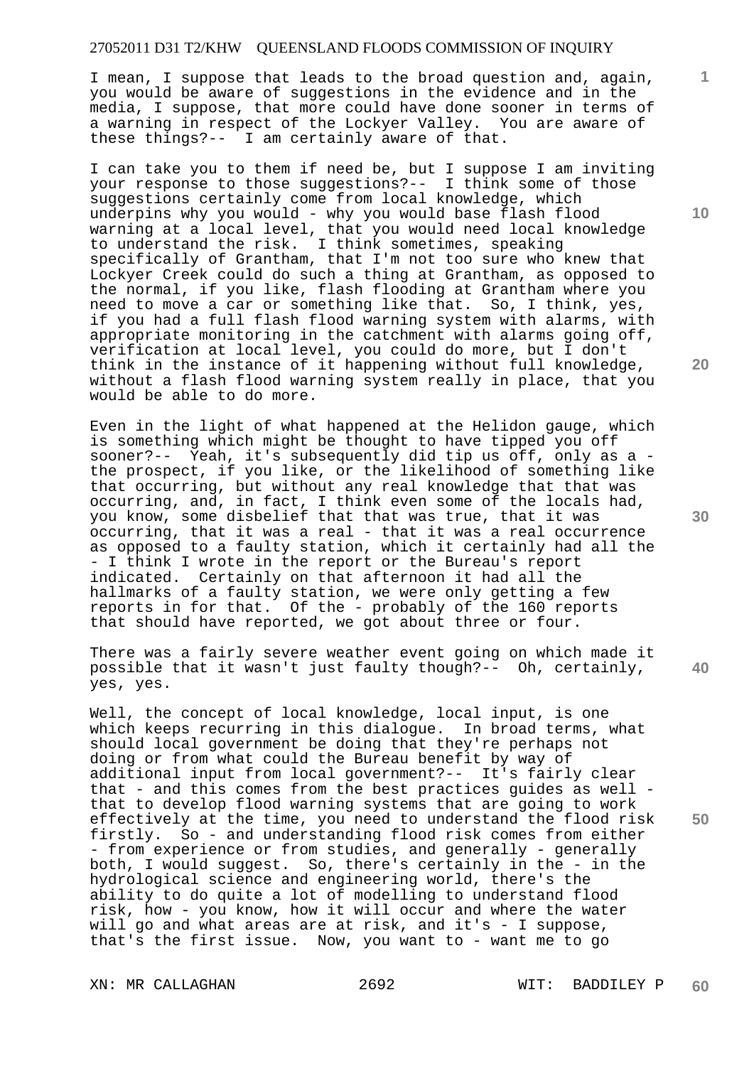I mean, I suppose that leads to the broad question and, again, you would be aware of suggestions in the evidence and in the media, I suppose, that more could have done sooner in terms of a warning in respect of the Lockyer Valley. You are aware of these things?-- I am certainly aware of that.

I can take you to them if need be, but I suppose I am inviting your response to those suggestions?-- I think some of those suggestions certainly come from local knowledge, which underpins why you would - why you would base flash flood warning at a local level, that you would need local knowledge to understand the risk. I think sometimes, speaking specifically of Grantham, that I'm not too sure who knew that Lockyer Creek could do such a thing at Grantham, as opposed to the normal, if you like, flash flooding at Grantham where you need to move a car or something like that. So, I think, yes, if you had a full flash flood warning system with alarms, with appropriate monitoring in the catchment with alarms going off, verification at local level, you could do more, but I don't think in the instance of it happening without full knowledge, without a flash flood warning system really in place, that you would be able to do more.

Even in the light of what happened at the Helidon gauge, which is something which might be thought to have tipped you off sooner?-- Yeah, it's subsequently did tip us off, only as a - the prospect, if you like, or the likelihood of something like that occurring, but without any real knowledge that that was occurring, and, in fact, I think even some of the locals had, you know, some disbelief that that was true, that it was occurring, that it was a real - that it was a real occurrence as opposed to a faulty station, which it certainly had all the - I think I wrote in the report or the Bureau's report indicated. Certainly on that afternoon it had all the hallmarks of a faulty station, we were only getting a few reports in for that. Of the - probably of the 160 reports that should have reported, we got about three or four.

There was a fairly severe weather event going on which made it possible that it wasn't just faulty though?-- Oh, certainly, yes, yes.

Well, the concept of local knowledge, local input, is one which keeps recurring in this dialogue. In broad terms, what should local government be doing that they're perhaps not doing or from what could the Bureau benefit by way of additional input from local government?-- It's fairly clear that - and this comes from the best practices guides as well - that to develop flood warning systems that are going to work effectively at the time, you need to understand the flood risk firstly. So - and understanding flood risk comes from either - from experience or from studies, and generally - generally both, I would suggest. So, there's certainly in the - in the hydrological science and engineering world, there's the ability to do quite a lot of modelling to understand flood risk, how - you know, how it will occur and where the water will go and what areas are at risk, and it's - I suppose, that's the first issue. Now, you want to - want me to go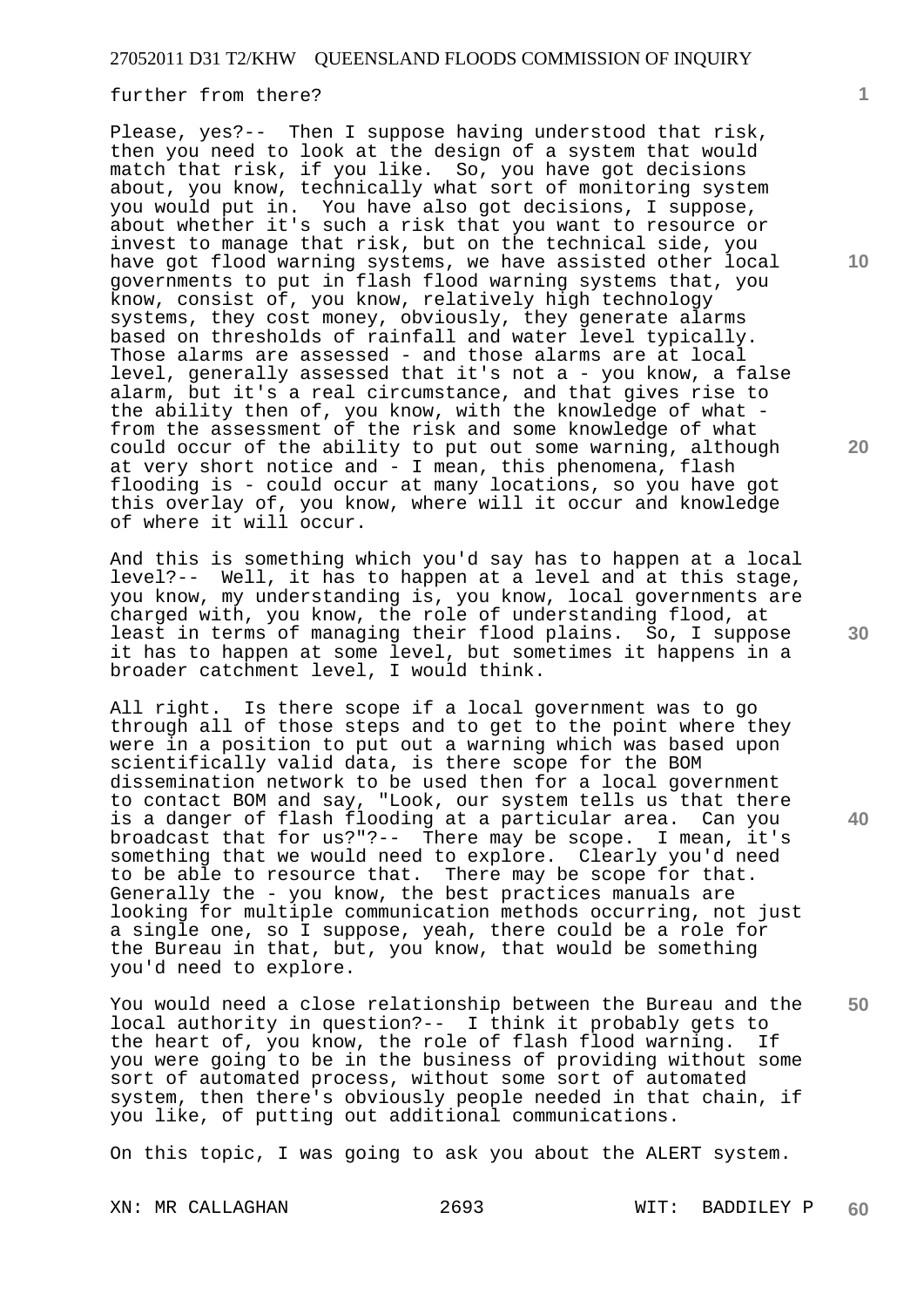further from there?

Please, yes?-- Then I suppose having understood that risk, then you need to look at the design of a system that would match that risk, if you like. So, you have got decisions about, you know, technically what sort of monitoring system you would put in. You have also got decisions, I suppose, about whether it's such a risk that you want to resource or invest to manage that risk, but on the technical side, you have got flood warning systems, we have assisted other local governments to put in flash flood warning systems that, you know, consist of, you know, relatively high technology systems, they cost money, obviously, they generate alarms based on thresholds of rainfall and water level typically. Those alarms are assessed - and those alarms are at local level, generally assessed that it's not a - you know, a false alarm, but it's a real circumstance, and that gives rise to the ability then of, you know, with the knowledge of what - from the assessment of the risk and some knowledge of what could occur of the ability to put out some warning, although at very short notice and - I mean, this phenomena, flash flooding is - could occur at many locations, so you have got this overlay of, you know, where will it occur and knowledge of where it will occur.

And this is something which you'd say has to happen at a local level?-- Well, it has to happen at a level and at this stage, you know, my understanding is, you know, local governments are charged with, you know, the role of understanding flood, at least in terms of managing their flood plains. So, I suppose it has to happen at some level, but sometimes it happens in a broader catchment level, I would think.

All right. Is there scope if a local government was to go through all of those steps and to get to the point where they were in a position to put out a warning which was based upon scientifically valid data, is there scope for the BOM dissemination network to be used then for a local government to contact BOM and say, "Look, our system tells us that there is a danger of flash flooding at a particular area. Can you broadcast that for us?"?-- There may be scope. I mean, it's something that we would need to explore. Clearly you'd need to be able to resource that. There may be scope for that. Generally the - you know, the best practices manuals are looking for multiple communication methods occurring, not just a single one, so I suppose, yeah, there could be a role for the Bureau in that, but, you know, that would be something you'd need to explore.

You would need a close relationship between the Bureau and the local authority in question?-- I think it probably gets to the heart of, you know, the role of flash flood warning. If you were going to be in the business of providing without some sort of automated process, without some sort of automated system, then there's obviously people needed in that chain, if you like, of putting out additional communications.

On this topic, I was going to ask you about the ALERT system.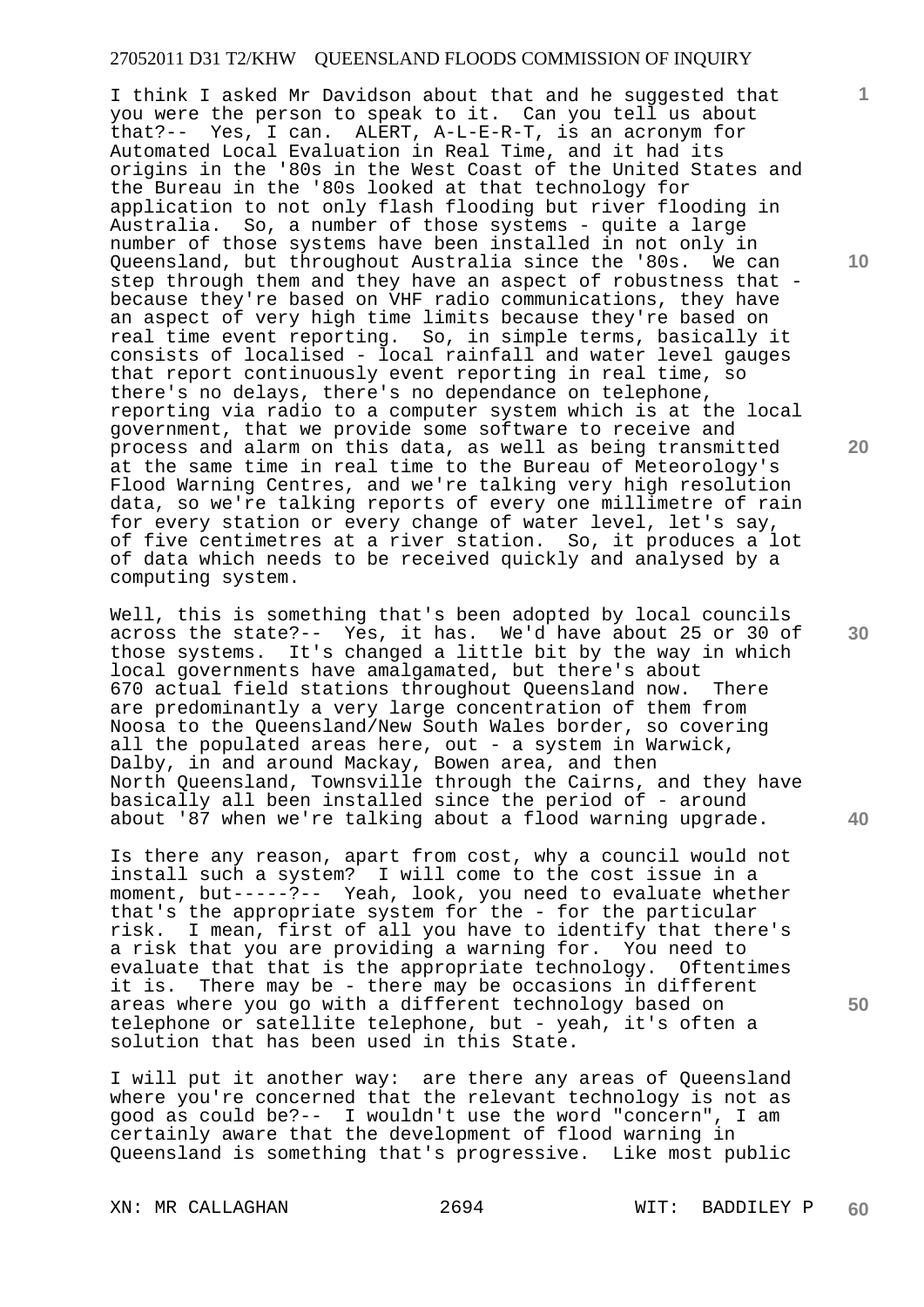I think I asked Mr Davidson about that and he suggested that you were the person to speak to it. Can you tell us about that?-- Yes, I can. ALERT, A-L-E-R-T, is an acronym for Automated Local Evaluation in Real Time, and it had its origins in the '80s in the West Coast of the United States and the Bureau in the '80s looked at that technology for application to not only flash flooding but river flooding in Australia. So, a number of those systems - quite a large number of those systems have been installed in not only in Queensland, but throughout Australia since the '80s. We can step through them and they have an aspect of robustness that - because they're based on VHF radio communications, they have an aspect of very high time limits because they're based on real time event reporting. So, in simple terms, basically it consists of localised - local rainfall and water level gauges that report continuously event reporting in real time, so there's no delays, there's no dependance on telephone, reporting via radio to a computer system which is at the local government, that we provide some software to receive and process and alarm on this data, as well as being transmitted at the same time in real time to the Bureau of Meteorology's Flood Warning Centres, and we're talking very high resolution data, so we're talking reports of every one millimetre of rain for every station or every change of water level, let's say, of five centimetres at a river station. So, it produces a lot of data which needs to be received quickly and analysed by a computing system.

Well, this is something that's been adopted by local councils across the state?-- Yes, it has. We'd have about 25 or 30 of those systems. It's changed a little bit by the way in which local governments have amalgamated, but there's about 670 actual field stations throughout Queensland now. There are predominantly a very large concentration of them from Noosa to the Queensland/New South Wales border, so covering all the populated areas here, out - a system in Warwick, Dalby, in and around Mackay, Bowen area, and then North Queensland, Townsville through the Cairns, and they have basically all been installed since the period of - around about '87 when we're talking about a flood warning upgrade.

Is there any reason, apart from cost, why a council would not install such a system? I will come to the cost issue in a moment, but-----?-- Yeah, look, you need to evaluate whether that's the appropriate system for the - for the particular risk. I mean, first of all you have to identify that there's a risk that you are providing a warning for. You need to evaluate that that is the appropriate technology. Oftentimes it is. There may be - there may be occasions in different areas where you go with a different technology based on telephone or satellite telephone, but - yeah, it's often a solution that has been used in this State.

I will put it another way: are there any areas of Queensland where you're concerned that the relevant technology is not as good as could be?-- I wouldn't use the word "concern", I am certainly aware that the development of flood warning in Queensland is something that's progressive. Like most public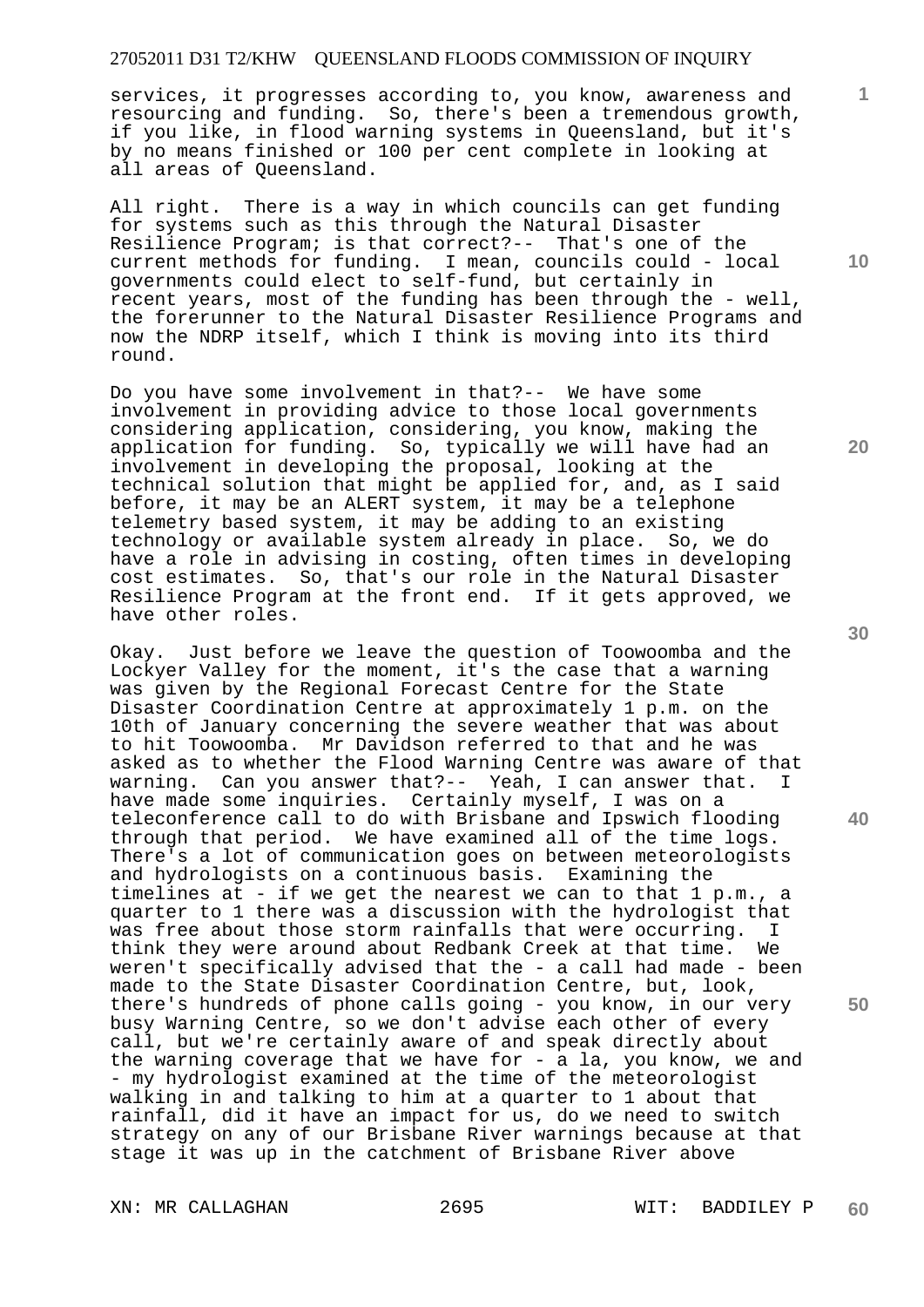services, it progresses according to, you know, awareness and resourcing and funding. So, there's been a tremendous growth, if you like, in flood warning systems in Queensland, but it's by no means finished or 100 per cent complete in looking at all areas of Queensland.

All right. There is a way in which councils can get funding for systems such as this through the Natural Disaster Resilience Program; is that correct?-- That's one of the current methods for funding. I mean, councils could - local governments could elect to self-fund, but certainly in recent years, most of the funding has been through the - well, the forerunner to the Natural Disaster Resilience Programs and now the NDRP itself, which I think is moving into its third round.

Do you have some involvement in that?-- We have some involvement in providing advice to those local governments considering application, considering, you know, making the application for funding. So, typically we will have had an involvement in developing the proposal, looking at the technical solution that might be applied for, and, as I said before, it may be an ALERT system, it may be a telephone telemetry based system, it may be adding to an existing technology or available system already in place. So, we do have a role in advising in costing, often times in developing cost estimates. So, that's our role in the Natural Disaster Resilience Program at the front end. If it gets approved, we have other roles.

Okay. Just before we leave the question of Toowoomba and the Lockyer Valley for the moment, it's the case that a warning was given by the Regional Forecast Centre for the State Disaster Coordination Centre at approximately 1 p.m. on the 10th of January concerning the severe weather that was about to hit Toowoomba. Mr Davidson referred to that and he was asked as to whether the Flood Warning Centre was aware of that warning. Can you answer that?-- Yeah, I can answer that. I have made some inquiries. Certainly myself, I was on a teleconference call to do with Brisbane and Ipswich flooding through that period. We have examined all of the time logs. There's a lot of communication goes on between meteorologists and hydrologists on a continuous basis. Examining the timelines at - if we get the nearest we can to that 1 p.m., a quarter to 1 there was a discussion with the hydrologist that was free about those storm rainfalls that were occurring. I think they were around about Redbank Creek at that time. We weren't specifically advised that the - a call had made - been made to the State Disaster Coordination Centre, but, look, there's hundreds of phone calls going - you know, in our very busy Warning Centre, so we don't advise each other of every call, but we're certainly aware of and speak directly about the warning coverage that we have for - a la, you know, we and - my hydrologist examined at the time of the meteorologist walking in and talking to him at a quarter to 1 about that rainfall, did it have an impact for us, do we need to switch strategy on any of our Brisbane River warnings because at that stage it was up in the catchment of Brisbane River above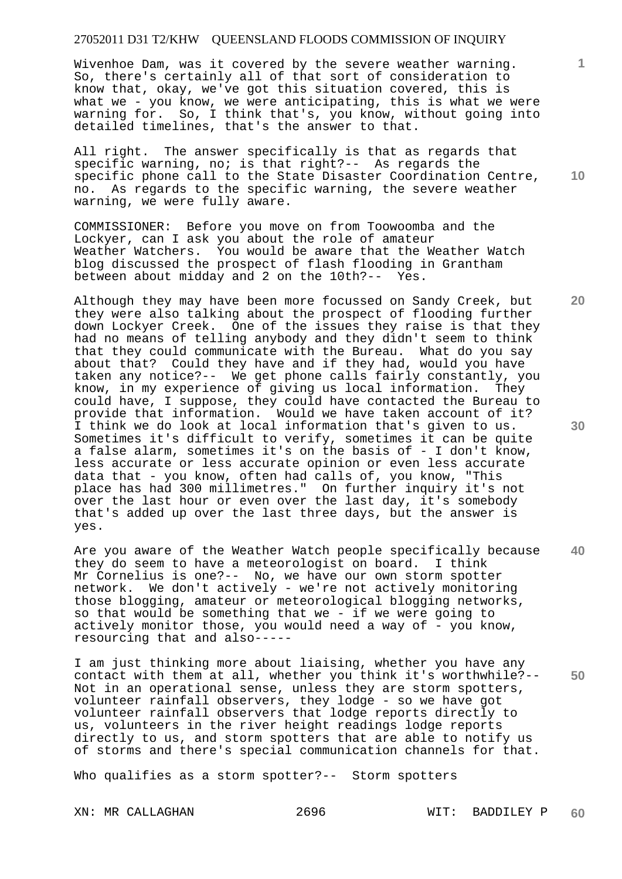Wivenhoe Dam, was it covered by the severe weather warning. So, there's certainly all of that sort of consideration to know that, okay, we've got this situation covered, this is what we - you know, we were anticipating, this is what we were warning for. So, I think that's, you know, without going into detailed timelines, that's the answer to that.

All right. The answer specifically is that as regards that specific warning, no; is that right?-- As regards the specific phone call to the State Disaster Coordination Centre, no. As regards to the specific warning, the severe weather warning, we were fully aware.

COMMISSIONER: Before you move on from Toowoomba and the Lockyer, can I ask you about the role of amateur Weather Watchers. You would be aware that the Weather Watch blog discussed the prospect of flash flooding in Grantham between about midday and 2 on the 10th?-- Yes.

Although they may have been more focussed on Sandy Creek, but they were also talking about the prospect of flooding further down Lockyer Creek. One of the issues they raise is that they had no means of telling anybody and they didn't seem to think that they could communicate with the Bureau. What do you say about that? Could they have and if they had, would you have taken any notice?-- We get phone calls fairly constantly, you know, in my experience of giving us local information. They could have, I suppose, they could have contacted the Bureau to provide that information. Would we have taken account of it? I think we do look at local information that's given to us. Sometimes it's difficult to verify, sometimes it can be quite a false alarm, sometimes it's on the basis of - I don't know, less accurate or less accurate opinion or even less accurate data that - you know, often had calls of, you know, "This place has had 300 millimetres." On further inquiry it's not over the last hour or even over the last day, it's somebody that's added up over the last three days, but the answer is yes.

Are you aware of the Weather Watch people specifically because they do seem to have a meteorologist on board. I think Mr Cornelius is one?-- No, we have our own storm spotter network. We don't actively - we're not actively monitoring those blogging, amateur or meteorological blogging networks, so that would be something that we - if we were going to actively monitor those, you would need a way of - you know, resourcing that and also-----

I am just thinking more about liaising, whether you have any contact with them at all, whether you think it's worthwhile?-- Not in an operational sense, unless they are storm spotters, volunteer rainfall observers, they lodge - so we have got volunteer rainfall observers that lodge reports directly to us, volunteers in the river height readings lodge reports directly to us, and storm spotters that are able to notify us of storms and there's special communication channels for that.

Who qualifies as a storm spotter?-- Storm spotters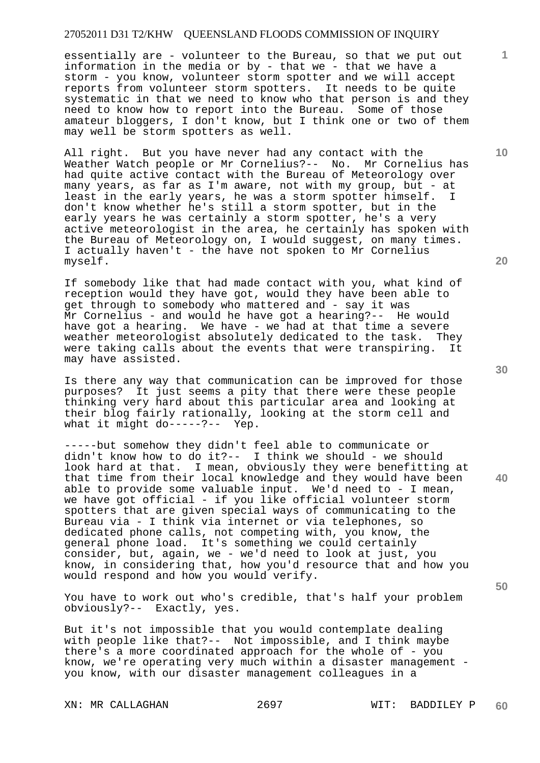essentially are - volunteer to the Bureau, so that we put out information in the media or by - that we - that we have a storm - you know, volunteer storm spotter and we will accept reports from volunteer storm spotters. It needs to be quite systematic in that we need to know who that person is and they need to know how to report into the Bureau. Some of those amateur bloggers, I don't know, but I think one or two of them may well be storm spotters as well.

All right. But you have never had any contact with the Weather Watch people or Mr Cornelius?-- No. Mr Cornelius has had quite active contact with the Bureau of Meteorology over many years, as far as I'm aware, not with my group, but - at least in the early years, he was a storm spotter himself. I don't know whether he's still a storm spotter, but in the early years he was certainly a storm spotter, he's a very active meteorologist in the area, he certainly has spoken with the Bureau of Meteorology on, I would suggest, on many times. I actually haven't - the have not spoken to Mr Cornelius myself.

If somebody like that had made contact with you, what kind of reception would they have got, would they have been able to get through to somebody who mattered and - say it was Mr Cornelius - and would he have got a hearing?-- He would have got a hearing. We have - we had at that time a severe weather meteorologist absolutely dedicated to the task. They were taking calls about the events that were transpiring. It may have assisted.

Is there any way that communication can be improved for those purposes? It just seems a pity that there were these people thinking very hard about this particular area and looking at their blog fairly rationally, looking at the storm cell and what it might do-----?-- Yep.

-----but somehow they didn't feel able to communicate or didn't know how to do it?-- I think we should - we should look hard at that. I mean, obviously they were benefitting at that time from their local knowledge and they would have been able to provide some valuable input. We'd need to - I mean, we have got official - if you like official volunteer storm spotters that are given special ways of communicating to the Bureau via - I think via internet or via telephones, so dedicated phone calls, not competing with, you know, the general phone load. It's something we could certainly consider, but, again, we - we'd need to look at just, you know, in considering that, how you'd resource that and how you would respond and how you would verify.

You have to work out who's credible, that's half your problem obviously?-- Exactly, yes.

But it's not impossible that you would contemplate dealing with people like that?-- Not impossible, and I think maybe there's a more coordinated approach for the whole of - you know, we're operating very much within a disaster management - you know, with our disaster management colleagues in a

XN: MR CALLAGHAN WIT: BADDILEY P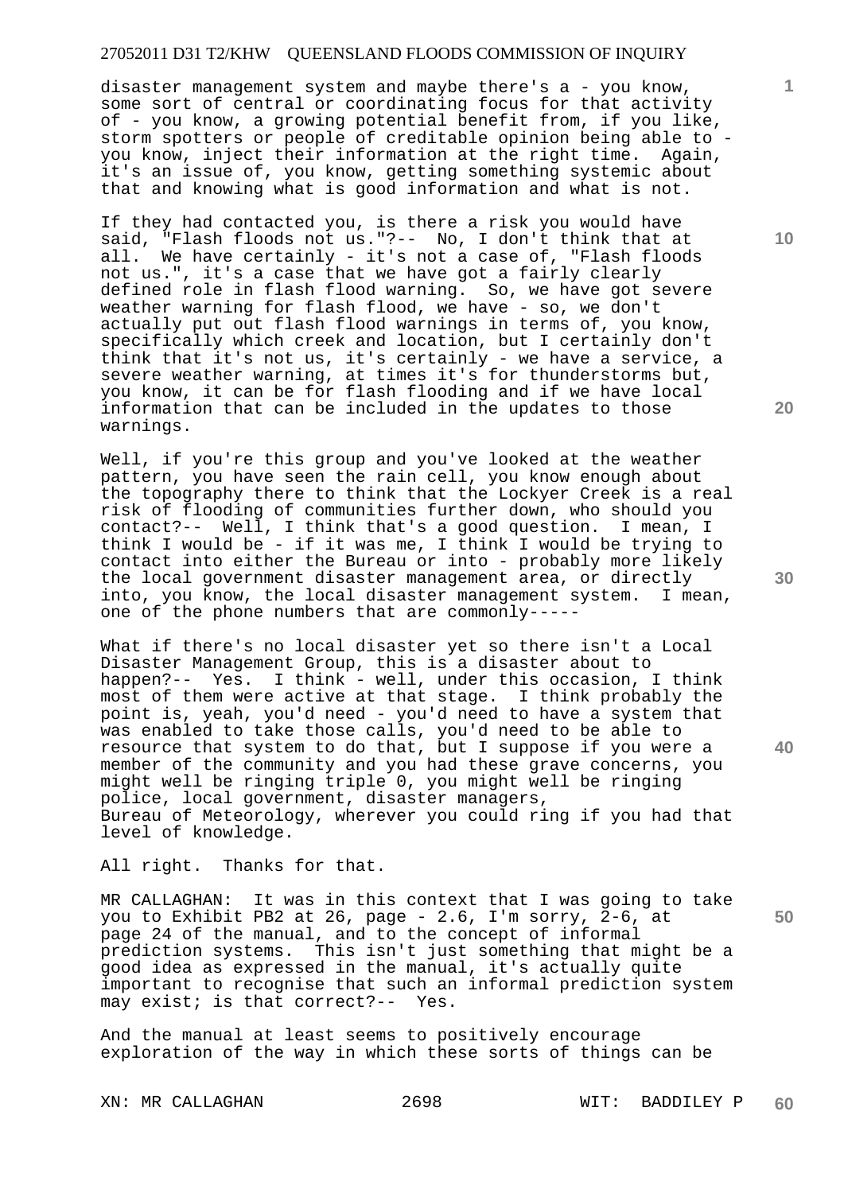disaster management system and maybe there's a - you know, some sort of central or coordinating focus for that activity of - you know, a growing potential benefit from, if you like, storm spotters or people of creditable opinion being able to - you know, inject their information at the right time. Again, it's an issue of, you know, getting something systemic about that and knowing what is good information and what is not.

If they had contacted you, is there a risk you would have said, "Flash floods not us."?-- No, I don't think that at all. We have certainly - it's not a case of, "Flash floods not us.", it's a case that we have got a fairly clearly defined role in flash flood warning. So, we have got severe weather warning for flash flood, we have - so, we don't actually put out flash flood warnings in terms of, you know, specifically which creek and location, but I certainly don't think that it's not us, it's certainly - we have a service, a severe weather warning, at times it's for thunderstorms but, you know, it can be for flash flooding and if we have local information that can be included in the updates to those warnings.

Well, if you're this group and you've looked at the weather pattern, you have seen the rain cell, you know enough about the topography there to think that the Lockyer Creek is a real risk of flooding of communities further down, who should you contact?-- Well, I think that's a good question. I mean, I think I would be - if it was me, I think I would be trying to contact into either the Bureau or into - probably more likely the local government disaster management area, or directly into, you know, the local disaster management system. I mean, one of the phone numbers that are commonly-----

What if there's no local disaster yet so there isn't a Local Disaster Management Group, this is a disaster about to happen?-- Yes. I think - well, under this occasion, I think most of them were active at that stage. I think probably the point is, yeah, you'd need - you'd need to have a system that was enabled to take those calls, you'd need to be able to resource that system to do that, but I suppose if you were a member of the community and you had these grave concerns, you might well be ringing triple 0, you might well be ringing police, local government, disaster managers, Bureau of Meteorology, wherever you could ring if you had that level of knowledge.

All right. Thanks for that.

MR CALLAGHAN: It was in this context that I was going to take you to Exhibit PB2 at 26, page - 2.6, I'm sorry, 2-6, at page 24 of the manual, and to the concept of informal prediction systems. This isn't just something that might be a good idea as expressed in the manual, it's actually quite important to recognise that such an informal prediction system may exist; is that correct?-- Yes.

And the manual at least seems to positively encourage exploration of the way in which these sorts of things can be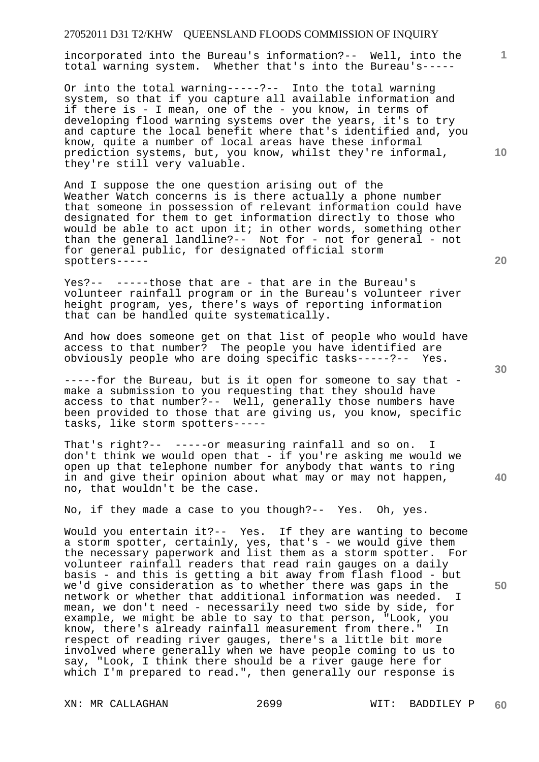incorporated into the Bureau's information?-- Well, into the total warning system. Whether that's into the Bureau's-----

Or into the total warning-----?-- Into the total warning system, so that if you capture all available information and if there is - I mean, one of the - you know, in terms of developing flood warning systems over the years, it's to try and capture the local benefit where that's identified and, you know, quite a number of local areas have these informal prediction systems, but, you know, whilst they're informal, they're still very valuable.

And I suppose the one question arising out of the Weather Watch concerns is is there actually a phone number that someone in possession of relevant information could have designated for them to get information directly to those who would be able to act upon it; in other words, something other than the general landline?-- Not for - not for general - not for general public, for designated official storm spotters-----

Yes?-- -----those that are - that are in the Bureau's volunteer rainfall program or in the Bureau's volunteer river height program, yes, there's ways of reporting information that can be handled quite systematically.

And how does someone get on that list of people who would have access to that number? The people you have identified are obviously people who are doing specific tasks-----?-- Yes.

-----for the Bureau, but is it open for someone to say that - make a submission to you requesting that they should have access to that number?-- Well, generally those numbers have been provided to those that are giving us, you know, specific tasks, like storm spotters-----

That's right?-- -----or measuring rainfall and so on. I don't think we would open that - if you're asking me would we open up that telephone number for anybody that wants to ring in and give their opinion about what may or may not happen, no, that wouldn't be the case.

No, if they made a case to you though?-- Yes. Oh, yes.

Would you entertain it?-- Yes. If they are wanting to become a storm spotter, certainly, yes, that's - we would give them the necessary paperwork and list them as a storm spotter. For volunteer rainfall readers that read rain gauges on a daily basis - and this is getting a bit away from flash flood - but we'd give consideration as to whether there was gaps in the network or whether that additional information was needed. I mean, we don't need - necessarily need two side by side, for example, we might be able to say to that person, "Look, you know, there's already rainfall measurement from there." In respect of reading river gauges, there's a little bit more involved where generally when we have people coming to us to say, "Look, I think there should be a river gauge here for which I'm prepared to read.", then generally our response is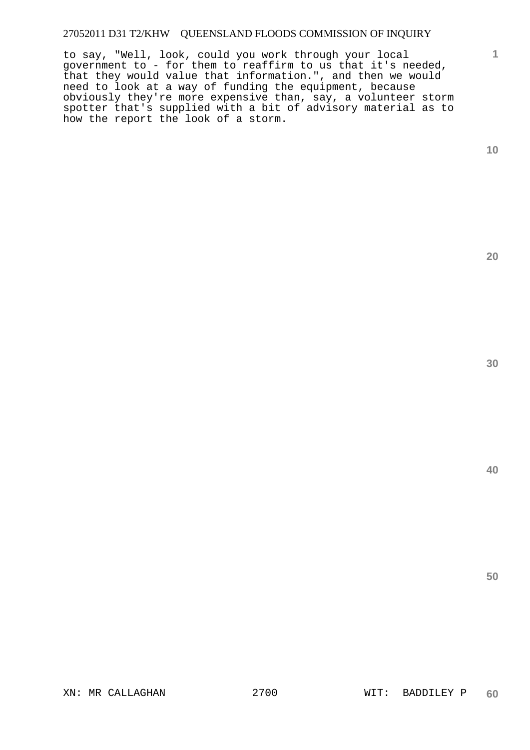to say, "Well, look, could you work through your local government to - for them to reaffirm to us that it's needed, that they would value that information.", and then we would need to look at a way of funding the equipment, because obviously they're more expensive than, say, a volunteer storm spotter that's supplied with a bit of advisory material as to how the report the look of a storm.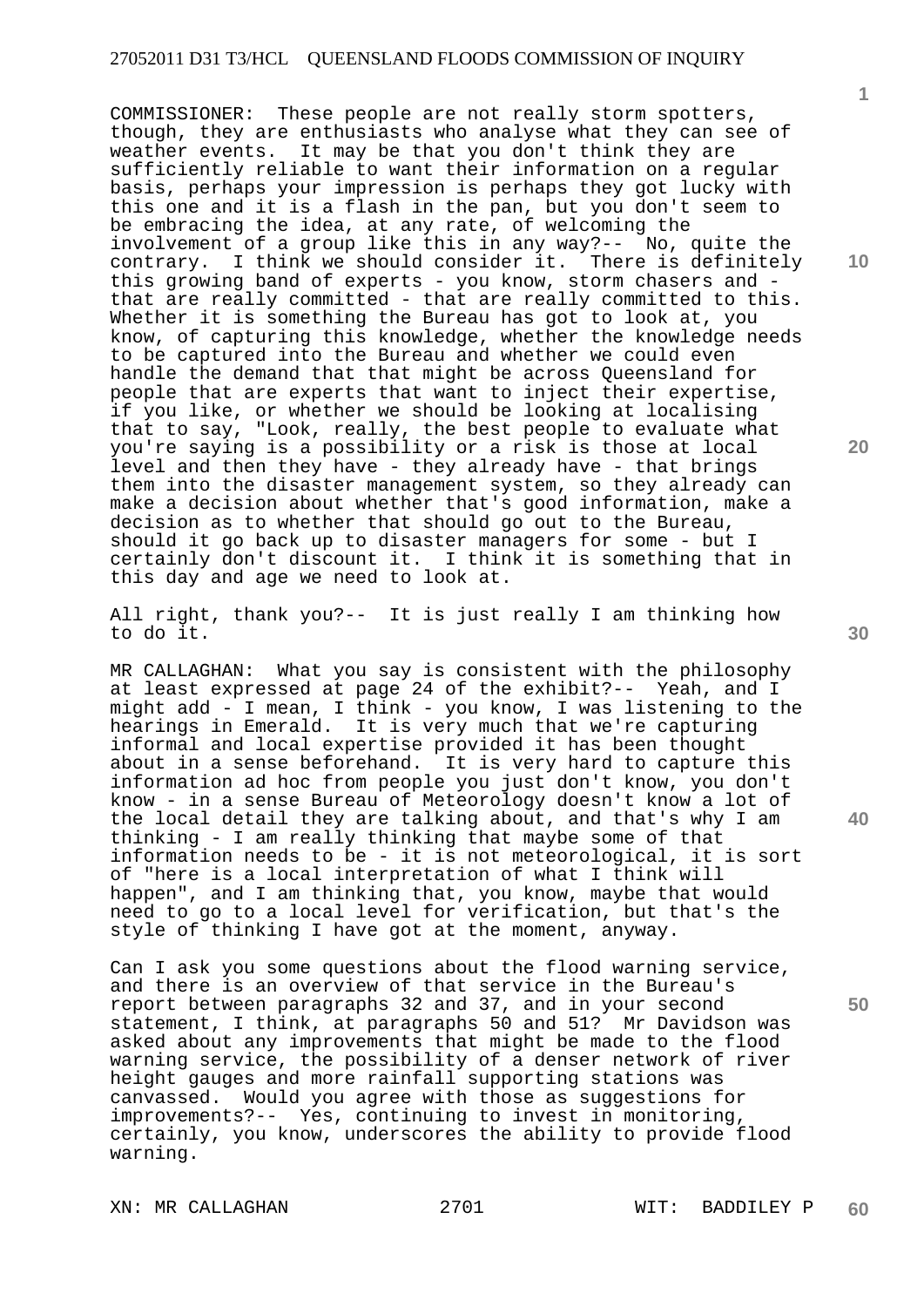COMMISSIONER: These people are not really storm spotters, though, they are enthusiasts who analyse what they can see of weather events. It may be that you don't think they are sufficiently reliable to want their information on a regular basis, perhaps your impression is perhaps they got lucky with this one and it is a flash in the pan, but you don't seem to be embracing the idea, at any rate, of welcoming the involvement of a group like this in any way?-- No, quite the contrary. I think we should consider it. There is definitely this growing band of experts - you know, storm chasers and - that are really committed - that are really committed to this. Whether it is something the Bureau has got to look at, you know, of capturing this knowledge, whether the knowledge needs to be captured into the Bureau and whether we could even handle the demand that that might be across Queensland for people that are experts that want to inject their expertise, if you like, or whether we should be looking at localising that to say, "Look, really, the best people to evaluate what you're saying is a possibility or a risk is those at local level and then they have - they already have - that brings them into the disaster management system, so they already can make a decision about whether that's good information, make a decision as to whether that should go out to the Bureau, should it go back up to disaster managers for some - but I certainly don't discount it. I think it is something that in this day and age we need to look at.

All right, thank you?-- It is just really I am thinking how to do it.

MR CALLAGHAN: What you say is consistent with the philosophy at least expressed at page 24 of the exhibit?-- Yeah, and I might add - I mean, I think - you know, I was listening to the hearings in Emerald. It is very much that we're capturing informal and local expertise provided it has been thought about in a sense beforehand. It is very hard to capture this information ad hoc from people you just don't know, you don't know - in a sense Bureau of Meteorology doesn't know a lot of the local detail they are talking about, and that's why I am thinking - I am really thinking that maybe some of that information needs to be - it is not meteorological, it is sort of "here is a local interpretation of what I think will happen", and I am thinking that, you know, maybe that would need to go to a local level for verification, but that's the style of thinking I have got at the moment, anyway.

Can I ask you some questions about the flood warning service, and there is an overview of that service in the Bureau's report between paragraphs 32 and 37, and in your second statement, I think, at paragraphs 50 and 51? Mr Davidson was asked about any improvements that might be made to the flood warning service, the possibility of a denser network of river height gauges and more rainfall supporting stations was canvassed. Would you agree with those as suggestions for improvements?-- Yes, continuing to invest in monitoring, certainly, you know, underscores the ability to provide flood warning.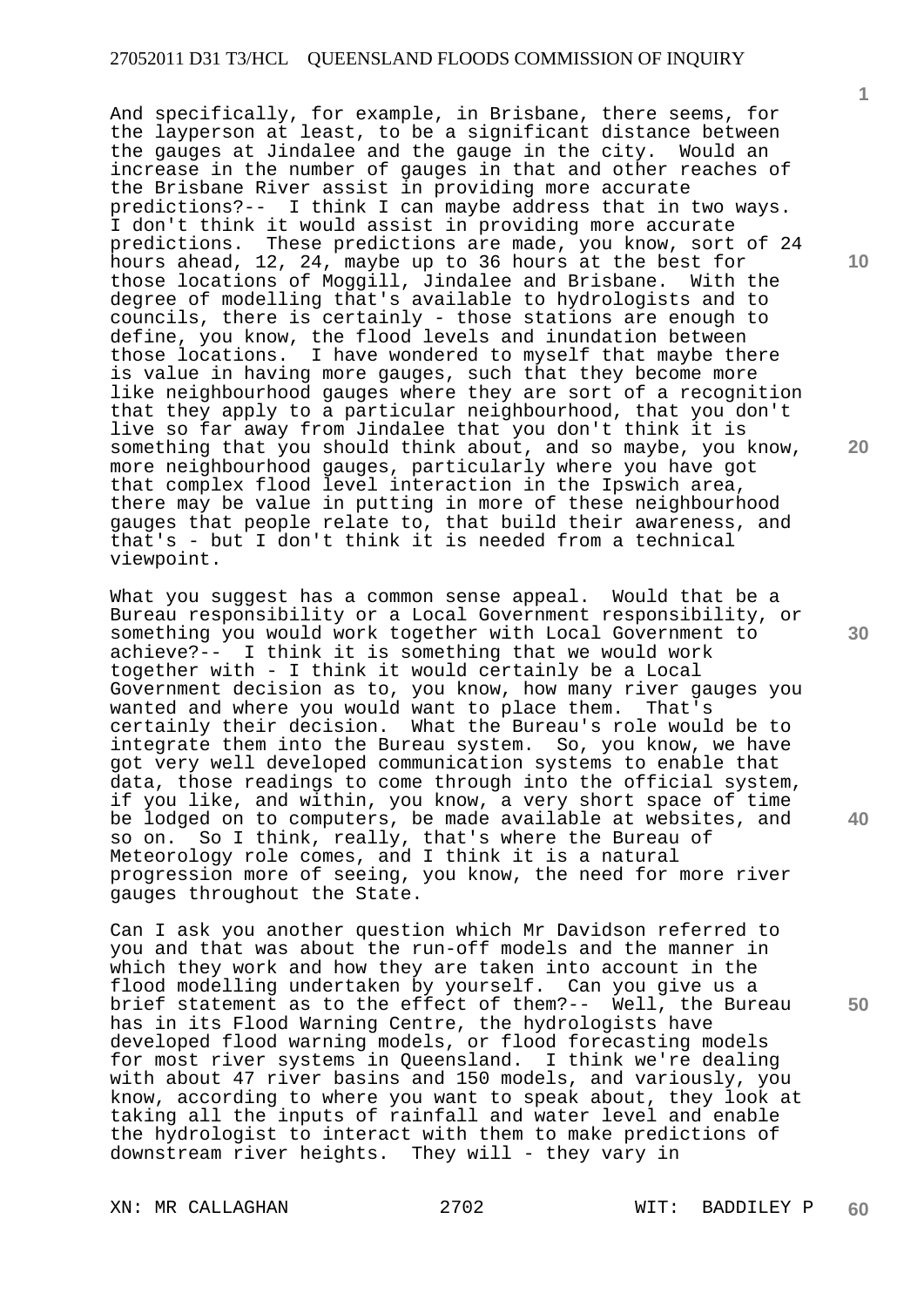And specifically, for example, in Brisbane, there seems, for the layperson at least, to be a significant distance between the gauges at Jindalee and the gauge in the city. Would an increase in the number of gauges in that and other reaches of the Brisbane River assist in providing more accurate predictions?-- I think I can maybe address that in two ways. I don't think it would assist in providing more accurate predictions. These predictions are made, you know, sort of 24 hours ahead, 12, 24, maybe up to 36 hours at the best for those locations of Moggill, Jindalee and Brisbane. With the degree of modelling that's available to hydrologists and to councils, there is certainly - those stations are enough to define, you know, the flood levels and inundation between those locations. I have wondered to myself that maybe there is value in having more gauges, such that they become more like neighbourhood gauges where they are sort of a recognition that they apply to a particular neighbourhood, that you don't live so far away from Jindalee that you don't think it is something that you should think about, and so maybe, you know, more neighbourhood gauges, particularly where you have got that complex flood level interaction in the Ipswich area, there may be value in putting in more of these neighbourhood gauges that people relate to, that build their awareness, and that's - but I don't think it is needed from a technical viewpoint.

What you suggest has a common sense appeal. Would that be a Bureau responsibility or a Local Government responsibility, or something you would work together with Local Government to achieve?-- I think it is something that we would work together with - I think it would certainly be a Local Government decision as to, you know, how many river gauges you wanted and where you would want to place them. That's certainly their decision. What the Bureau's role would be to integrate them into the Bureau system. So, you know, we have got very well developed communication systems to enable that data, those readings to come through into the official system, if you like, and within, you know, a very short space of time be lodged on to computers, be made available at websites, and so on. So I think, really, that's where the Bureau of Meteorology role comes, and I think it is a natural progression more of seeing, you know, the need for more river gauges throughout the State.

Can I ask you another question which Mr Davidson referred to you and that was about the run-off models and the manner in which they work and how they are taken into account in the flood modelling undertaken by yourself. Can you give us a brief statement as to the effect of them?-- Well, the Bureau has in its Flood Warning Centre, the hydrologists have developed flood warning models, or flood forecasting models for most river systems in Queensland. I think we're dealing with about 47 river basins and 150 models, and variously, you know, according to where you want to speak about, they look at taking all the inputs of rainfall and water level and enable the hydrologist to interact with them to make predictions of downstream river heights. They will - they vary in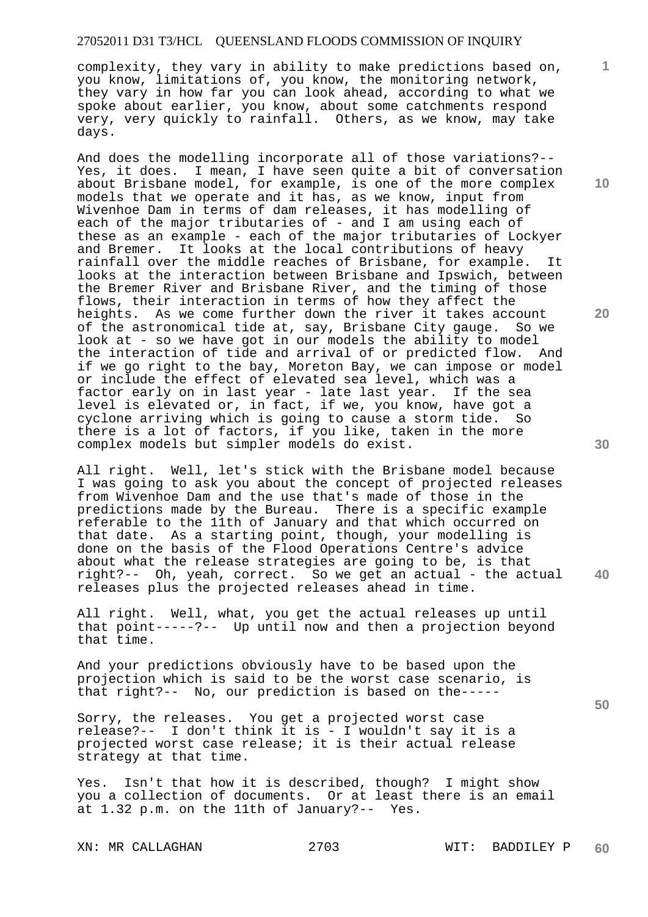complexity, they vary in ability to make predictions based on, you know, limitations of, you know, the monitoring network, they vary in how far you can look ahead, according to what we spoke about earlier, you know, about some catchments respond very, very quickly to rainfall. Others, as we know, may take days.

And does the modelling incorporate all of those variations?-- Yes, it does. I mean, I have seen quite a bit of conversation about Brisbane model, for example, is one of the more complex models that we operate and it has, as we know, input from Wivenhoe Dam in terms of dam releases, it has modelling of each of the major tributaries of - and I am using each of these as an example - each of the major tributaries of Lockyer and Bremer. It looks at the local contributions of heavy rainfall over the middle reaches of Brisbane, for example. It looks at the interaction between Brisbane and Ipswich, between the Bremer River and Brisbane River, and the timing of those flows, their interaction in terms of how they affect the heights. As we come further down the river it takes account of the astronomical tide at, say, Brisbane City gauge. So we look at - so we have got in our models the ability to model the interaction of tide and arrival of or predicted flow. And if we go right to the bay, Moreton Bay, we can impose or model or include the effect of elevated sea level, which was a factor early on in last year - late last year. If the sea level is elevated or, in fact, if we, you know, have got a cyclone arriving which is going to cause a storm tide. So there is a lot of factors, if you like, taken in the more complex models but simpler models do exist.

All right. Well, let's stick with the Brisbane model because I was going to ask you about the concept of projected releases from Wivenhoe Dam and the use that's made of those in the predictions made by the Bureau. There is a specific example referable to the 11th of January and that which occurred on that date. As a starting point, though, your modelling is done on the basis of the Flood Operations Centre's advice about what the release strategies are going to be, is that right?-- Oh, yeah, correct. So we get an actual - the actual releases plus the projected releases ahead in time.

All right. Well, what, you get the actual releases up until that point-----?-- Up until now and then a projection beyond that time.

And your predictions obviously have to be based upon the projection which is said to be the worst case scenario, is that right?-- No, our prediction is based on the-----

Sorry, the releases. You get a projected worst case release?-- I don't think it is - I wouldn't say it is a projected worst case release; it is their actual release strategy at that time.

Yes. Isn't that how it is described, though? I might show you a collection of documents. Or at least there is an email at 1.32 p.m. on the 11th of January?-- Yes.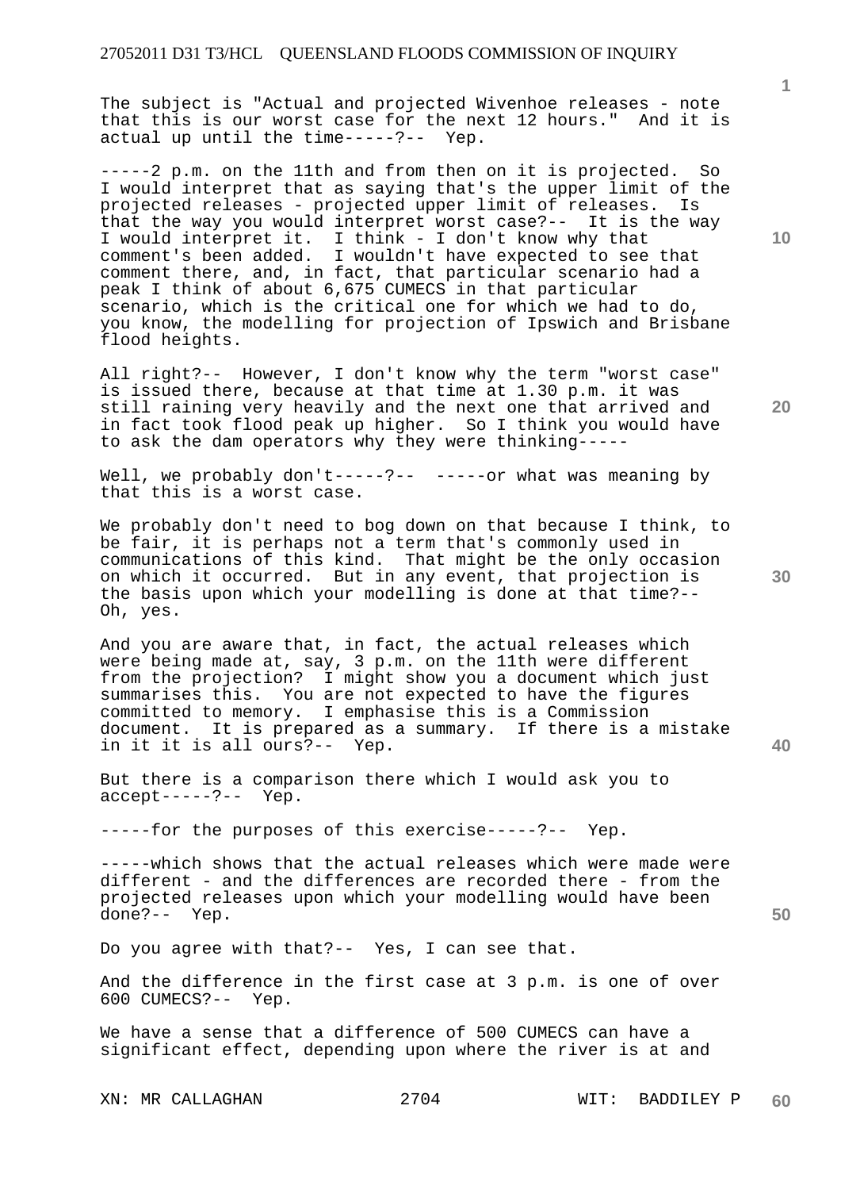The subject is "Actual and projected Wivenhoe releases - note that this is our worst case for the next 12 hours." And it is actual up until the time-----?-- Yep.

-----2 p.m. on the 11th and from then on it is projected. So I would interpret that as saying that's the upper limit of the projected releases - projected upper limit of releases. Is that the way you would interpret worst case?-- It is the way I would interpret it. I think - I don't know why that comment's been added. I wouldn't have expected to see that comment there, and, in fact, that particular scenario had a peak I think of about 6,675 CUMECS in that particular scenario, which is the critical one for which we had to do, you know, the modelling for projection of Ipswich and Brisbane flood heights.

All right?-- However, I don't know why the term "worst case" is issued there, because at that time at 1.30 p.m. it was still raining very heavily and the next one that arrived and in fact took flood peak up higher. So I think you would have to ask the dam operators why they were thinking-----

Well, we probably don't-----?-- -----or what was meaning by that this is a worst case.

We probably don't need to bog down on that because I think, to be fair, it is perhaps not a term that's commonly used in communications of this kind. That might be the only occasion on which it occurred. But in any event, that projection is the basis upon which your modelling is done at that time?-- Oh, yes.

And you are aware that, in fact, the actual releases which were being made at, say, 3 p.m. on the 11th were different from the projection? I might show you a document which just summarises this. You are not expected to have the figures committed to memory. I emphasise this is a Commission document. It is prepared as a summary. If there is a mistake in it it is all ours?-- Yep.

But there is a comparison there which I would ask you to accept-----?-- Yep.

-----for the purposes of this exercise-----?-- Yep.

-----which shows that the actual releases which were made were different - and the differences are recorded there - from the projected releases upon which your modelling would have been done?-- Yep.

Do you agree with that?-- Yes, I can see that.

And the difference in the first case at 3 p.m. is one of over 600 CUMECS?-- Yep.

We have a sense that a difference of 500 CUMECS can have a significant effect, depending upon where the river is at and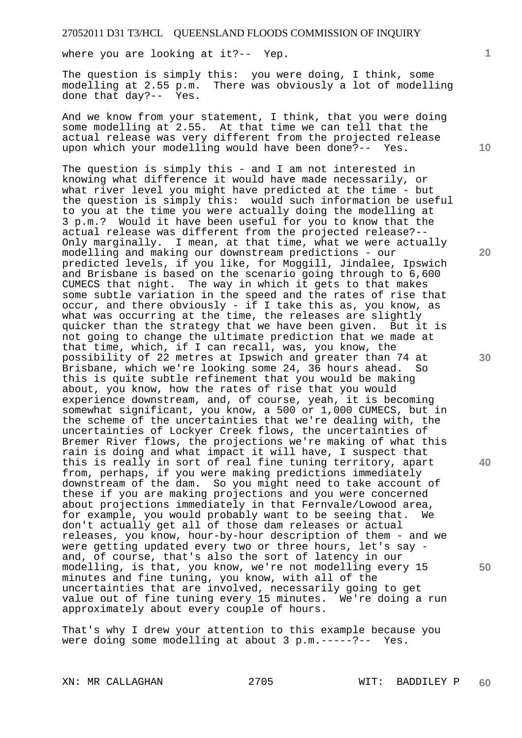where you are looking at it?-- Yep.

The question is simply this: you were doing, I think, some modelling at 2.55 p.m. There was obviously a lot of modelling done that day?-- Yes.

And we know from your statement, I think, that you were doing some modelling at 2.55. At that time we can tell that the actual release was very different from the projected release upon which your modelling would have been done?-- Yes.

The question is simply this - and I am not interested in knowing what difference it would have made necessarily, or what river level you might have predicted at the time - but the question is simply this: would such information be useful to you at the time you were actually doing the modelling at 3 p.m.? Would it have been useful for you to know that the actual release was different from the projected release?-- Only marginally. I mean, at that time, what we were actually modelling and making our downstream predictions - our predicted levels, if you like, for Moggill, Jindalee, Ipswich and Brisbane is based on the scenario going through to 6,600 CUMECS that night. The way in which it gets to that makes some subtle variation in the speed and the rates of rise that occur, and there obviously - if I take this as, you know, as what was occurring at the time, the releases are slightly quicker than the strategy that we have been given. But it is not going to change the ultimate prediction that we made at that time, which, if I can recall, was, you know, the possibility of 22 metres at Ipswich and greater than 74 at Brisbane, which we're looking some 24, 36 hours ahead. So this is quite subtle refinement that you would be making about, you know, how the rates of rise that you would experience downstream, and, of course, yeah, it is becoming somewhat significant, you know, a 500 or 1,000 CUMECS, but in the scheme of the uncertainties that we're dealing with, the uncertainties of Lockyer Creek flows, the uncertainties of Bremer River flows, the projections we're making of what this rain is doing and what impact it will have, I suspect that this is really in sort of real fine tuning territory, apart from, perhaps, if you were making predictions immediately downstream of the dam. So you might need to take account of these if you are making projections and you were concerned about projections immediately in that Fernvale/Lowood area, for example, you would probably want to be seeing that. We don't actually get all of those dam releases or actual releases, you know, hour-by-hour description of them - and we were getting updated every two or three hours, let's say - and, of course, that's also the sort of latency in our modelling, is that, you know, we're not modelling every 15 minutes and fine tuning, you know, with all of the uncertainties that are involved, necessarily going to get value out of fine tuning every 15 minutes. We're doing a run approximately about every couple of hours.

That's why I drew your attention to this example because you were doing some modelling at about 3 p.m.-----?-- Yes.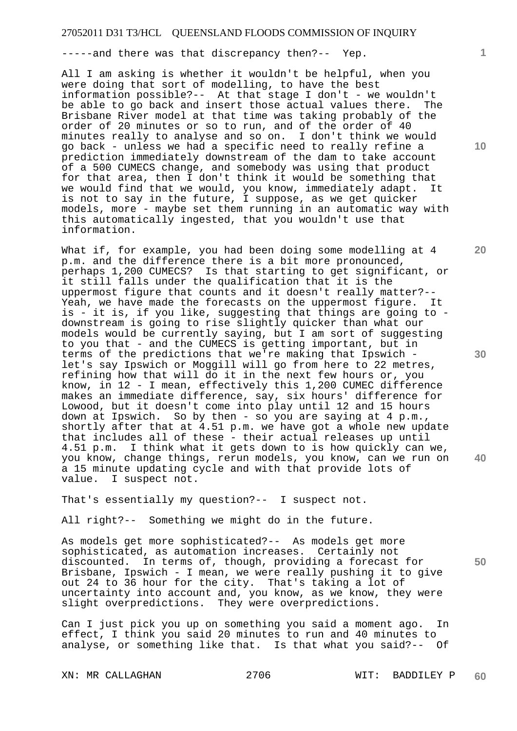-----and there was that discrepancy then?-- Yep.

All I am asking is whether it wouldn't be helpful, when you were doing that sort of modelling, to have the best information possible?-- At that stage I don't - we wouldn't be able to go back and insert those actual values there. The Brisbane River model at that time was taking probably of the order of 20 minutes or so to run, and of the order of 40 minutes really to analyse and so on. I don't think we would go back - unless we had a specific need to really refine a prediction immediately downstream of the dam to take account of a 500 CUMECS change, and somebody was using that product for that area, then I don't think it would be something that we would find that we would, you know, immediately adapt. It is not to say in the future, I suppose, as we get quicker models, more - maybe set them running in an automatic way with this automatically ingested, that you wouldn't use that information.

What if, for example, you had been doing some modelling at 4 p.m. and the difference there is a bit more pronounced, perhaps 1,200 CUMECS? Is that starting to get significant, or it still falls under the qualification that it is the uppermost figure that counts and it doesn't really matter?-- Yeah, we have made the forecasts on the uppermost figure. It is - it is, if you like, suggesting that things are going to - downstream is going to rise slightly quicker than what our models would be currently saying, but I am sort of suggesting to you that - and the CUMECS is getting important, but in terms of the predictions that we're making that Ipswich - let's say Ipswich or Moggill will go from here to 22 metres, refining how that will do it in the next few hours or, you know, in 12 - I mean, effectively this 1,200 CUMEC difference makes an immediate difference, say, six hours' difference for Lowood, but it doesn't come into play until 12 and 15 hours down at Ipswich. So by then - so you are saying at 4 p.m., shortly after that at 4.51 p.m. we have got a whole new update that includes all of these - their actual releases up until 4.51 p.m. I think what it gets down to is how quickly can we, you know, change things, rerun models, you know, can we run on a 15 minute updating cycle and with that provide lots of value. I suspect not.

That's essentially my question?-- I suspect not.

All right?-- Something we might do in the future.

As models get more sophisticated?-- As models get more sophisticated, as automation increases. Certainly not discounted. In terms of, though, providing a forecast for Brisbane, Ipswich - I mean, we were really pushing it to give out 24 to 36 hour for the city. That's taking a lot of uncertainty into account and, you know, as we know, they were slight overpredictions. They were overpredictions.

Can I just pick you up on something you said a moment ago. In effect, I think you said 20 minutes to run and 40 minutes to analyse, or something like that. Is that what you said?-- Of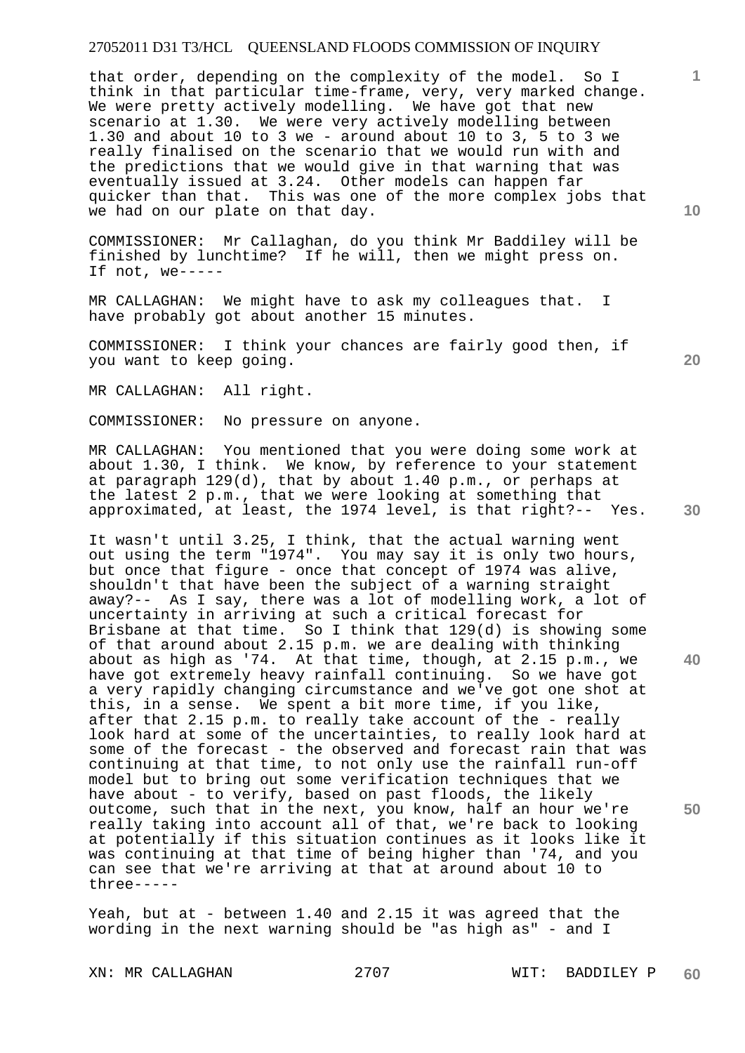that order, depending on the complexity of the model. So I think in that particular time-frame, very, very marked change. We were pretty actively modelling. We have got that new scenario at 1.30. We were very actively modelling between 1.30 and about 10 to 3 we - around about 10 to 3, 5 to 3 we really finalised on the scenario that we would run with and the predictions that we would give in that warning that was eventually issued at 3.24. Other models can happen far quicker than that. This was one of the more complex jobs that we had on our plate on that day.

COMMISSIONER: Mr Callaghan, do you think Mr Baddiley will be finished by lunchtime? If he will, then we might press on. If not, we-----

MR CALLAGHAN: We might have to ask my colleagues that. I have probably got about another 15 minutes.

COMMISSIONER: I think your chances are fairly good then, if you want to keep going.

MR CALLAGHAN: All right.

COMMISSIONER: No pressure on anyone.

MR CALLAGHAN: You mentioned that you were doing some work at about 1.30, I think. We know, by reference to your statement at paragraph 129(d), that by about 1.40 p.m., or perhaps at the latest 2 p.m., that we were looking at something that approximated, at least, the 1974 level, is that right?-- Yes.

It wasn't until 3.25, I think, that the actual warning went out using the term "1974". You may say it is only two hours, but once that figure - once that concept of 1974 was alive, shouldn't that have been the subject of a warning straight away?-- As I say, there was a lot of modelling work, a lot of uncertainty in arriving at such a critical forecast for Brisbane at that time. So I think that 129(d) is showing some of that around about 2.15 p.m. we are dealing with thinking about as high as '74. At that time, though, at 2.15 p.m., we have got extremely heavy rainfall continuing. So we have got a very rapidly changing circumstance and we've got one shot at this, in a sense. We spent a bit more time, if you like, after that 2.15 p.m. to really take account of the - really look hard at some of the uncertainties, to really look hard at some of the forecast - the observed and forecast rain that was continuing at that time, to not only use the rainfall run-off model but to bring out some verification techniques that we have about - to verify, based on past floods, the likely outcome, such that in the next, you know, half an hour we're really taking into account all of that, we're back to looking at potentially if this situation continues as it looks like it was continuing at that time of being higher than '74, and you can see that we're arriving at that at around about 10 to three-----

Yeah, but at - between 1.40 and 2.15 it was agreed that the wording in the next warning should be "as high as" - and I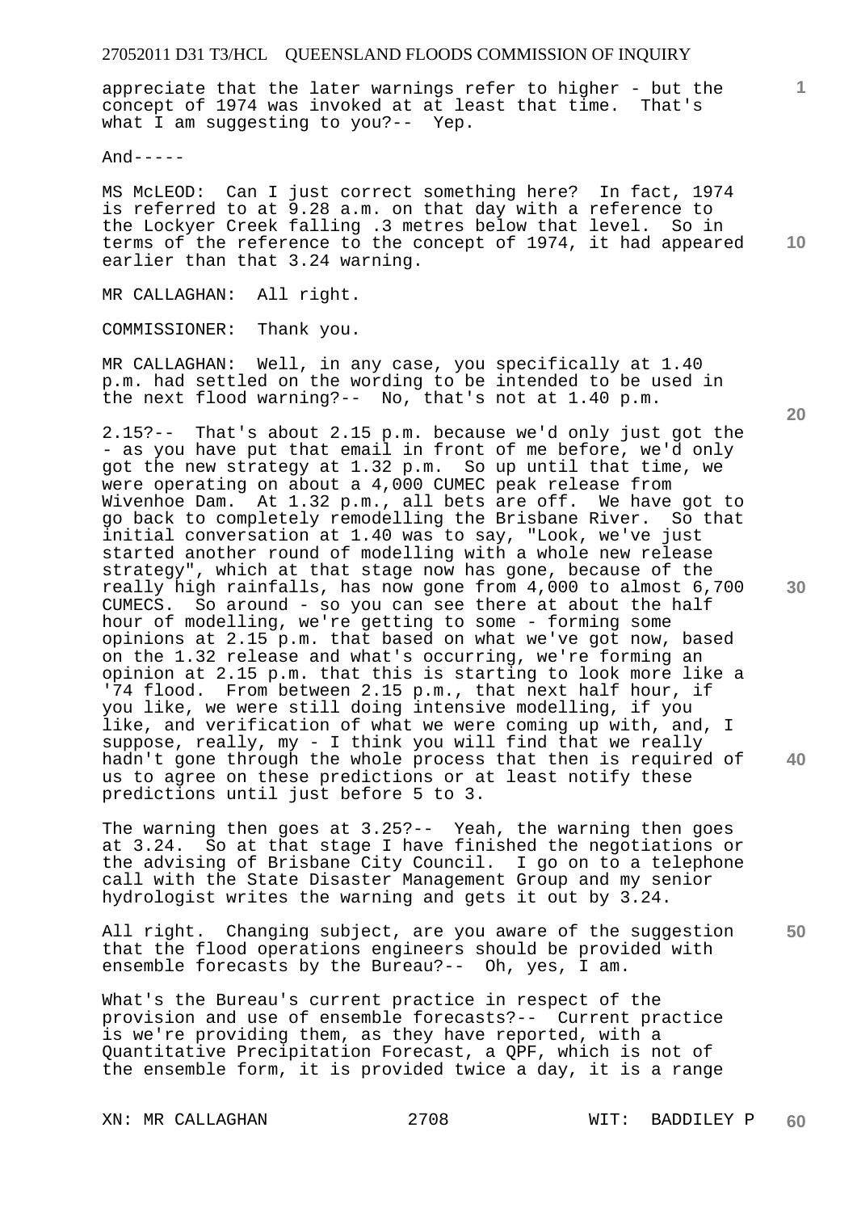appreciate that the later warnings refer to higher - but the concept of 1974 was invoked at at least that time. That's what I am suggesting to you?-- Yep.

And-----

MS McLEOD: Can I just correct something here? In fact, 1974 is referred to at 9.28 a.m. on that day with a reference to the Lockyer Creek falling .3 metres below that level. So in terms of the reference to the concept of 1974, it had appeared earlier than that 3.24 warning.

MR CALLAGHAN: All right.

COMMISSIONER: Thank you.

MR CALLAGHAN: Well, in any case, you specifically at 1.40 p.m. had settled on the wording to be intended to be used in the next flood warning?-- No, that's not at 1.40 p.m.

2.15?-- That's about 2.15 p.m. because we'd only just got the - as you have put that email in front of me before, we'd only got the new strategy at 1.32 p.m. So up until that time, we were operating on about a 4,000 CUMEC peak release from Wivenhoe Dam. At 1.32 p.m., all bets are off. We have got to go back to completely remodelling the Brisbane River. So that initial conversation at 1.40 was to say, "Look, we've just started another round of modelling with a whole new release strategy", which at that stage now has gone, because of the really high rainfalls, has now gone from 4,000 to almost 6,700 CUMECS. So around - so you can see there at about the half hour of modelling, we're getting to some - forming some opinions at 2.15 p.m. that based on what we've got now, based on the 1.32 release and what's occurring, we're forming an opinion at 2.15 p.m. that this is starting to look more like a '74 flood. From between 2.15 p.m., that next half hour, if you like, we were still doing intensive modelling, if you like, and verification of what we were coming up with, and, I suppose, really, my - I think you will find that we really hadn't gone through the whole process that then is required of us to agree on these predictions or at least notify these predictions until just before 5 to 3.

The warning then goes at 3.25?-- Yeah, the warning then goes at 3.24. So at that stage I have finished the negotiations or the advising of Brisbane City Council. I go on to a telephone call with the State Disaster Management Group and my senior hydrologist writes the warning and gets it out by 3.24.

All right. Changing subject, are you aware of the suggestion that the flood operations engineers should be provided with ensemble forecasts by the Bureau?-- Oh, yes, I am.

What's the Bureau's current practice in respect of the provision and use of ensemble forecasts?-- Current practice is we're providing them, as they have reported, with a Quantitative Precipitation Forecast, a QPF, which is not of the ensemble form, it is provided twice a day, it is a range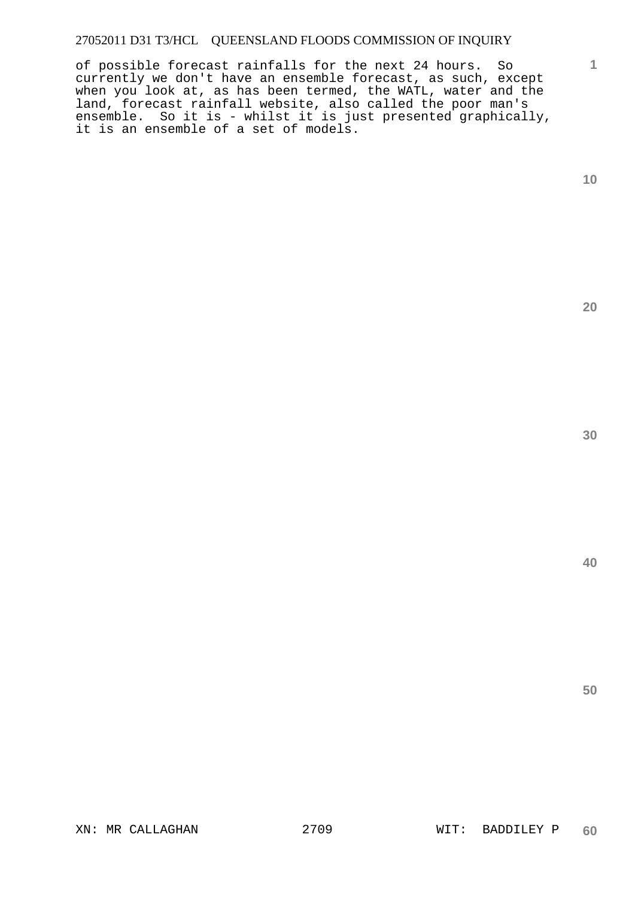of possible forecast rainfalls for the next 24 hours. So currently we don't have an ensemble forecast, as such, except when you look at, as has been termed, the WATL, water and the land, forecast rainfall website, also called the poor man's ensemble. So it is - whilst it is just presented graphically, it is an ensemble of a set of models.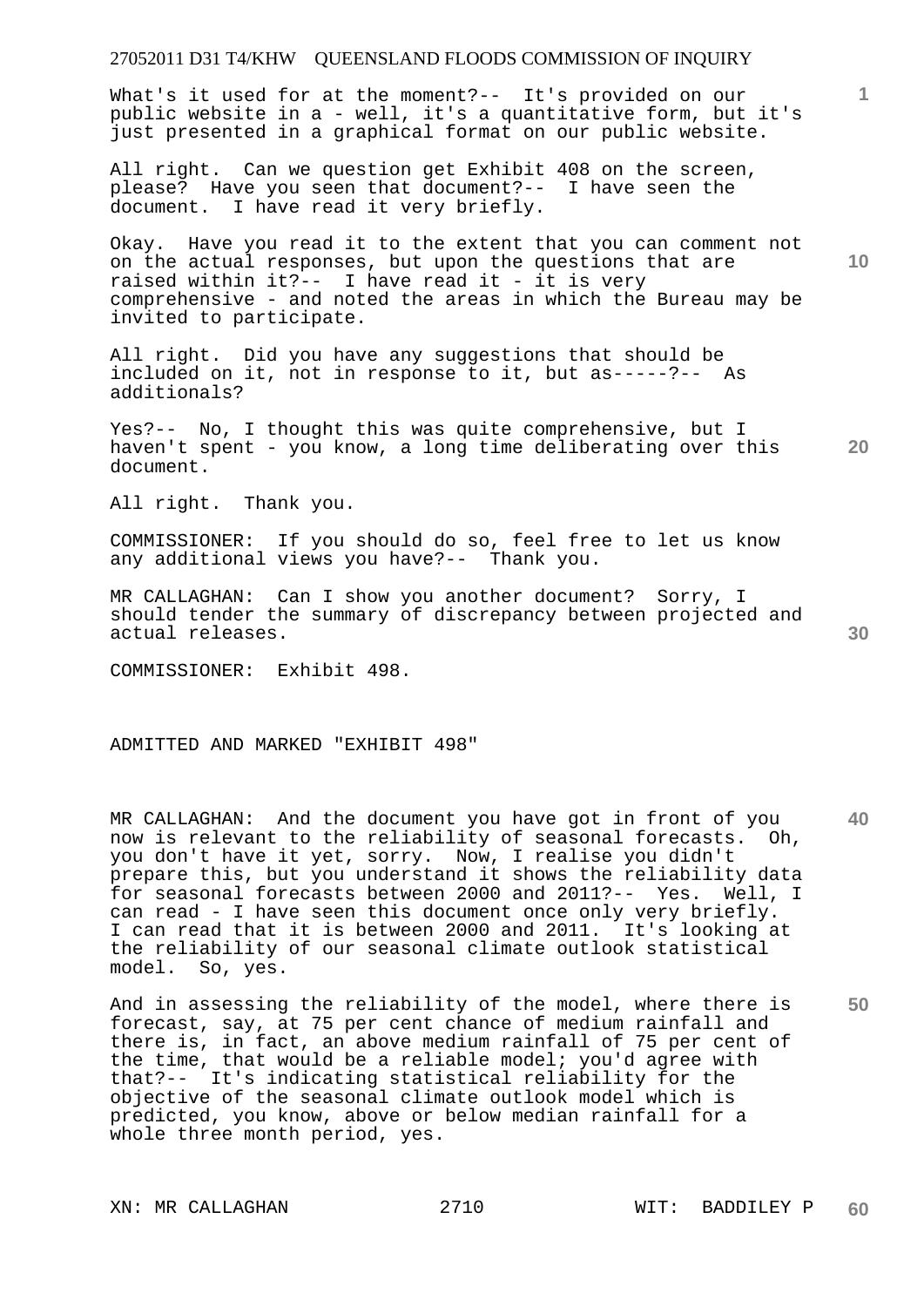What's it used for at the moment?-- It's provided on our public website in a - well, it's a quantitative form, but it's just presented in a graphical format on our public website.

All right. Can we question get Exhibit 408 on the screen, please? Have you seen that document?-- I have seen the document. I have read it very briefly.

Okay. Have you read it to the extent that you can comment not on the actual responses, but upon the questions that are raised within it?-- I have read it - it is very comprehensive - and noted the areas in which the Bureau may be invited to participate.

All right. Did you have any suggestions that should be included on it, not in response to it, but as-----?-- As additionals?

Yes?-- No, I thought this was quite comprehensive, but I haven't spent - you know, a long time deliberating over this document.

All right. Thank you.

COMMISSIONER: If you should do so, feel free to let us know any additional views you have?-- Thank you.

MR CALLAGHAN: Can I show you another document? Sorry, I should tender the summary of discrepancy between projected and actual releases.

COMMISSIONER: Exhibit 498.

ADMITTED AND MARKED "EXHIBIT 498"

MR CALLAGHAN: And the document you have got in front of you now is relevant to the reliability of seasonal forecasts. Oh, you don't have it yet, sorry. Now, I realise you didn't prepare this, but you understand it shows the reliability data for seasonal forecasts between 2000 and 2011?-- Yes. Well, I can read - I have seen this document once only very briefly. I can read that it is between 2000 and 2011. It's looking at the reliability of our seasonal climate outlook statistical model. So, yes.

And in assessing the reliability of the model, where there is forecast, say, at 75 per cent chance of medium rainfall and there is, in fact, an above medium rainfall of 75 per cent of the time, that would be a reliable model; you'd agree with that?-- It's indicating statistical reliability for the objective of the seasonal climate outlook model which is predicted, you know, above or below median rainfall for a whole three month period, yes.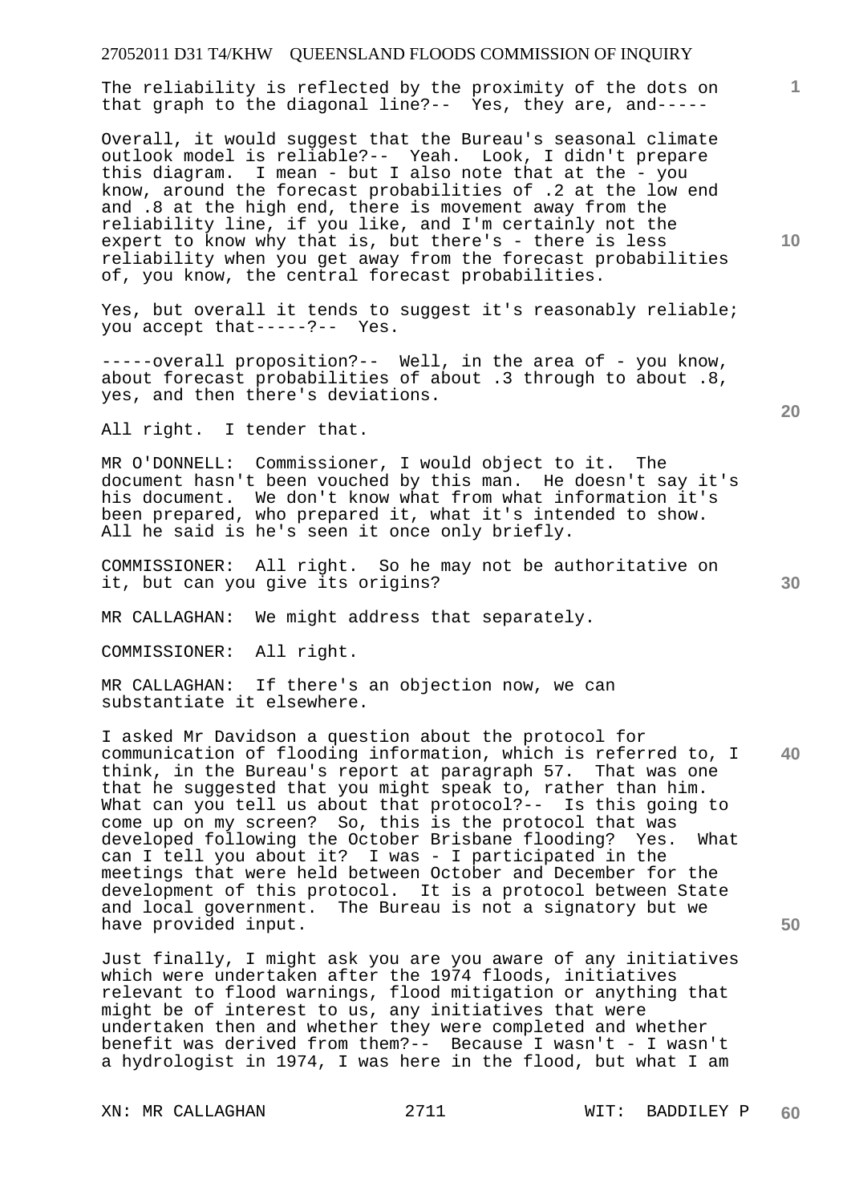The reliability is reflected by the proximity of the dots on that graph to the diagonal line?-- Yes, they are, and-----

Overall, it would suggest that the Bureau's seasonal climate outlook model is reliable?-- Yeah. Look, I didn't prepare this diagram. I mean - but I also note that at the - you know, around the forecast probabilities of .2 at the low end and .8 at the high end, there is movement away from the reliability line, if you like, and I'm certainly not the expert to know why that is, but there's - there is less reliability when you get away from the forecast probabilities of, you know, the central forecast probabilities.

Yes, but overall it tends to suggest it's reasonably reliable; you accept that-----?-- Yes.

-----overall proposition?-- Well, in the area of - you know, about forecast probabilities of about .3 through to about .8, yes, and then there's deviations.

All right. I tender that.

MR O'DONNELL: Commissioner, I would object to it. The document hasn't been vouched by this man. He doesn't say it's his document. We don't know what from what information it's been prepared, who prepared it, what it's intended to show. All he said is he's seen it once only briefly.

COMMISSIONER: All right. So he may not be authoritative on it, but can you give its origins?

MR CALLAGHAN: We might address that separately.

COMMISSIONER: All right.

MR CALLAGHAN: If there's an objection now, we can substantiate it elsewhere.

I asked Mr Davidson a question about the protocol for communication of flooding information, which is referred to, I think, in the Bureau's report at paragraph 57. That was one that he suggested that you might speak to, rather than him. What can you tell us about that protocol?-- Is this going to come up on my screen? So, this is the protocol that was developed following the October Brisbane flooding? Yes. What can I tell you about it? I was - I participated in the meetings that were held between October and December for the development of this protocol. It is a protocol between State and local government. The Bureau is not a signatory but we have provided input.

Just finally, I might ask you are you aware of any initiatives which were undertaken after the 1974 floods, initiatives relevant to flood warnings, flood mitigation or anything that might be of interest to us, any initiatives that were undertaken then and whether they were completed and whether benefit was derived from them?-- Because I wasn't - I wasn't a hydrologist in 1974, I was here in the flood, but what I am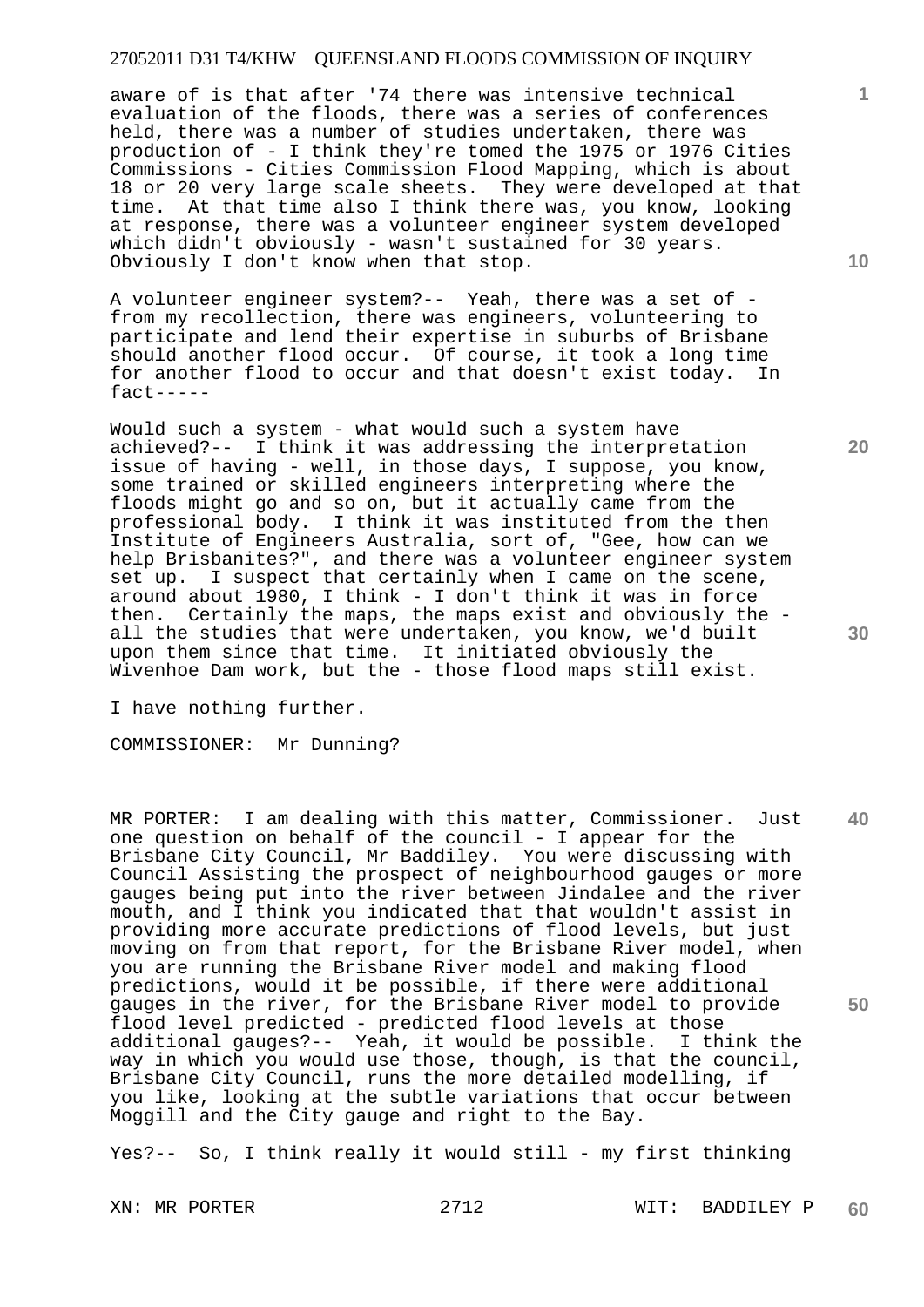aware of is that after '74 there was intensive technical evaluation of the floods, there was a series of conferences held, there was a number of studies undertaken, there was production of - I think they're tomed the 1975 or 1976 Cities Commissions - Cities Commission Flood Mapping, which is about 18 or 20 very large scale sheets. They were developed at that time. At that time also I think there was, you know, looking at response, there was a volunteer engineer system developed which didn't obviously - wasn't sustained for 30 years. Obviously I don't know when that stop.

A volunteer engineer system?-- Yeah, there was a set of - from my recollection, there was engineers, volunteering to participate and lend their expertise in suburbs of Brisbane should another flood occur. Of course, it took a long time for another flood to occur and that doesn't exist today. In fact-----

Would such a system - what would such a system have achieved?-- I think it was addressing the interpretation issue of having - well, in those days, I suppose, you know, some trained or skilled engineers interpreting where the floods might go and so on, but it actually came from the professional body. I think it was instituted from the then Institute of Engineers Australia, sort of, "Gee, how can we help Brisbanites?", and there was a volunteer engineer system set up. I suspect that certainly when I came on the scene, around about 1980, I think - I don't think it was in force then. Certainly the maps, the maps exist and obviously the - all the studies that were undertaken, you know, we'd built upon them since that time. It initiated obviously the Wivenhoe Dam work, but the - those flood maps still exist.

I have nothing further.

COMMISSIONER: Mr Dunning?

MR PORTER: I am dealing with this matter, Commissioner. Just one question on behalf of the council - I appear for the Brisbane City Council, Mr Baddiley. You were discussing with Council Assisting the prospect of neighbourhood gauges or more gauges being put into the river between Jindalee and the river mouth, and I think you indicated that that wouldn't assist in providing more accurate predictions of flood levels, but just moving on from that report, for the Brisbane River model, when you are running the Brisbane River model and making flood predictions, would it be possible, if there were additional gauges in the river, for the Brisbane River model to provide flood level predicted - predicted flood levels at those additional gauges?-- Yeah, it would be possible. I think the way in which you would use those, though, is that the council, Brisbane City Council, runs the more detailed modelling, if you like, looking at the subtle variations that occur between Moggill and the City gauge and right to the Bay.

Yes?-- So, I think really it would still - my first thinking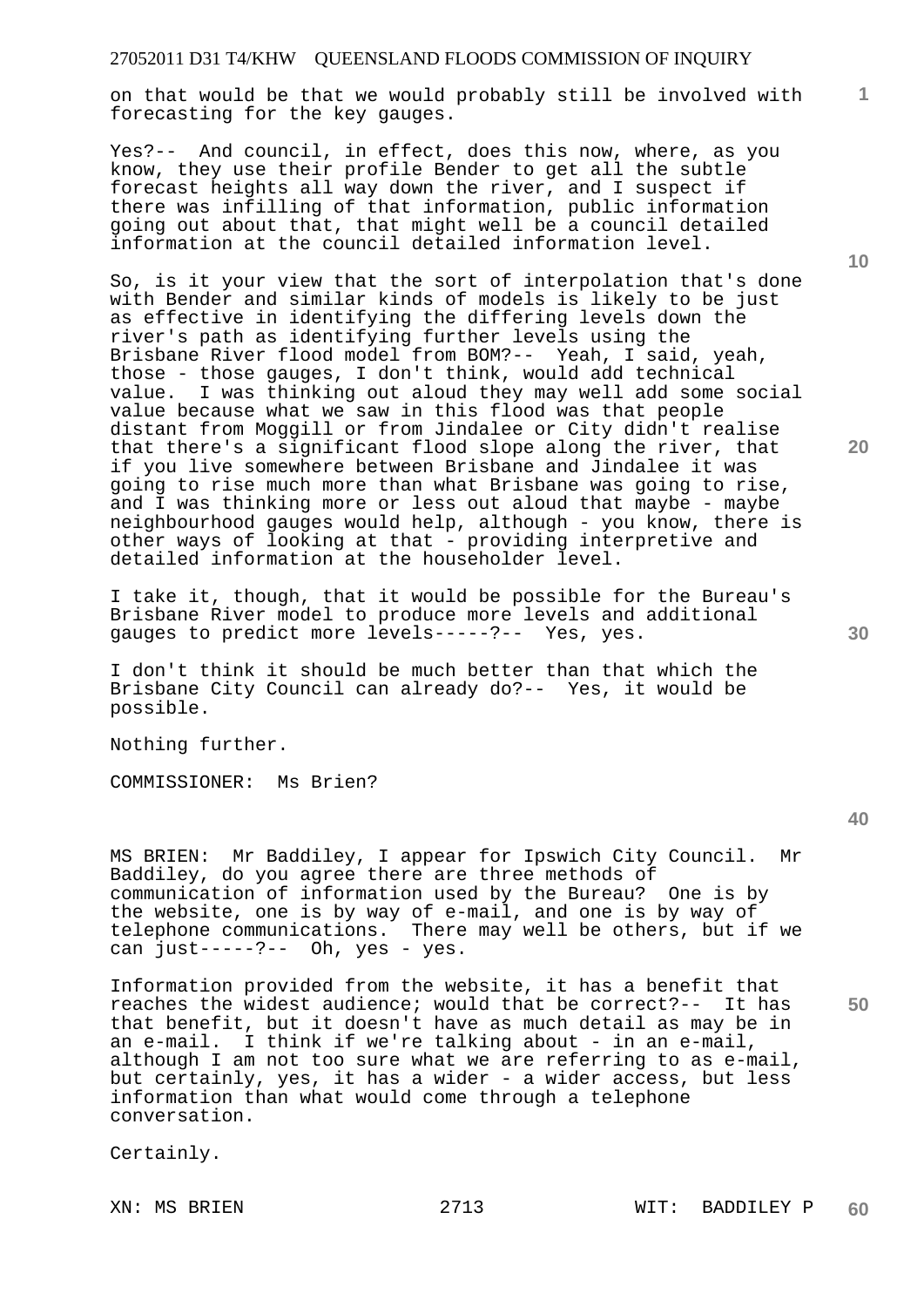on that would be that we would probably still be involved with forecasting for the key gauges.

Yes?-- And council, in effect, does this now, where, as you know, they use their profile Bender to get all the subtle forecast heights all way down the river, and I suspect if there was infilling of that information, public information going out about that, that might well be a council detailed information at the council detailed information level.

So, is it your view that the sort of interpolation that's done with Bender and similar kinds of models is likely to be just as effective in identifying the differing levels down the river's path as identifying further levels using the Brisbane River flood model from BOM?-- Yeah, I said, yeah, those - those gauges, I don't think, would add technical value. I was thinking out aloud they may well add some social value because what we saw in this flood was that people distant from Moggill or from Jindalee or City didn't realise that there's a significant flood slope along the river, that if you live somewhere between Brisbane and Jindalee it was going to rise much more than what Brisbane was going to rise, and I was thinking more or less out aloud that maybe - maybe neighbourhood gauges would help, although - you know, there is other ways of looking at that - providing interpretive and detailed information at the householder level.

I take it, though, that it would be possible for the Bureau's Brisbane River model to produce more levels and additional gauges to predict more levels-----?-- Yes, yes.

I don't think it should be much better than that which the Brisbane City Council can already do?-- Yes, it would be possible.

Nothing further.

COMMISSIONER: Ms Brien?

MS BRIEN: Mr Baddiley, I appear for Ipswich City Council. Mr Baddiley, do you agree there are three methods of communication of information used by the Bureau? One is by the website, one is by way of e-mail, and one is by way of telephone communications. There may well be others, but if we can just-----?-- Oh, yes - yes.

Information provided from the website, it has a benefit that reaches the widest audience; would that be correct?-- It has that benefit, but it doesn't have as much detail as may be in an e-mail. I think if we're talking about - in an e-mail, although I am not too sure what we are referring to as e-mail, but certainly, yes, it has a wider - a wider access, but less information than what would come through a telephone conversation.

Certainly.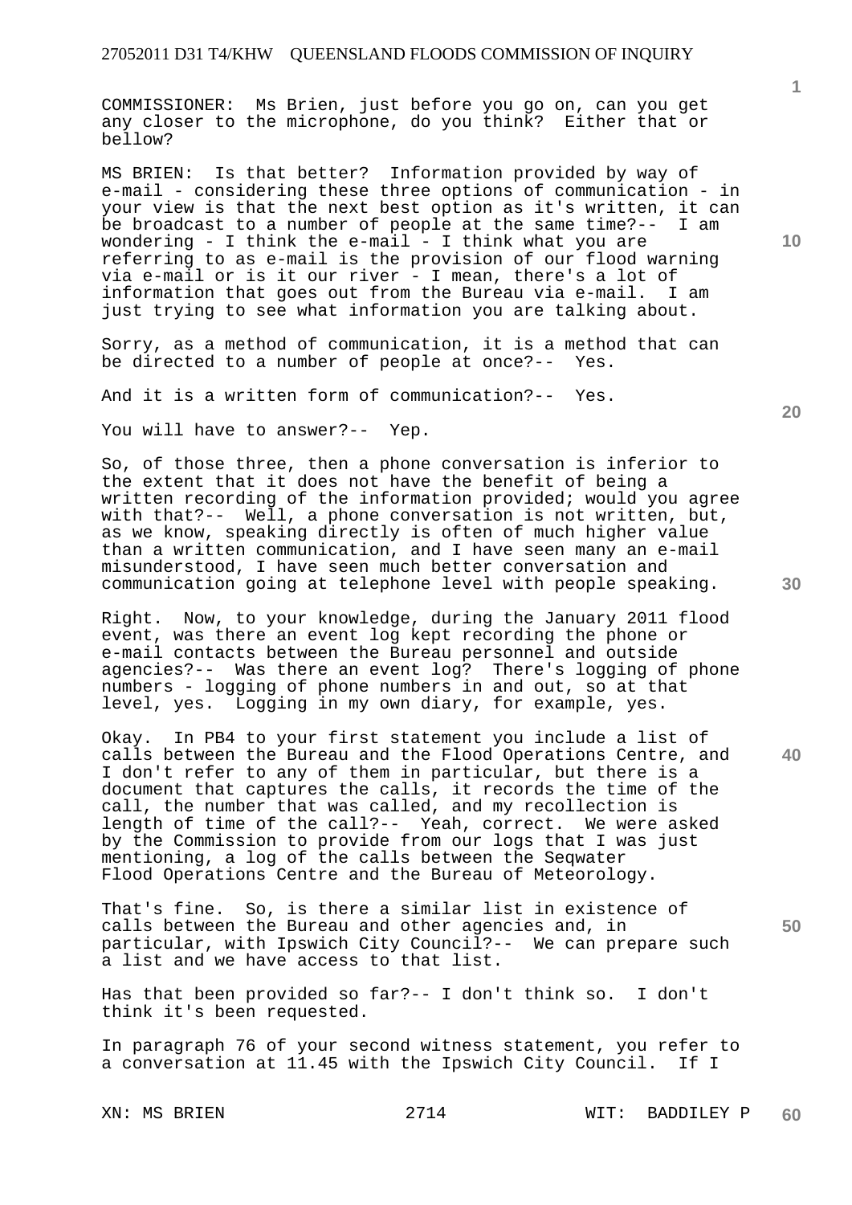COMMISSIONER: Ms Brien, just before you go on, can you get any closer to the microphone, do you think? Either that or bellow?

MS BRIEN: Is that better? Information provided by way of e-mail - considering these three options of communication - in your view is that the next best option as it's written, it can be broadcast to a number of people at the same time?-- I am wondering - I think the e-mail - I think what you are referring to as e-mail is the provision of our flood warning via e-mail or is it our river - I mean, there's a lot of information that goes out from the Bureau via e-mail. I am just trying to see what information you are talking about.

Sorry, as a method of communication, it is a method that can be directed to a number of people at once?-- Yes.

And it is a written form of communication?-- Yes.

You will have to answer?-- Yep.

So, of those three, then a phone conversation is inferior to the extent that it does not have the benefit of being a written recording of the information provided; would you agree with that?-- Well, a phone conversation is not written, but, as we know, speaking directly is often of much higher value than a written communication, and I have seen many an e-mail misunderstood, I have seen much better conversation and communication going at telephone level with people speaking.

Right. Now, to your knowledge, during the January 2011 flood event, was there an event log kept recording the phone or e-mail contacts between the Bureau personnel and outside agencies?-- Was there an event log? There's logging of phone numbers - logging of phone numbers in and out, so at that level, yes. Logging in my own diary, for example, yes.

Okay. In PB4 to your first statement you include a list of calls between the Bureau and the Flood Operations Centre, and I don't refer to any of them in particular, but there is a document that captures the calls, it records the time of the call, the number that was called, and my recollection is length of time of the call?-- Yeah, correct. We were asked by the Commission to provide from our logs that I was just mentioning, a log of the calls between the Seqwater Flood Operations Centre and the Bureau of Meteorology.

That's fine. So, is there a similar list in existence of calls between the Bureau and other agencies and, in particular, with Ipswich City Council?-- We can prepare such a list and we have access to that list.

Has that been provided so far?-- I don't think so. I don't think it's been requested.

In paragraph 76 of your second witness statement, you refer to a conversation at 11.45 with the Ipswich City Council. If I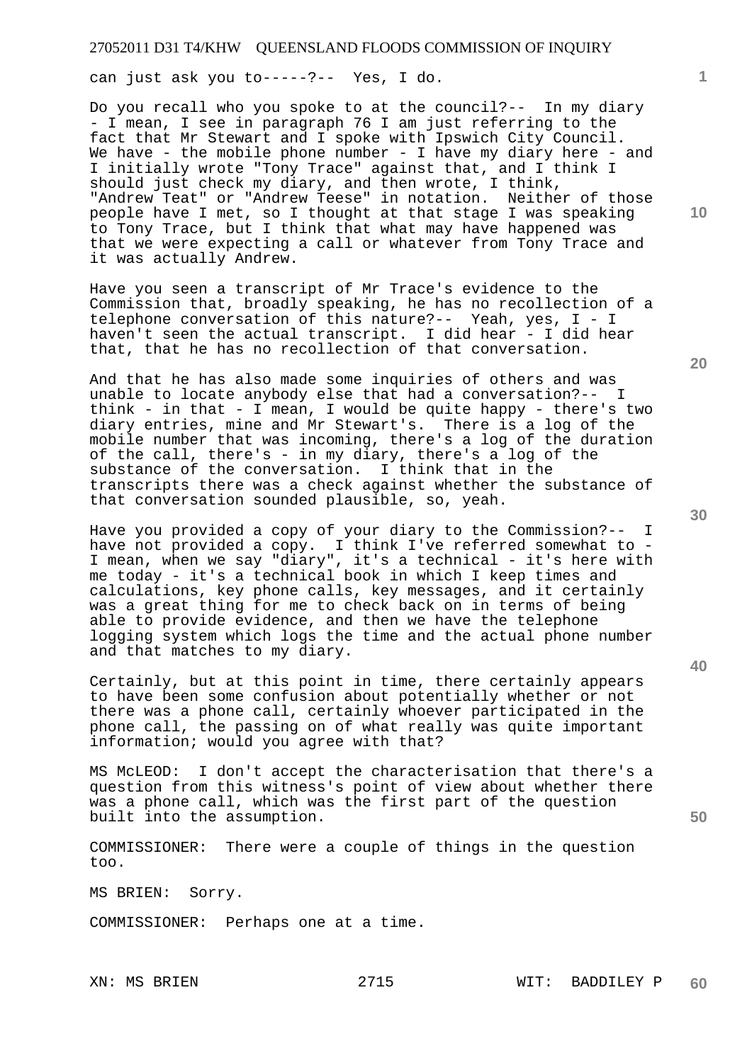can just ask you to-----?-- Yes, I do.

Do you recall who you spoke to at the council?-- In my diary - I mean, I see in paragraph 76 I am just referring to the fact that Mr Stewart and I spoke with Ipswich City Council. We have - the mobile phone number - I have my diary here - and I initially wrote "Tony Trace" against that, and I think I should just check my diary, and then wrote, I think, "Andrew Teat" or "Andrew Teese" in notation. Neither of those people have I met, so I thought at that stage I was speaking to Tony Trace, but I think that what may have happened was that we were expecting a call or whatever from Tony Trace and it was actually Andrew.

Have you seen a transcript of Mr Trace's evidence to the Commission that, broadly speaking, he has no recollection of a telephone conversation of this nature?-- Yeah, yes, I - I haven't seen the actual transcript. I did hear - I did hear that, that he has no recollection of that conversation.

And that he has also made some inquiries of others and was unable to locate anybody else that had a conversation?-- I think - in that - I mean, I would be quite happy - there's two diary entries, mine and Mr Stewart's. There is a log of the mobile number that was incoming, there's a log of the duration of the call, there's - in my diary, there's a log of the substance of the conversation. I think that in the transcripts there was a check against whether the substance of that conversation sounded plausible, so, yeah.

Have you provided a copy of your diary to the Commission?-- I have not provided a copy. I think I've referred somewhat to - I mean, when we say "diary", it's a technical - it's here with me today - it's a technical book in which I keep times and calculations, key phone calls, key messages, and it certainly was a great thing for me to check back on in terms of being able to provide evidence, and then we have the telephone logging system which logs the time and the actual phone number and that matches to my diary.

Certainly, but at this point in time, there certainly appears to have been some confusion about potentially whether or not there was a phone call, certainly whoever participated in the phone call, the passing on of what really was quite important information; would you agree with that?

MS McLEOD: I don't accept the characterisation that there's a question from this witness's point of view about whether there was a phone call, which was the first part of the question built into the assumption.

COMMISSIONER: There were a couple of things in the question too.

MS BRIEN: Sorry.

COMMISSIONER: Perhaps one at a time.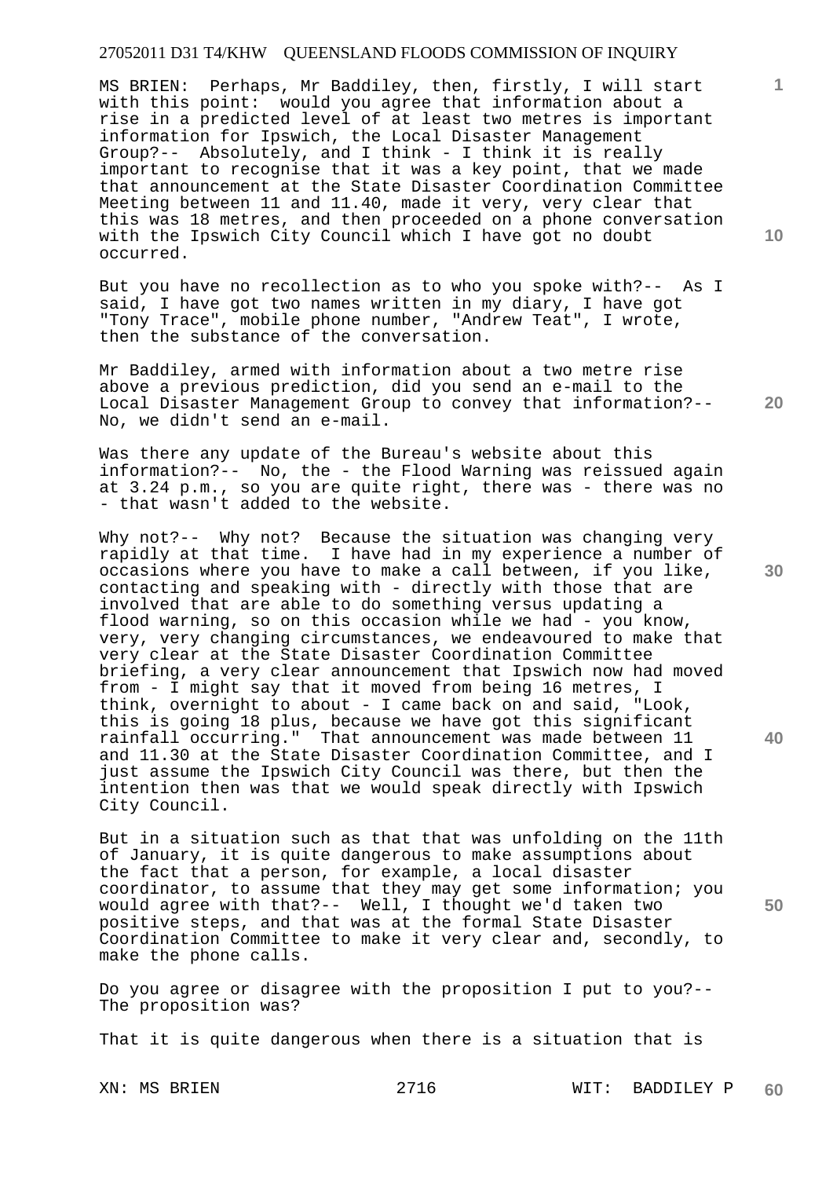MS BRIEN: Perhaps, Mr Baddiley, then, firstly, I will start with this point: would you agree that information about a rise in a predicted level of at least two metres is important information for Ipswich, the Local Disaster Management Group?-- Absolutely, and I think - I think it is really important to recognise that it was a key point, that we made that announcement at the State Disaster Coordination Committee Meeting between 11 and 11.40, made it very, very clear that this was 18 metres, and then proceeded on a phone conversation with the Ipswich City Council which I have got no doubt occurred.

But you have no recollection as to who you spoke with?-- As I said, I have got two names written in my diary, I have got "Tony Trace", mobile phone number, "Andrew Teat", I wrote, then the substance of the conversation.

Mr Baddiley, armed with information about a two metre rise above a previous prediction, did you send an e-mail to the Local Disaster Management Group to convey that information?-- No, we didn't send an e-mail.

Was there any update of the Bureau's website about this information?-- No, the - the Flood Warning was reissued again at 3.24 p.m., so you are quite right, there was - there was no - that wasn't added to the website.

Why not?-- Why not? Because the situation was changing very rapidly at that time. I have had in my experience a number of occasions where you have to make a call between, if you like, contacting and speaking with - directly with those that are involved that are able to do something versus updating a flood warning, so on this occasion while we had - you know, very, very changing circumstances, we endeavoured to make that very clear at the State Disaster Coordination Committee briefing, a very clear announcement that Ipswich now had moved from - I might say that it moved from being 16 metres, I think, overnight to about - I came back on and said, "Look, this is going 18 plus, because we have got this significant rainfall occurring." That announcement was made between 11 and 11.30 at the State Disaster Coordination Committee, and I just assume the Ipswich City Council was there, but then the intention then was that we would speak directly with Ipswich City Council.

But in a situation such as that that was unfolding on the 11th of January, it is quite dangerous to make assumptions about the fact that a person, for example, a local disaster coordinator, to assume that they may get some information; you would agree with that?-- Well, I thought we'd taken two positive steps, and that was at the formal State Disaster Coordination Committee to make it very clear and, secondly, to make the phone calls.

Do you agree or disagree with the proposition I put to you?-- The proposition was?

That it is quite dangerous when there is a situation that is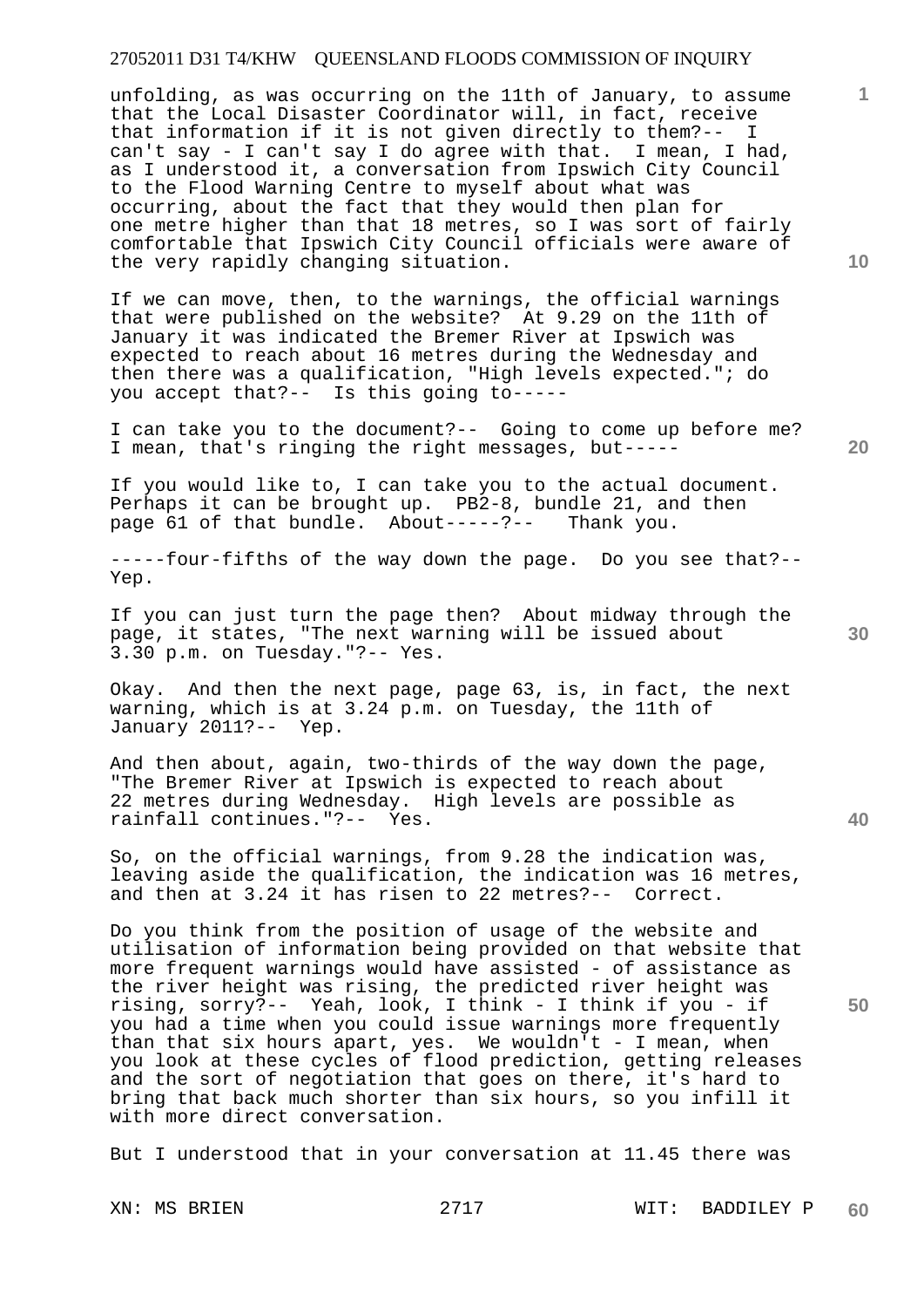unfolding, as was occurring on the 11th of January, to assume that the Local Disaster Coordinator will, in fact, receive that information if it is not given directly to them?-- I can't say - I can't say I do agree with that. I mean, I had, as I understood it, a conversation from Ipswich City Council to the Flood Warning Centre to myself about what was occurring, about the fact that they would then plan for one metre higher than that 18 metres, so I was sort of fairly comfortable that Ipswich City Council officials were aware of the very rapidly changing situation.

If we can move, then, to the warnings, the official warnings that were published on the website? At 9.29 on the 11th of January it was indicated the Bremer River at Ipswich was expected to reach about 16 metres during the Wednesday and then there was a qualification, "High levels expected."; do you accept that?-- Is this going to-----

I can take you to the document?-- Going to come up before me? I mean, that's ringing the right messages, but-----

If you would like to, I can take you to the actual document. Perhaps it can be brought up. PB2-8, bundle 21, and then page 61 of that bundle. About-----?-- Thank you.

-----four-fifths of the way down the page. Do you see that?-- Yep.

If you can just turn the page then? About midway through the page, it states, "The next warning will be issued about 3.30 p.m. on Tuesday."?-- Yes.

Okay. And then the next page, page 63, is, in fact, the next warning, which is at 3.24 p.m. on Tuesday, the 11th of January 2011?-- Yep.

And then about, again, two-thirds of the way down the page, "The Bremer River at Ipswich is expected to reach about 22 metres during Wednesday. High levels are possible as rainfall continues."?-- Yes.

So, on the official warnings, from 9.28 the indication was, leaving aside the qualification, the indication was 16 metres, and then at 3.24 it has risen to 22 metres?-- Correct.

Do you think from the position of usage of the website and utilisation of information being provided on that website that more frequent warnings would have assisted - of assistance as the river height was rising, the predicted river height was rising, sorry?-- Yeah, look, I think - I think if you - if you had a time when you could issue warnings more frequently than that six hours apart, yes. We wouldn't - I mean, when you look at these cycles of flood prediction, getting releases and the sort of negotiation that goes on there, it's hard to bring that back much shorter than six hours, so you infill it with more direct conversation.

But I understood that in your conversation at 11.45 there was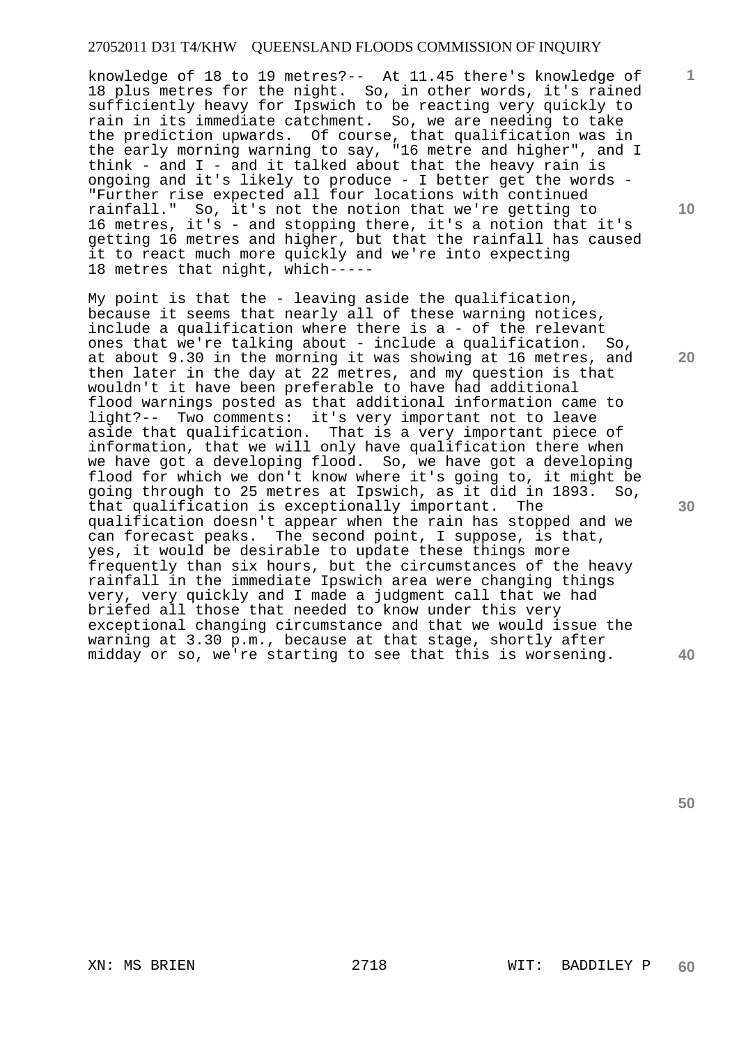knowledge of 18 to 19 metres?-- At 11.45 there's knowledge of 18 plus metres for the night. So, in other words, it's rained sufficiently heavy for Ipswich to be reacting very quickly to rain in its immediate catchment. So, we are needing to take the prediction upwards. Of course, that qualification was in the early morning warning to say, "16 metre and higher", and I think - and I - and it talked about that the heavy rain is ongoing and it's likely to produce - I better get the words - "Further rise expected all four locations with continued rainfall." So, it's not the notion that we're getting to 16 metres, it's - and stopping there, it's a notion that it's getting 16 metres and higher, but that the rainfall has caused it to react much more quickly and we're into expecting 18 metres that night, which-----

My point is that the - leaving aside the qualification, because it seems that nearly all of these warning notices, include a qualification where there is a - of the relevant ones that we're talking about - include a qualification. So, at about 9.30 in the morning it was showing at 16 metres, and then later in the day at 22 metres, and my question is that wouldn't it have been preferable to have had additional flood warnings posted as that additional information came to light?-- Two comments: it's very important not to leave aside that qualification. That is a very important piece of information, that we will only have qualification there when we have got a developing flood. So, we have got a developing flood for which we don't know where it's going to, it might be going through to 25 metres at Ipswich, as it did in 1893. So, that qualification is exceptionally important. The qualification doesn't appear when the rain has stopped and we can forecast peaks. The second point, I suppose, is that, yes, it would be desirable to update these things more frequently than six hours, but the circumstances of the heavy rainfall in the immediate Ipswich area were changing things very, very quickly and I made a judgment call that we had briefed all those that needed to know under this very exceptional changing circumstance and that we would issue the warning at 3.30 p.m., because at that stage, shortly after midday or so, we're starting to see that this is worsening.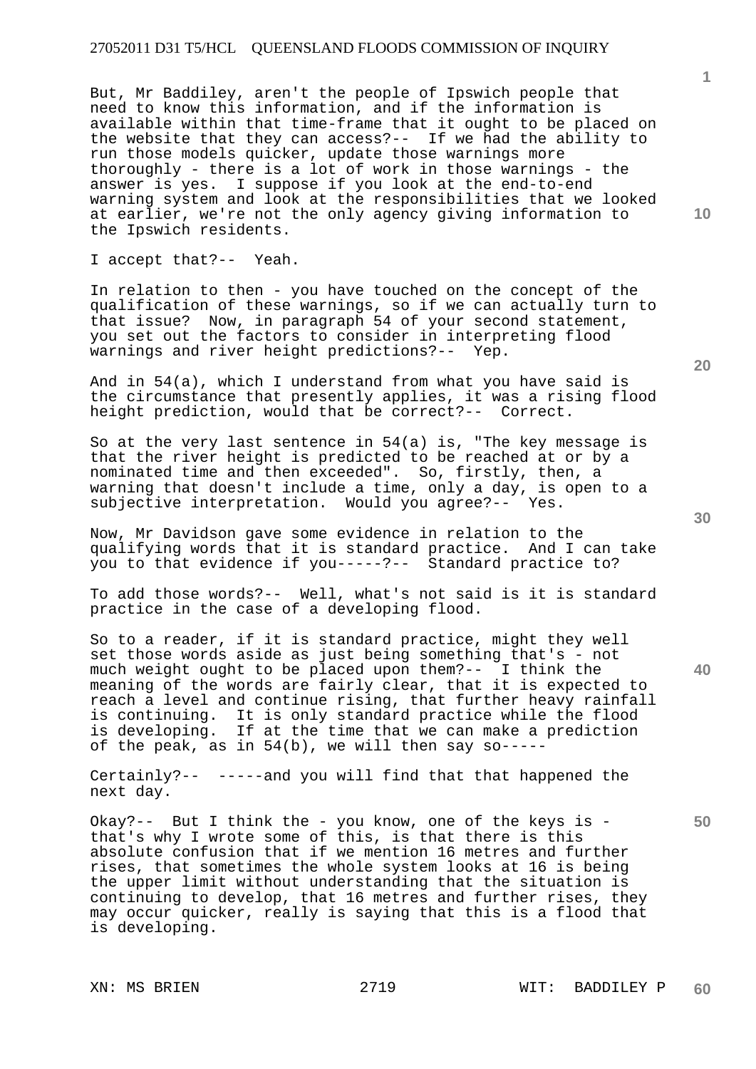But, Mr Baddiley, aren't the people of Ipswich people that need to know this information, and if the information is available within that time-frame that it ought to be placed on the website that they can access?-- If we had the ability to run those models quicker, update those warnings more thoroughly - there is a lot of work in those warnings - the answer is yes. I suppose if you look at the end-to-end warning system and look at the responsibilities that we looked at earlier, we're not the only agency giving information to the Ipswich residents.

I accept that?-- Yeah.

In relation to then - you have touched on the concept of the qualification of these warnings, so if we can actually turn to that issue? Now, in paragraph 54 of your second statement, you set out the factors to consider in interpreting flood warnings and river height predictions?-- Yep.

And in 54(a), which I understand from what you have said is the circumstance that presently applies, it was a rising flood height prediction, would that be correct?-- Correct.

So at the very last sentence in 54(a) is, "The key message is that the river height is predicted to be reached at or by a nominated time and then exceeded". So, firstly, then, a warning that doesn't include a time, only a day, is open to a subjective interpretation. Would you agree?-- Yes.

Now, Mr Davidson gave some evidence in relation to the qualifying words that it is standard practice. And I can take you to that evidence if you-----?-- Standard practice to?

To add those words?-- Well, what's not said is it is standard practice in the case of a developing flood.

So to a reader, if it is standard practice, might they well set those words aside as just being something that's - not much weight ought to be placed upon them?-- I think the meaning of the words are fairly clear, that it is expected to reach a level and continue rising, that further heavy rainfall is continuing. It is only standard practice while the flood is developing. If at the time that we can make a prediction of the peak, as in 54(b), we will then say so-----

Certainly?-- -----and you will find that that happened the next day.

Okay?-- But I think the - you know, one of the keys is - that's why I wrote some of this, is that there is this absolute confusion that if we mention 16 metres and further rises, that sometimes the whole system looks at 16 is being the upper limit without understanding that the situation is continuing to develop, that 16 metres and further rises, they may occur quicker, really is saying that this is a flood that is developing.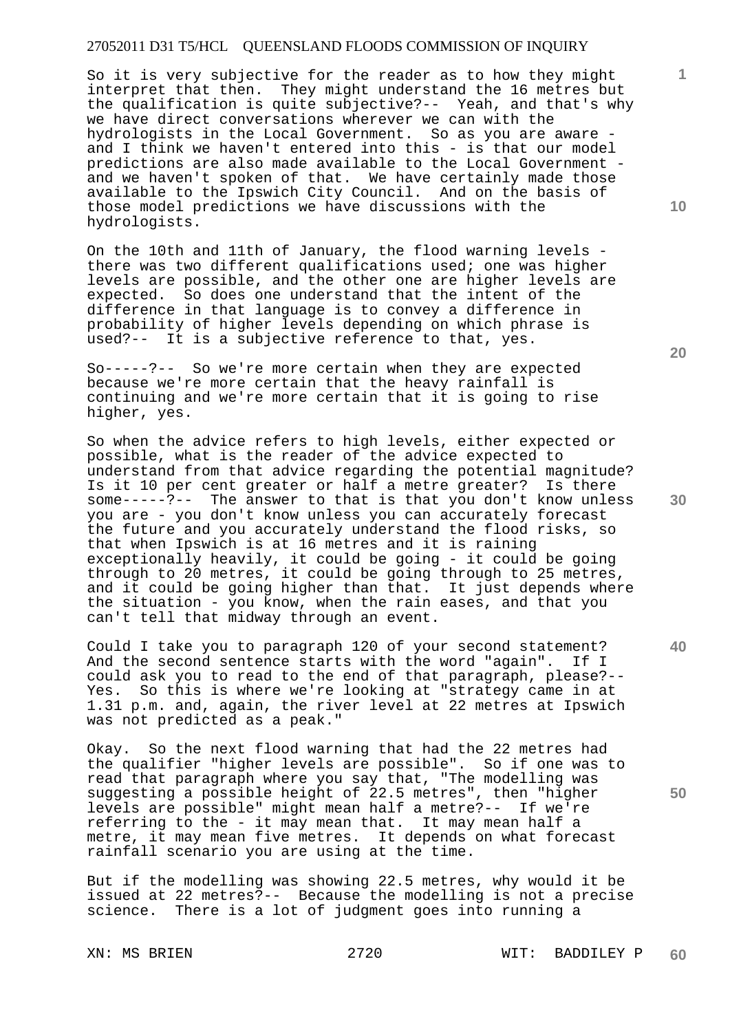So it is very subjective for the reader as to how they might interpret that then. They might understand the 16 metres but the qualification is quite subjective?-- Yeah, and that's why we have direct conversations wherever we can with the hydrologists in the Local Government. So as you are aware - and I think we haven't entered into this - is that our model predictions are also made available to the Local Government - and we haven't spoken of that. We have certainly made those available to the Ipswich City Council. And on the basis of those model predictions we have discussions with the hydrologists.

On the 10th and 11th of January, the flood warning levels - there was two different qualifications used; one was higher levels are possible, and the other one are higher levels are expected. So does one understand that the intent of the difference in that language is to convey a difference in probability of higher levels depending on which phrase is used?-- It is a subjective reference to that, yes.

So-----?-- So we're more certain when they are expected because we're more certain that the heavy rainfall is continuing and we're more certain that it is going to rise higher, yes.

So when the advice refers to high levels, either expected or possible, what is the reader of the advice expected to understand from that advice regarding the potential magnitude? Is it 10 per cent greater or half a metre greater? Is there some-----?-- The answer to that is that you don't know unless you are - you don't know unless you can accurately forecast the future and you accurately understand the flood risks, so that when Ipswich is at 16 metres and it is raining exceptionally heavily, it could be going - it could be going through to 20 metres, it could be going through to 25 metres, and it could be going higher than that. It just depends where the situation - you know, when the rain eases, and that you can't tell that midway through an event.

Could I take you to paragraph 120 of your second statement? And the second sentence starts with the word "again". If I could ask you to read to the end of that paragraph, please?-- Yes. So this is where we're looking at "strategy came in at 1.31 p.m. and, again, the river level at 22 metres at Ipswich was not predicted as a peak."

Okay. So the next flood warning that had the 22 metres had the qualifier "higher levels are possible". So if one was to read that paragraph where you say that, "The modelling was suggesting a possible height of 22.5 metres", then "higher levels are possible" might mean half a metre?-- If we're referring to the - it may mean that. It may mean half a metre, it may mean five metres. It depends on what forecast rainfall scenario you are using at the time.

But if the modelling was showing 22.5 metres, why would it be issued at 22 metres?-- Because the modelling is not a precise science. There is a lot of judgment goes into running a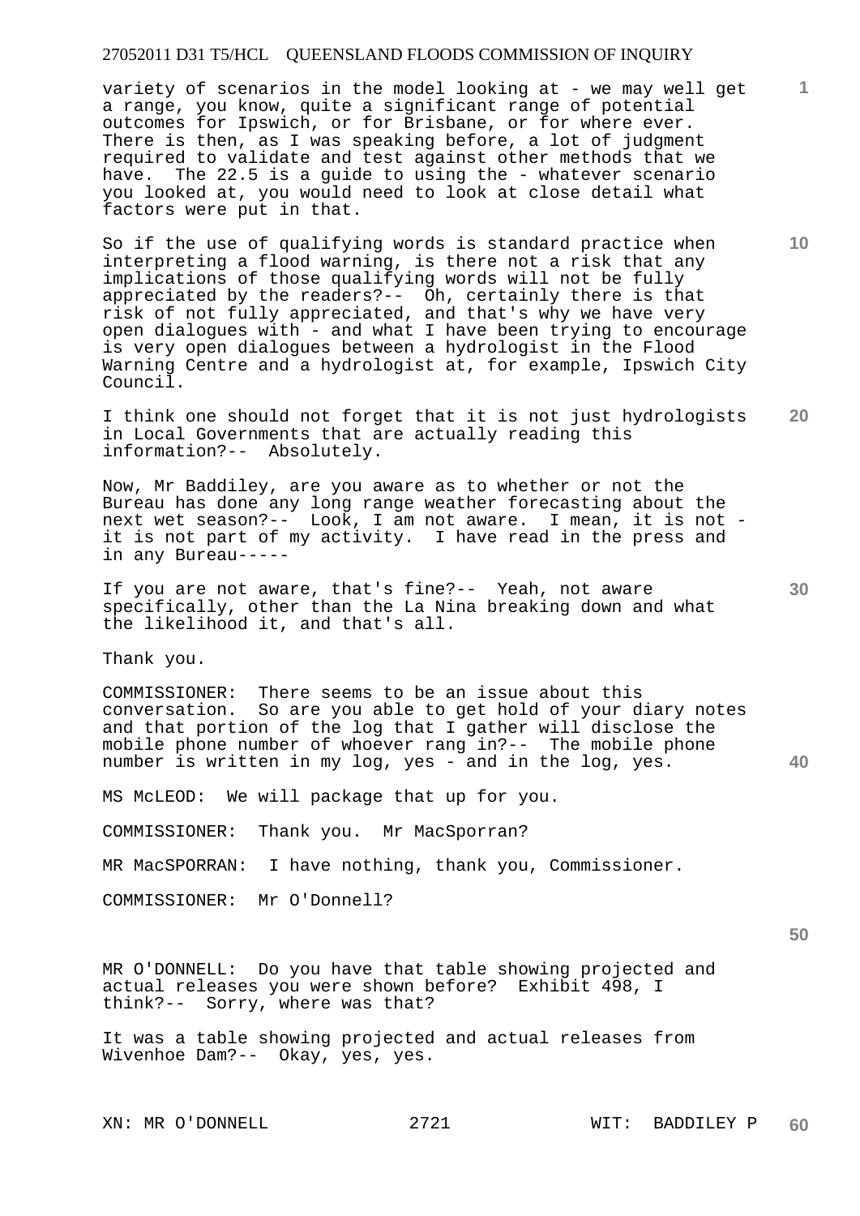variety of scenarios in the model looking at - we may well get a range, you know, quite a significant range of potential outcomes for Ipswich, or for Brisbane, or for where ever. There is then, as I was speaking before, a lot of judgment required to validate and test against other methods that we have. The 22.5 is a guide to using the - whatever scenario you looked at, you would need to look at close detail what factors were put in that.

So if the use of qualifying words is standard practice when interpreting a flood warning, is there not a risk that any implications of those qualifying words will not be fully appreciated by the readers?-- Oh, certainly there is that risk of not fully appreciated, and that's why we have very open dialogues with - and what I have been trying to encourage is very open dialogues between a hydrologist in the Flood Warning Centre and a hydrologist at, for example, Ipswich City Council.

I think one should not forget that it is not just hydrologists in Local Governments that are actually reading this information?-- Absolutely.

Now, Mr Baddiley, are you aware as to whether or not the Bureau has done any long range weather forecasting about the next wet season?-- Look, I am not aware. I mean, it is not - it is not part of my activity. I have read in the press and in any Bureau-----

If you are not aware, that's fine?-- Yeah, not aware specifically, other than the La Nina breaking down and what the likelihood it, and that's all.

Thank you.

COMMISSIONER: There seems to be an issue about this conversation. So are you able to get hold of your diary notes and that portion of the log that I gather will disclose the mobile phone number of whoever rang in?-- The mobile phone number is written in my log, yes - and in the log, yes.

MS McLEOD: We will package that up for you.

COMMISSIONER: Thank you. Mr MacSporran?

MR MacSPORRAN: I have nothing, thank you, Commissioner.

COMMISSIONER: Mr O'Donnell?

MR O'DONNELL: Do you have that table showing projected and actual releases you were shown before? Exhibit 498, I think?-- Sorry, where was that?

It was a table showing projected and actual releases from Wivenhoe Dam?-- Okay, yes, yes.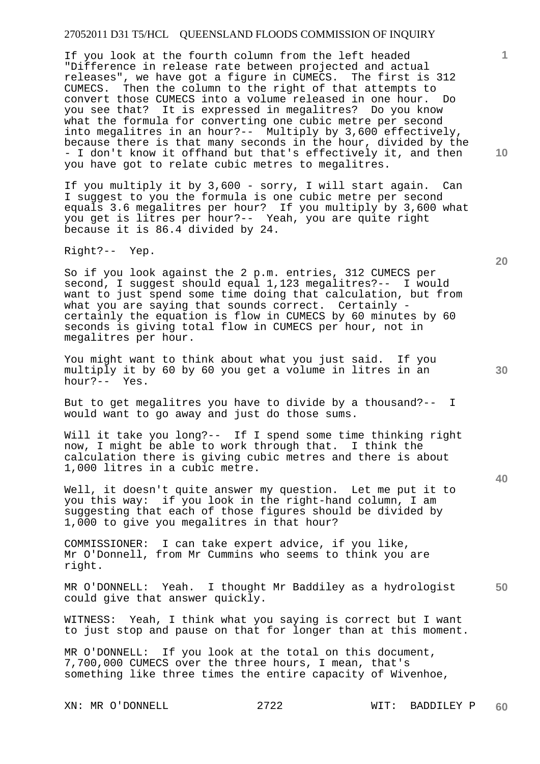If you look at the fourth column from the left headed "Difference in release rate between projected and actual releases", we have got a figure in CUMECS. The first is 312 CUMECS. Then the column to the right of that attempts to convert those CUMECS into a volume released in one hour. Do you see that? It is expressed in megalitres? Do you know what the formula for converting one cubic metre per second into megalitres in an hour?-- Multiply by 3,600 effectively, because there is that many seconds in the hour, divided by the - I don't know it offhand but that's effectively it, and then you have got to relate cubic metres to megalitres.

If you multiply it by 3,600 - sorry, I will start again. Can I suggest to you the formula is one cubic metre per second equals 3.6 megalitres per hour? If you multiply by 3,600 what you get is litres per hour?-- Yeah, you are quite right because it is 86.4 divided by 24.

Right?-- Yep.

So if you look against the 2 p.m. entries, 312 CUMECS per second, I suggest should equal 1,123 megalitres?-- I would want to just spend some time doing that calculation, but from what you are saying that sounds correct. Certainly - certainly the equation is flow in CUMECS by 60 minutes by 60 seconds is giving total flow in CUMECS per hour, not in megalitres per hour.

You might want to think about what you just said. If you multiply it by 60 by 60 you get a volume in litres in an hour?-- Yes.

But to get megalitres you have to divide by a thousand?-- I would want to go away and just do those sums.

Will it take you long?-- If I spend some time thinking right now, I might be able to work through that. I think the calculation there is giving cubic metres and there is about 1,000 litres in a cubic metre.

Well, it doesn't quite answer my question. Let me put it to you this way: if you look in the right-hand column, I am suggesting that each of those figures should be divided by 1,000 to give you megalitres in that hour?

COMMISSIONER: I can take expert advice, if you like, Mr O'Donnell, from Mr Cummins who seems to think you are right.

MR O'DONNELL: Yeah. I thought Mr Baddiley as a hydrologist could give that answer quickly.

WITNESS: Yeah, I think what you saying is correct but I want to just stop and pause on that for longer than at this moment.

MR O'DONNELL: If you look at the total on this document, 7,700,000 CUMECS over the three hours, I mean, that's something like three times the entire capacity of Wivenhoe,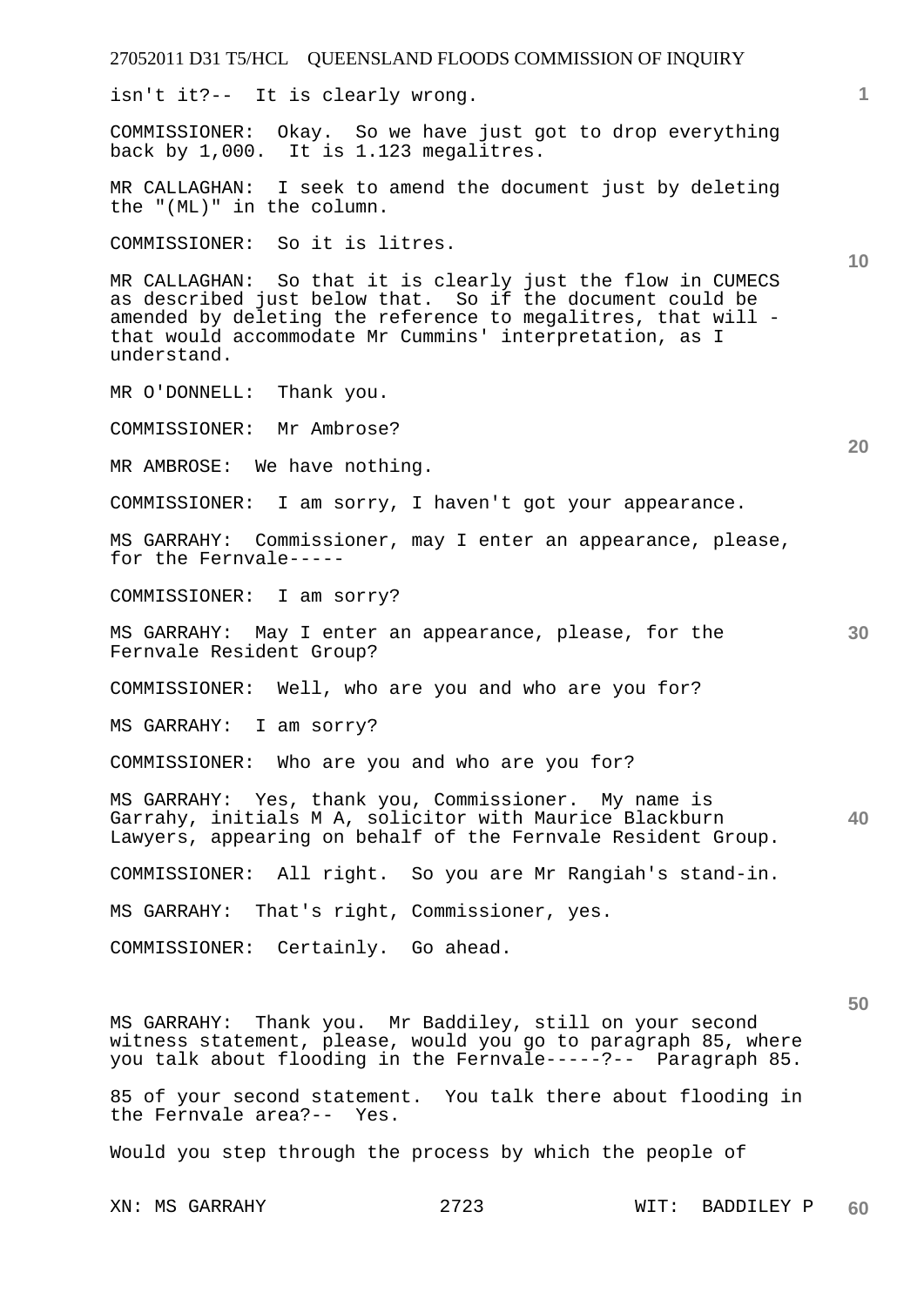isn't it?-- It is clearly wrong.

COMMISSIONER: Okay. So we have just got to drop everything back by 1,000. It is 1.123 megalitres.

MR CALLAGHAN: I seek to amend the document just by deleting the "(ML)" in the column.

COMMISSIONER: So it is litres.

MR CALLAGHAN: So that it is clearly just the flow in CUMECS as described just below that. So if the document could be amended by deleting the reference to megalitres, that will - that would accommodate Mr Cummins' interpretation, as I understand.

MR O'DONNELL: Thank you.

COMMISSIONER: Mr Ambrose?

MR AMBROSE: We have nothing.

COMMISSIONER: I am sorry, I haven't got your appearance.

MS GARRAHY: Commissioner, may I enter an appearance, please, for the Fernvale-----

COMMISSIONER: I am sorry?

MS GARRAHY: May I enter an appearance, please, for the Fernvale Resident Group?

COMMISSIONER: Well, who are you and who are you for?

MS GARRAHY: I am sorry?

COMMISSIONER: Who are you and who are you for?

MS GARRAHY: Yes, thank you, Commissioner. My name is Garrahy, initials M A, solicitor with Maurice Blackburn Lawyers, appearing on behalf of the Fernvale Resident Group.

COMMISSIONER: All right. So you are Mr Rangiah's stand-in.

MS GARRAHY: That's right, Commissioner, yes.

COMMISSIONER: Certainly. Go ahead.

MS GARRAHY: Thank you. Mr Baddiley, still on your second witness statement, please, would you go to paragraph 85, where you talk about flooding in the Fernvale-----?-- Paragraph 85.

85 of your second statement. You talk there about flooding in the Fernvale area?-- Yes.

Would you step through the process by which the people of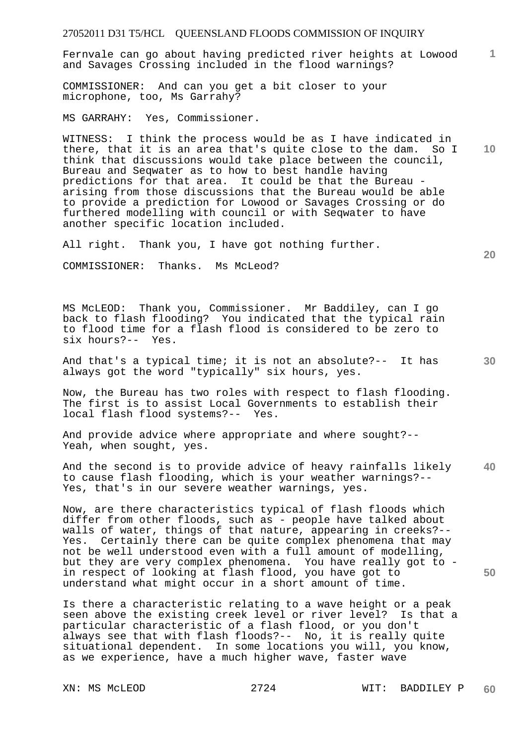Fernvale can go about having predicted river heights at Lowood and Savages Crossing included in the flood warnings?

COMMISSIONER: And can you get a bit closer to your microphone, too, Ms Garrahy?

MS GARRAHY: Yes, Commissioner.

WITNESS: I think the process would be as I have indicated in there, that it is an area that's quite close to the dam. So I think that discussions would take place between the council, Bureau and Seqwater as to how to best handle having predictions for that area. It could be that the Bureau - arising from those discussions that the Bureau would be able to provide a prediction for Lowood or Savages Crossing or do furthered modelling with council or with Seqwater to have another specific location included.

All right. Thank you, I have got nothing further.

COMMISSIONER: Thanks. Ms McLeod?

MS McLEOD: Thank you, Commissioner. Mr Baddiley, can I go back to flash flooding? You indicated that the typical rain to flood time for a flash flood is considered to be zero to six hours?-- Yes.

And that's a typical time; it is not an absolute?-- It has always got the word "typically" six hours, yes.

Now, the Bureau has two roles with respect to flash flooding. The first is to assist Local Governments to establish their local flash flood systems?-- Yes.

And provide advice where appropriate and where sought?-- Yeah, when sought, yes.

And the second is to provide advice of heavy rainfalls likely to cause flash flooding, which is your weather warnings?-- Yes, that's in our severe weather warnings, yes.

Now, are there characteristics typical of flash floods which differ from other floods, such as - people have talked about walls of water, things of that nature, appearing in creeks?-- Yes. Certainly there can be quite complex phenomena that may not be well understood even with a full amount of modelling, but they are very complex phenomena. You have really got to - in respect of looking at flash flood, you have got to understand what might occur in a short amount of time.

Is there a characteristic relating to a wave height or a peak seen above the existing creek level or river level? Is that a particular characteristic of a flash flood, or you don't always see that with flash floods?-- No, it is really quite situational dependent. In some locations you will, you know, as we experience, have a much higher wave, faster wave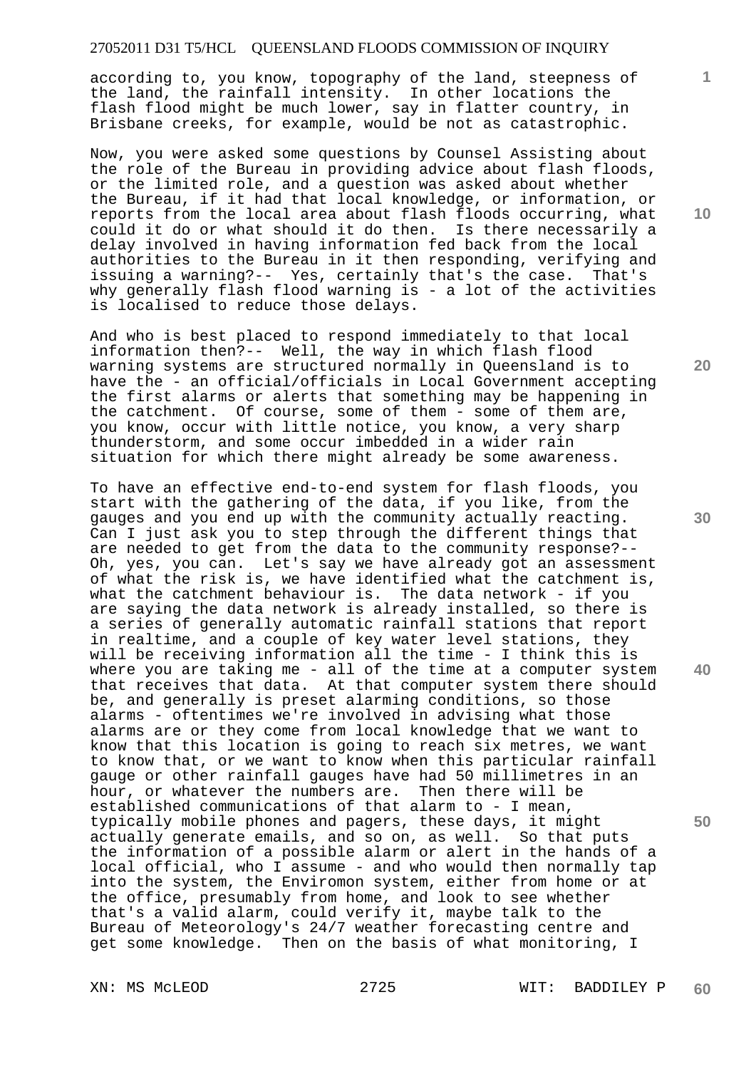according to, you know, topography of the land, steepness of the land, the rainfall intensity. In other locations the flash flood might be much lower, say in flatter country, in Brisbane creeks, for example, would be not as catastrophic.

Now, you were asked some questions by Counsel Assisting about the role of the Bureau in providing advice about flash floods, or the limited role, and a question was asked about whether the Bureau, if it had that local knowledge, or information, or reports from the local area about flash floods occurring, what could it do or what should it do then. Is there necessarily a delay involved in having information fed back from the local authorities to the Bureau in it then responding, verifying and issuing a warning?-- Yes, certainly that's the case. That's why generally flash flood warning is - a lot of the activities is localised to reduce those delays.

And who is best placed to respond immediately to that local information then?-- Well, the way in which flash flood warning systems are structured normally in Queensland is to have the - an official/officials in Local Government accepting the first alarms or alerts that something may be happening in the catchment. Of course, some of them - some of them are, you know, occur with little notice, you know, a very sharp thunderstorm, and some occur imbedded in a wider rain situation for which there might already be some awareness.

To have an effective end-to-end system for flash floods, you start with the gathering of the data, if you like, from the gauges and you end up with the community actually reacting. Can I just ask you to step through the different things that are needed to get from the data to the community response?-- Oh, yes, you can. Let's say we have already got an assessment of what the risk is, we have identified what the catchment is, what the catchment behaviour is. The data network - if you are saying the data network is already installed, so there is a series of generally automatic rainfall stations that report in realtime, and a couple of key water level stations, they will be receiving information all the time - I think this is where you are taking me - all of the time at a computer system that receives that data. At that computer system there should be, and generally is preset alarming conditions, so those alarms - oftentimes we're involved in advising what those alarms are or they come from local knowledge that we want to know that this location is going to reach six metres, we want to know that, or we want to know when this particular rainfall gauge or other rainfall gauges have had 50 millimetres in an hour, or whatever the numbers are. Then there will be established communications of that alarm to - I mean, typically mobile phones and pagers, these days, it might actually generate emails, and so on, as well. So that puts the information of a possible alarm or alert in the hands of a local official, who I assume - and who would then normally tap into the system, the Enviromon system, either from home or at the office, presumably from home, and look to see whether that's a valid alarm, could verify it, maybe talk to the Bureau of Meteorology's 24/7 weather forecasting centre and get some knowledge. Then on the basis of what monitoring, I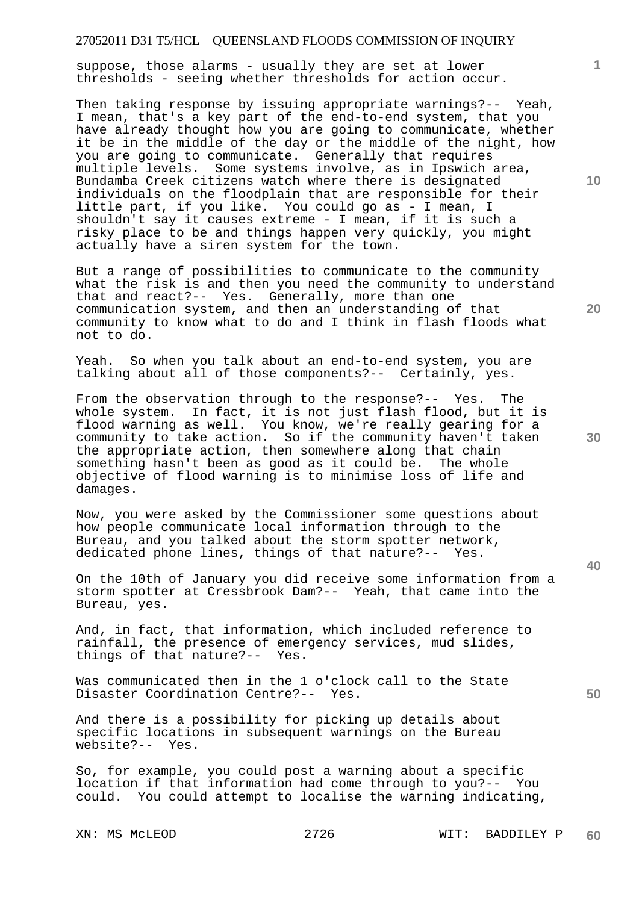suppose, those alarms - usually they are set at lower thresholds - seeing whether thresholds for action occur.

Then taking response by issuing appropriate warnings?-- Yeah, I mean, that's a key part of the end-to-end system, that you have already thought how you are going to communicate, whether it be in the middle of the day or the middle of the night, how you are going to communicate. Generally that requires multiple levels. Some systems involve, as in Ipswich area, Bundamba Creek citizens watch where there is designated individuals on the floodplain that are responsible for their little part, if you like. You could go as - I mean, I shouldn't say it causes extreme - I mean, if it is such a risky place to be and things happen very quickly, you might actually have a siren system for the town.

But a range of possibilities to communicate to the community what the risk is and then you need the community to understand that and react?-- Yes. Generally, more than one communication system, and then an understanding of that community to know what to do and I think in flash floods what not to do.

Yeah. So when you talk about an end-to-end system, you are talking about all of those components?-- Certainly, yes.

From the observation through to the response?-- Yes. The whole system. In fact, it is not just flash flood, but it is flood warning as well. You know, we're really gearing for a community to take action. So if the community haven't taken the appropriate action, then somewhere along that chain something hasn't been as good as it could be. The whole objective of flood warning is to minimise loss of life and damages.

Now, you were asked by the Commissioner some questions about how people communicate local information through to the Bureau, and you talked about the storm spotter network, dedicated phone lines, things of that nature?-- Yes.

On the 10th of January you did receive some information from a storm spotter at Cressbrook Dam?-- Yeah, that came into the Bureau, yes.

And, in fact, that information, which included reference to rainfall, the presence of emergency services, mud slides, things of that nature?-- Yes.

Was communicated then in the 1 o'clock call to the State Disaster Coordination Centre?-- Yes.

And there is a possibility for picking up details about specific locations in subsequent warnings on the Bureau website?-- Yes.

So, for example, you could post a warning about a specific location if that information had come through to you?-- You could. You could attempt to localise the warning indicating,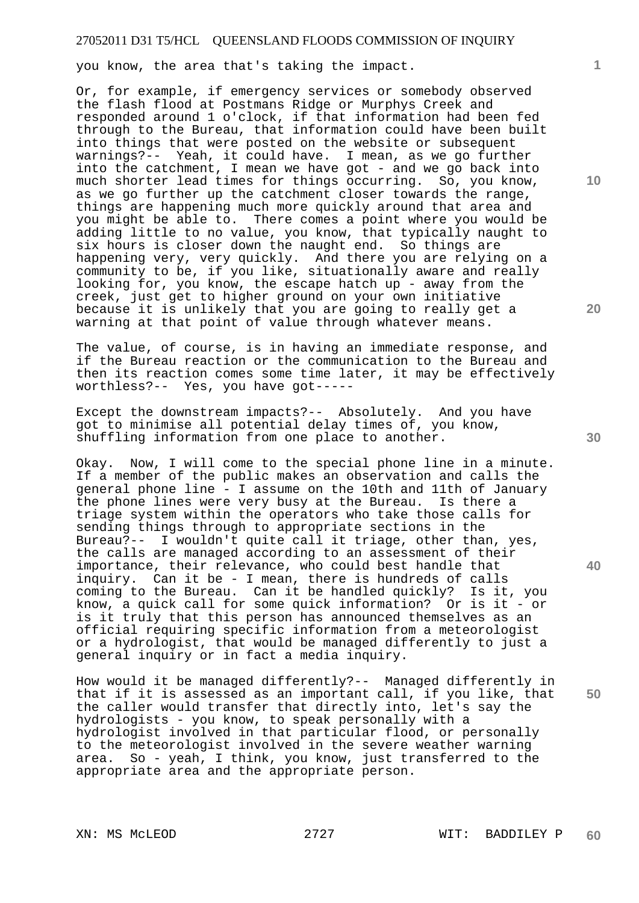you know, the area that's taking the impact.

Or, for example, if emergency services or somebody observed the flash flood at Postmans Ridge or Murphys Creek and responded around 1 o'clock, if that information had been fed through to the Bureau, that information could have been built into things that were posted on the website or subsequent warnings?-- Yeah, it could have. I mean, as we go further into the catchment, I mean we have got - and we go back into much shorter lead times for things occurring. So, you know, as we go further up the catchment closer towards the range, things are happening much more quickly around that area and you might be able to. There comes a point where you would be adding little to no value, you know, that typically naught to six hours is closer down the naught end. So things are happening very, very quickly. And there you are relying on a community to be, if you like, situationally aware and really looking for, you know, the escape hatch up - away from the creek, just get to higher ground on your own initiative because it is unlikely that you are going to really get a warning at that point of value through whatever means.

The value, of course, is in having an immediate response, and if the Bureau reaction or the communication to the Bureau and then its reaction comes some time later, it may be effectively worthless?-- Yes, you have got-----

Except the downstream impacts?-- Absolutely. And you have got to minimise all potential delay times of, you know, shuffling information from one place to another.

Okay. Now, I will come to the special phone line in a minute. If a member of the public makes an observation and calls the general phone line - I assume on the 10th and 11th of January the phone lines were very busy at the Bureau. Is there a triage system within the operators who take those calls for sending things through to appropriate sections in the Bureau?-- I wouldn't quite call it triage, other than, yes, the calls are managed according to an assessment of their importance, their relevance, who could best handle that inquiry. Can it be - I mean, there is hundreds of calls coming to the Bureau. Can it be handled quickly? Is it, you know, a quick call for some quick information? Or is it - or is it truly that this person has announced themselves as an official requiring specific information from a meteorologist or a hydrologist, that would be managed differently to just a general inquiry or in fact a media inquiry.

How would it be managed differently?-- Managed differently in that if it is assessed as an important call, if you like, that the caller would transfer that directly into, let's say the hydrologists - you know, to speak personally with a hydrologist involved in that particular flood, or personally to the meteorologist involved in the severe weather warning area. So - yeah, I think, you know, just transferred to the appropriate area and the appropriate person.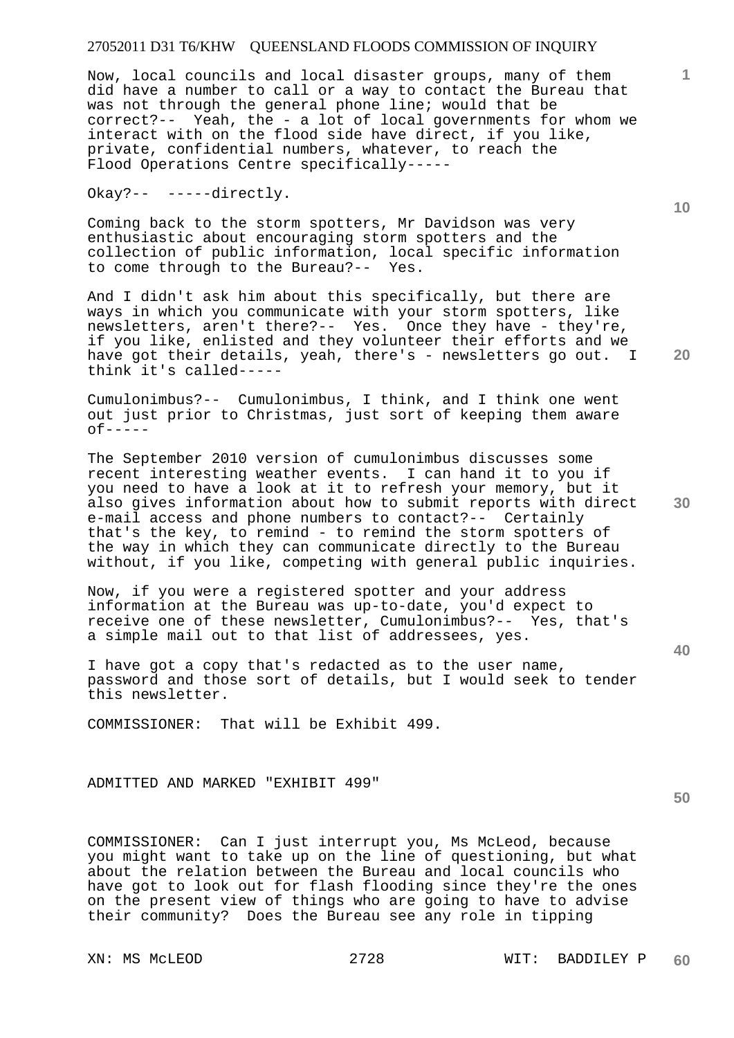Now, local councils and local disaster groups, many of them did have a number to call or a way to contact the Bureau that was not through the general phone line; would that be correct?-- Yeah, the - a lot of local governments for whom we interact with on the flood side have direct, if you like, private, confidential numbers, whatever, to reach the Flood Operations Centre specifically-----

Okay?-- -----directly.

Coming back to the storm spotters, Mr Davidson was very enthusiastic about encouraging storm spotters and the collection of public information, local specific information to come through to the Bureau?-- Yes.

And I didn't ask him about this specifically, but there are ways in which you communicate with your storm spotters, like newsletters, aren't there?-- Yes. Once they have - they're, if you like, enlisted and they volunteer their efforts and we have got their details, yeah, there's - newsletters go out. I think it's called-----

Cumulonimbus?-- Cumulonimbus, I think, and I think one went out just prior to Christmas, just sort of keeping them aware of-----

The September 2010 version of cumulonimbus discusses some recent interesting weather events. I can hand it to you if you need to have a look at it to refresh your memory, but it also gives information about how to submit reports with direct e-mail access and phone numbers to contact?-- Certainly that's the key, to remind - to remind the storm spotters of the way in which they can communicate directly to the Bureau without, if you like, competing with general public inquiries.

Now, if you were a registered spotter and your address information at the Bureau was up-to-date, you'd expect to receive one of these newsletter, Cumulonimbus?-- Yes, that's a simple mail out to that list of addressees, yes.

I have got a copy that's redacted as to the user name, password and those sort of details, but I would seek to tender this newsletter.

COMMISSIONER: That will be Exhibit 499.

ADMITTED AND MARKED "EXHIBIT 499"

COMMISSIONER: Can I just interrupt you, Ms McLeod, because you might want to take up on the line of questioning, but what about the relation between the Bureau and local councils who have got to look out for flash flooding since they're the ones on the present view of things who are going to have to advise their community? Does the Bureau see any role in tipping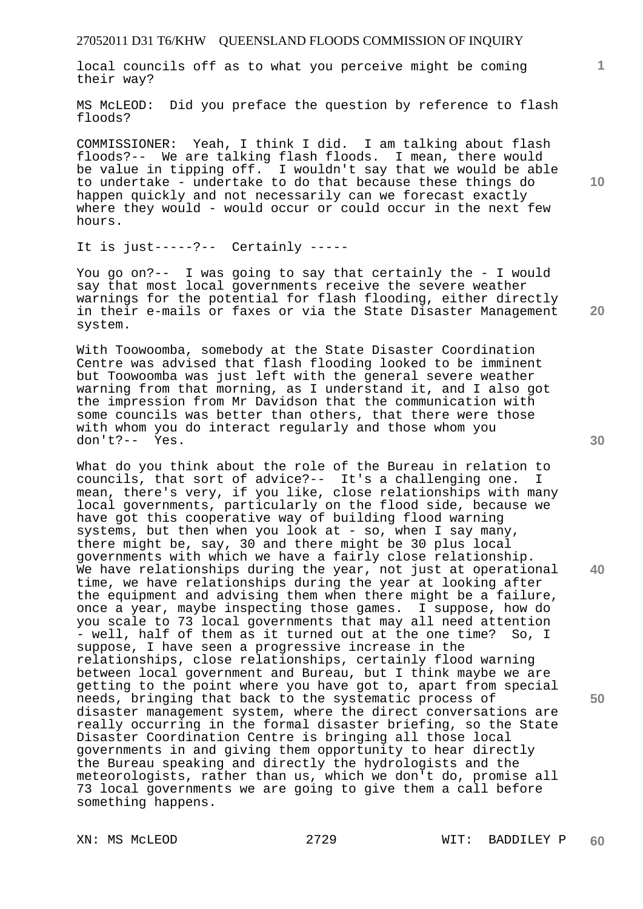local councils off as to what you perceive might be coming their way?

MS McLEOD: Did you preface the question by reference to flash floods?

COMMISSIONER: Yeah, I think I did. I am talking about flash floods?-- We are talking flash floods. I mean, there would be value in tipping off. I wouldn't say that we would be able to undertake - undertake to do that because these things do happen quickly and not necessarily can we forecast exactly where they would - would occur or could occur in the next few hours.

It is just-----?-- Certainly -----

You go on?-- I was going to say that certainly the - I would say that most local governments receive the severe weather warnings for the potential for flash flooding, either directly in their e-mails or faxes or via the State Disaster Management system.

With Toowoomba, somebody at the State Disaster Coordination Centre was advised that flash flooding looked to be imminent but Toowoomba was just left with the general severe weather warning from that morning, as I understand it, and I also got the impression from Mr Davidson that the communication with some councils was better than others, that there were those with whom you do interact regularly and those whom you don't?-- Yes.

What do you think about the role of the Bureau in relation to councils, that sort of advice?-- It's a challenging one. I mean, there's very, if you like, close relationships with many local governments, particularly on the flood side, because we have got this cooperative way of building flood warning systems, but then when you look at - so, when I say many, there might be, say, 30 and there might be 30 plus local governments with which we have a fairly close relationship. We have relationships during the year, not just at operational time, we have relationships during the year at looking after the equipment and advising them when there might be a failure, once a year, maybe inspecting those games. I suppose, how do you scale to 73 local governments that may all need attention - well, half of them as it turned out at the one time? So, I suppose, I have seen a progressive increase in the relationships, close relationships, certainly flood warning between local government and Bureau, but I think maybe we are getting to the point where you have got to, apart from special needs, bringing that back to the systematic process of disaster management system, where the direct conversations are really occurring in the formal disaster briefing, so the State Disaster Coordination Centre is bringing all those local governments in and giving them opportunity to hear directly the Bureau speaking and directly the hydrologists and the meteorologists, rather than us, which we don't do, promise all 73 local governments we are going to give them a call before something happens.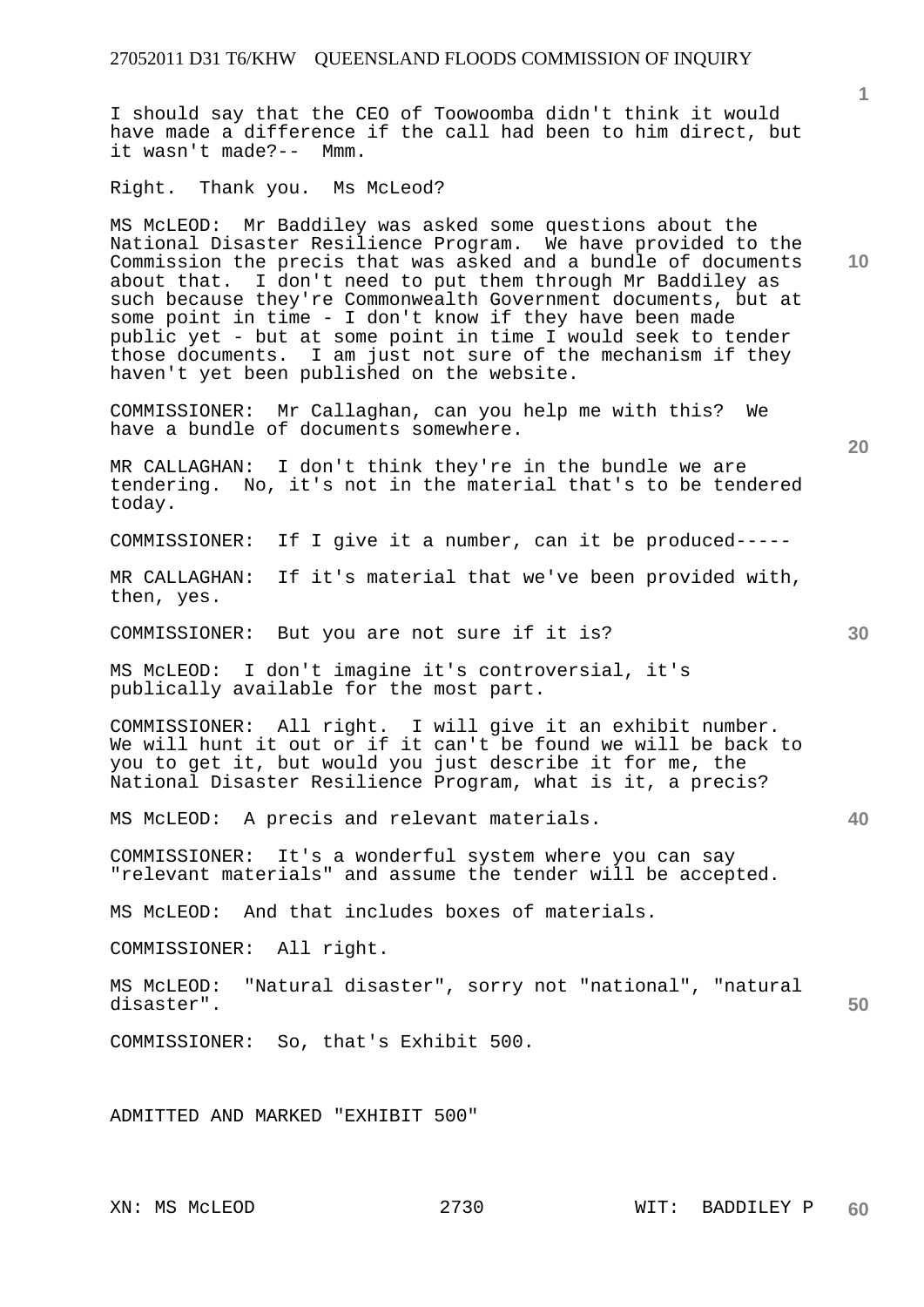I should say that the CEO of Toowoomba didn't think it would have made a difference if the call had been to him direct, but it wasn't made?-- Mmm.

Right. Thank you. Ms McLeod?

MS McLEOD: Mr Baddiley was asked some questions about the National Disaster Resilience Program. We have provided to the Commission the precis that was asked and a bundle of documents about that. I don't need to put them through Mr Baddiley as such because they're Commonwealth Government documents, but at some point in time - I don't know if they have been made public yet - but at some point in time I would seek to tender those documents. I am just not sure of the mechanism if they haven't yet been published on the website.

COMMISSIONER: Mr Callaghan, can you help me with this? We have a bundle of documents somewhere.

MR CALLAGHAN: I don't think they're in the bundle we are tendering. No, it's not in the material that's to be tendered today.

COMMISSIONER: If I give it a number, can it be produced-----

MR CALLAGHAN: If it's material that we've been provided with, then, yes.

COMMISSIONER: But you are not sure if it is?

MS McLEOD: I don't imagine it's controversial, it's publically available for the most part.

COMMISSIONER: All right. I will give it an exhibit number. We will hunt it out or if it can't be found we will be back to you to get it, but would you just describe it for me, the National Disaster Resilience Program, what is it, a precis?

MS McLEOD: A precis and relevant materials.

COMMISSIONER: It's a wonderful system where you can say "relevant materials" and assume the tender will be accepted.

MS McLEOD: And that includes boxes of materials.

COMMISSIONER: All right.

MS McLEOD: "Natural disaster", sorry not "national", "natural disaster".

COMMISSIONER: So, that's Exhibit 500.

ADMITTED AND MARKED "EXHIBIT 500"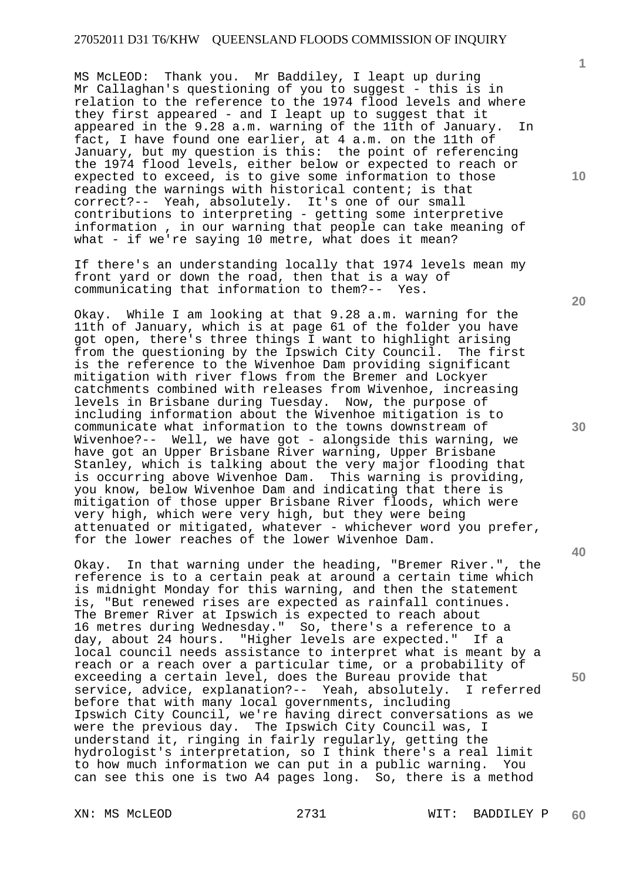MS McLEOD: Thank you. Mr Baddiley, I leapt up during Mr Callaghan's questioning of you to suggest - this is in relation to the reference to the 1974 flood levels and where they first appeared - and I leapt up to suggest that it appeared in the 9.28 a.m. warning of the 11th of January. In fact, I have found one earlier, at 4 a.m. on the 11th of January, but my question is this: the point of referencing the 1974 flood levels, either below or expected to reach or expected to exceed, is to give some information to those reading the warnings with historical content; is that correct?-- Yeah, absolutely. It's one of our small contributions to interpreting - getting some interpretive information , in our warning that people can take meaning of what - if we're saying 10 metre, what does it mean?

If there's an understanding locally that 1974 levels mean my front yard or down the road, then that is a way of communicating that information to them?-- Yes.

Okay. While I am looking at that 9.28 a.m. warning for the 11th of January, which is at page 61 of the folder you have got open, there's three things I want to highlight arising from the questioning by the Ipswich City Council. The first is the reference to the Wivenhoe Dam providing significant mitigation with river flows from the Bremer and Lockyer catchments combined with releases from Wivenhoe, increasing levels in Brisbane during Tuesday. Now, the purpose of including information about the Wivenhoe mitigation is to communicate what information to the towns downstream of Wivenhoe?-- Well, we have got - alongside this warning, we have got an Upper Brisbane River warning, Upper Brisbane Stanley, which is talking about the very major flooding that is occurring above Wivenhoe Dam. This warning is providing, you know, below Wivenhoe Dam and indicating that there is mitigation of those upper Brisbane River floods, which were very high, which were very high, but they were being attenuated or mitigated, whatever - whichever word you prefer, for the lower reaches of the lower Wivenhoe Dam.

Okay. In that warning under the heading, "Bremer River.", the reference is to a certain peak at around a certain time which is midnight Monday for this warning, and then the statement is, "But renewed rises are expected as rainfall continues. The Bremer River at Ipswich is expected to reach about 16 metres during Wednesday." So, there's a reference to a day, about 24 hours. "Higher levels are expected." If a local council needs assistance to interpret what is meant by a reach or a reach over a particular time, or a probability of exceeding a certain level, does the Bureau provide that service, advice, explanation?-- Yeah, absolutely. I referred before that with many local governments, including Ipswich City Council, we're having direct conversations as we were the previous day. The Ipswich City Council was, I understand it, ringing in fairly regularly, getting the hydrologist's interpretation, so I think there's a real limit to how much information we can put in a public warning. You can see this one is two A4 pages long. So, there is a method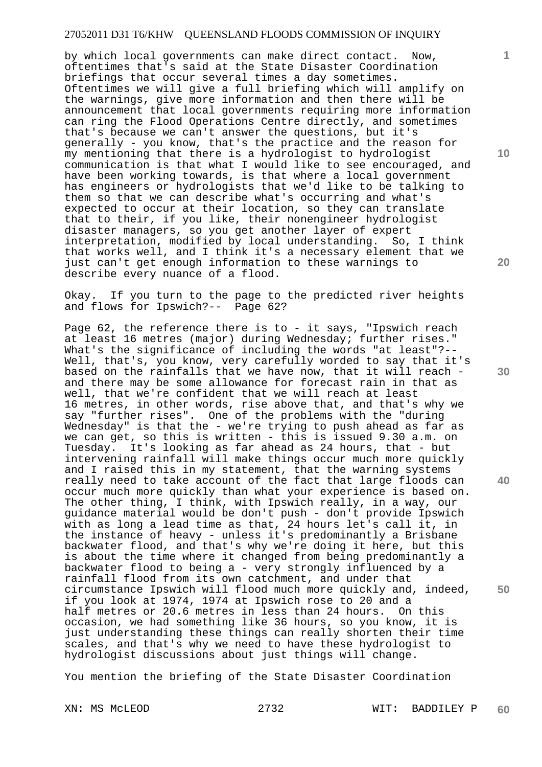by which local governments can make direct contact. Now, oftentimes that's said at the State Disaster Coordination briefings that occur several times a day sometimes. Oftentimes we will give a full briefing which will amplify on the warnings, give more information and then there will be announcement that local governments requiring more information can ring the Flood Operations Centre directly, and sometimes that's because we can't answer the questions, but it's generally - you know, that's the practice and the reason for my mentioning that there is a hydrologist to hydrologist communication is that what I would like to see encouraged, and have been working towards, is that where a local government has engineers or hydrologists that we'd like to be talking to them so that we can describe what's occurring and what's expected to occur at their location, so they can translate that to their, if you like, their nonengineer hydrologist disaster managers, so you get another layer of expert interpretation, modified by local understanding. So, I think that works well, and I think it's a necessary element that we just can't get enough information to these warnings to describe every nuance of a flood.

Okay. If you turn to the page to the predicted river heights and flows for Ipswich?-- Page 62?

Page 62, the reference there is to - it says, "Ipswich reach at least 16 metres (major) during Wednesday; further rises." What's the significance of including the words "at least"?-- Well, that's, you know, very carefully worded to say that it's based on the rainfalls that we have now, that it will reach - and there may be some allowance for forecast rain in that as well, that we're confident that we will reach at least 16 metres, in other words, rise above that, and that's why we say "further rises". One of the problems with the "during Wednesday" is that the - we're trying to push ahead as far as we can get, so this is written - this is issued 9.30 a.m. on Tuesday. It's looking as far ahead as 24 hours, that - but intervening rainfall will make things occur much more quickly and I raised this in my statement, that the warning systems really need to take account of the fact that large floods can occur much more quickly than what your experience is based on. The other thing, I think, with Ipswich really, in a way, our guidance material would be don't push - don't provide Ipswich with as long a lead time as that, 24 hours let's call it, in the instance of heavy - unless it's predominantly a Brisbane backwater flood, and that's why we're doing it here, but this is about the time where it changed from being predominantly a backwater flood to being a - very strongly influenced by a rainfall flood from its own catchment, and under that circumstance Ipswich will flood much more quickly and, indeed, if you look at 1974, 1974 at Ipswich rose to 20 and a half metres or 20.6 metres in less than 24 hours. On this occasion, we had something like 36 hours, so you know, it is just understanding these things can really shorten their time scales, and that's why we need to have these hydrologist to hydrologist discussions about just things will change.

You mention the briefing of the State Disaster Coordination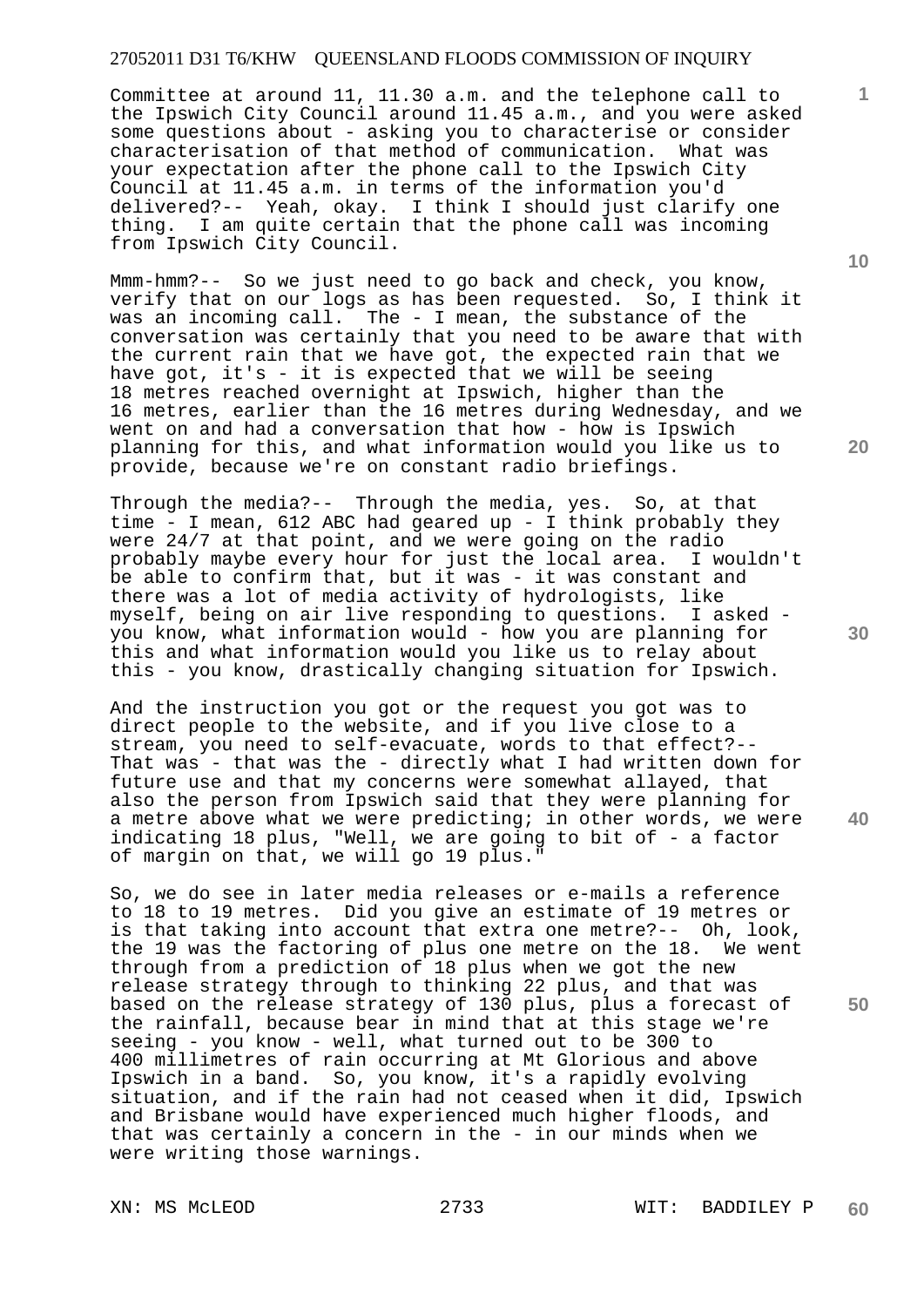Committee at around 11, 11.30 a.m. and the telephone call to the Ipswich City Council around 11.45 a.m., and you were asked some questions about - asking you to characterise or consider characterisation of that method of communication. What was your expectation after the phone call to the Ipswich City Council at 11.45 a.m. in terms of the information you'd delivered?-- Yeah, okay. I think I should just clarify one thing. I am quite certain that the phone call was incoming from Ipswich City Council.

Mmm-hmm?-- So we just need to go back and check, you know, verify that on our logs as has been requested. So, I think it was an incoming call. The - I mean, the substance of the conversation was certainly that you need to be aware that with the current rain that we have got, the expected rain that we have got, it's - it is expected that we will be seeing 18 metres reached overnight at Ipswich, higher than the 16 metres, earlier than the 16 metres during Wednesday, and we went on and had a conversation that how - how is Ipswich planning for this, and what information would you like us to provide, because we're on constant radio briefings.

Through the media?-- Through the media, yes. So, at that time - I mean, 612 ABC had geared up - I think probably they were 24/7 at that point, and we were going on the radio probably maybe every hour for just the local area. I wouldn't be able to confirm that, but it was - it was constant and there was a lot of media activity of hydrologists, like myself, being on air live responding to questions. I asked - you know, what information would - how you are planning for this and what information would you like us to relay about this - you know, drastically changing situation for Ipswich.

And the instruction you got or the request you got was to direct people to the website, and if you live close to a stream, you need to self-evacuate, words to that effect?-- That was - that was the - directly what I had written down for future use and that my concerns were somewhat allayed, that also the person from Ipswich said that they were planning for a metre above what we were predicting; in other words, we were indicating 18 plus, "Well, we are going to bit of - a factor of margin on that, we will go 19 plus."

So, we do see in later media releases or e-mails a reference to 18 to 19 metres. Did you give an estimate of 19 metres or is that taking into account that extra one metre?-- Oh, look, the 19 was the factoring of plus one metre on the 18. We went through from a prediction of 18 plus when we got the new release strategy through to thinking 22 plus, and that was based on the release strategy of 130 plus, plus a forecast of the rainfall, because bear in mind that at this stage we're seeing - you know - well, what turned out to be 300 to 400 millimetres of rain occurring at Mt Glorious and above Ipswich in a band. So, you know, it's a rapidly evolving situation, and if the rain had not ceased when it did, Ipswich and Brisbane would have experienced much higher floods, and that was certainly a concern in the - in our minds when we were writing those warnings.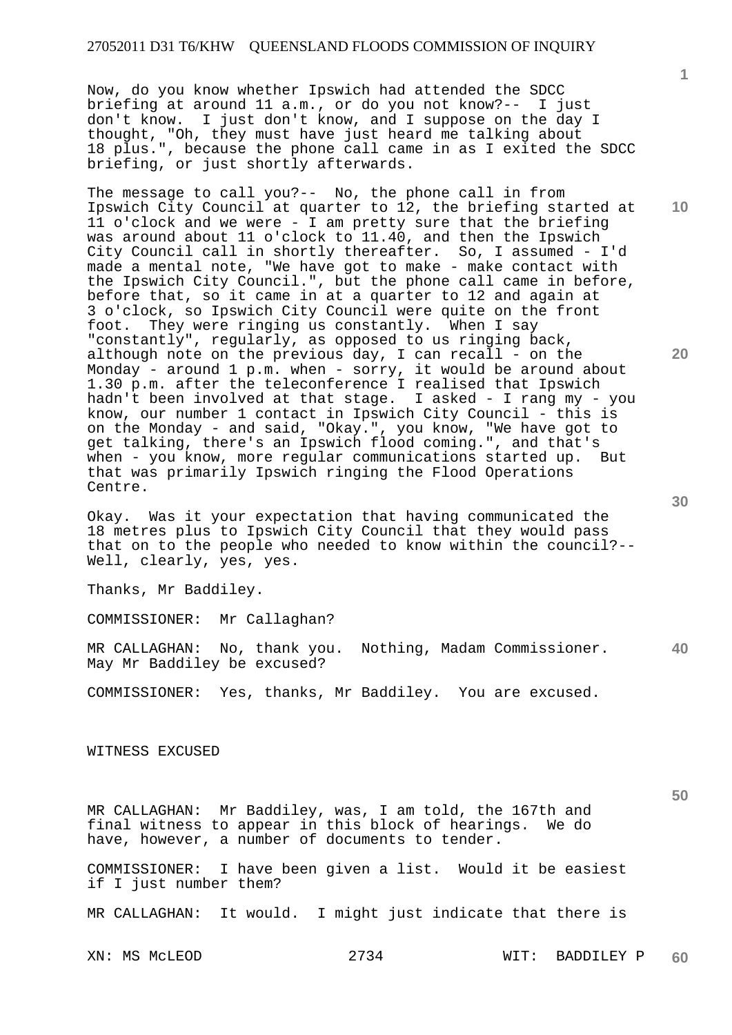Now, do you know whether Ipswich had attended the SDCC briefing at around 11 a.m., or do you not know?-- I just don't know. I just don't know, and I suppose on the day I thought, "Oh, they must have just heard me talking about 18 plus.", because the phone call came in as I exited the SDCC briefing, or just shortly afterwards.

The message to call you?-- No, the phone call in from Ipswich City Council at quarter to 12, the briefing started at 11 o'clock and we were - I am pretty sure that the briefing was around about 11 o'clock to 11.40, and then the Ipswich City Council call in shortly thereafter. So, I assumed - I'd made a mental note, "We have got to make - make contact with the Ipswich City Council.", but the phone call came in before, before that, so it came in at a quarter to 12 and again at 3 o'clock, so Ipswich City Council were quite on the front foot. They were ringing us constantly. When I say "constantly", regularly, as opposed to us ringing back, although note on the previous day, I can recall - on the Monday - around 1 p.m. when - sorry, it would be around about 1.30 p.m. after the teleconference I realised that Ipswich hadn't been involved at that stage. I asked - I rang my - you know, our number 1 contact in Ipswich City Council - this is on the Monday - and said, "Okay.", you know, "We have got to get talking, there's an Ipswich flood coming.", and that's when - you know, more regular communications started up. But that was primarily Ipswich ringing the Flood Operations Centre.

Okay. Was it your expectation that having communicated the 18 metres plus to Ipswich City Council that they would pass that on to the people who needed to know within the council?-- Well, clearly, yes, yes.

Thanks, Mr Baddiley.

COMMISSIONER: Mr Callaghan?

MR CALLAGHAN: No, thank you. Nothing, Madam Commissioner. May Mr Baddiley be excused?

COMMISSIONER: Yes, thanks, Mr Baddiley. You are excused.

WITNESS EXCUSED

MR CALLAGHAN: Mr Baddiley, was, I am told, the 167th and final witness to appear in this block of hearings. We do have, however, a number of documents to tender.

COMMISSIONER: I have been given a list. Would it be easiest if I just number them?

MR CALLAGHAN: It would. I might just indicate that there is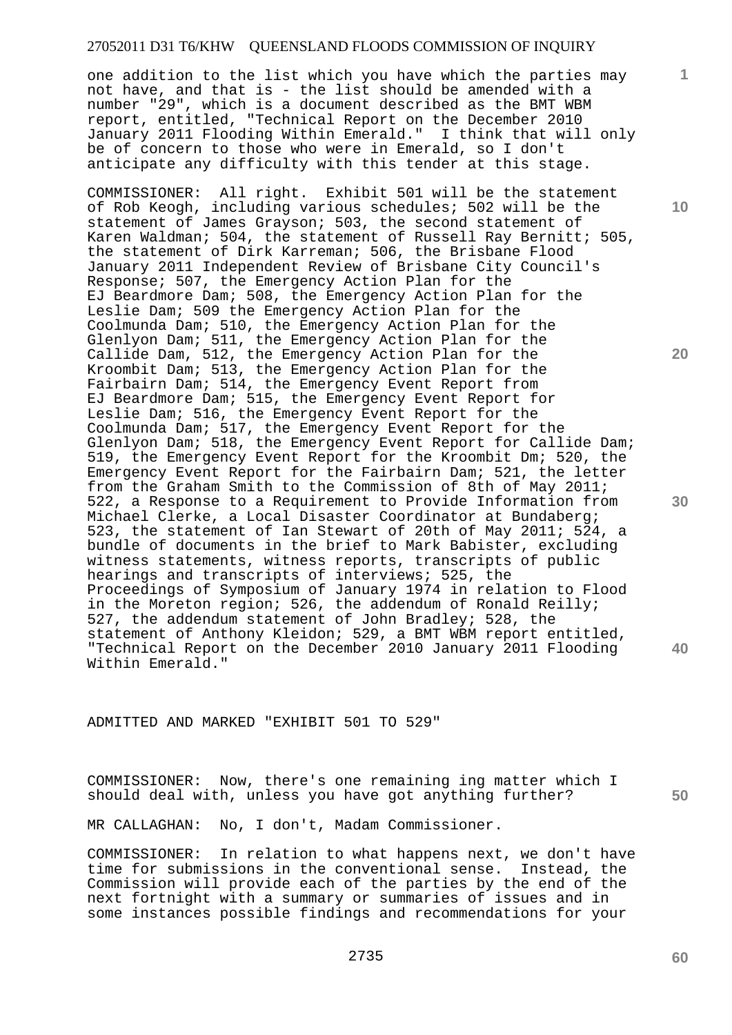one addition to the list which you have which the parties may not have, and that is - the list should be amended with a number "29", which is a document described as the BMT WBM report, entitled, "Technical Report on the December 2010 January 2011 Flooding Within Emerald." I think that will only be of concern to those who were in Emerald, so I don't anticipate any difficulty with this tender at this stage.

COMMISSIONER: All right. Exhibit 501 will be the statement of Rob Keogh, including various schedules; 502 will be the statement of James Grayson; 503, the second statement of Karen Waldman; 504, the statement of Russell Ray Bernitt; 505, the statement of Dirk Karreman; 506, the Brisbane Flood January 2011 Independent Review of Brisbane City Council's Response; 507, the Emergency Action Plan for the EJ Beardmore Dam; 508, the Emergency Action Plan for the Leslie Dam; 509 the Emergency Action Plan for the Coolmunda Dam; 510, the Emergency Action Plan for the Glenlyon Dam; 511, the Emergency Action Plan for the Callide Dam, 512, the Emergency Action Plan for the Kroombit Dam; 513, the Emergency Action Plan for the Fairbairn Dam; 514, the Emergency Event Report from EJ Beardmore Dam; 515, the Emergency Event Report for Leslie Dam; 516, the Emergency Event Report for the Coolmunda Dam; 517, the Emergency Event Report for the Glenlyon Dam; 518, the Emergency Event Report for Callide Dam; 519, the Emergency Event Report for the Kroombit Dm; 520, the Emergency Event Report for the Fairbairn Dam; 521, the letter from the Graham Smith to the Commission of 8th of May 2011; 522, a Response to a Requirement to Provide Information from Michael Clerke, a Local Disaster Coordinator at Bundaberg; 523, the statement of Ian Stewart of 20th of May 2011; 524, a bundle of documents in the brief to Mark Babister, excluding witness statements, witness reports, transcripts of public hearings and transcripts of interviews; 525, the Proceedings of Symposium of January 1974 in relation to Flood in the Moreton region; 526, the addendum of Ronald Reilly; 527, the addendum statement of John Bradley; 528, the statement of Anthony Kleidon; 529, a BMT WBM report entitled, "Technical Report on the December 2010 January 2011 Flooding Within Emerald."

ADMITTED AND MARKED "EXHIBIT 501 TO 529"

COMMISSIONER: Now, there's one remaining ing matter which I should deal with, unless you have got anything further?

MR CALLAGHAN: No, I don't, Madam Commissioner.

COMMISSIONER: In relation to what happens next, we don't have time for submissions in the conventional sense. Instead, the Commission will provide each of the parties by the end of the next fortnight with a summary or summaries of issues and in some instances possible findings and recommendations for your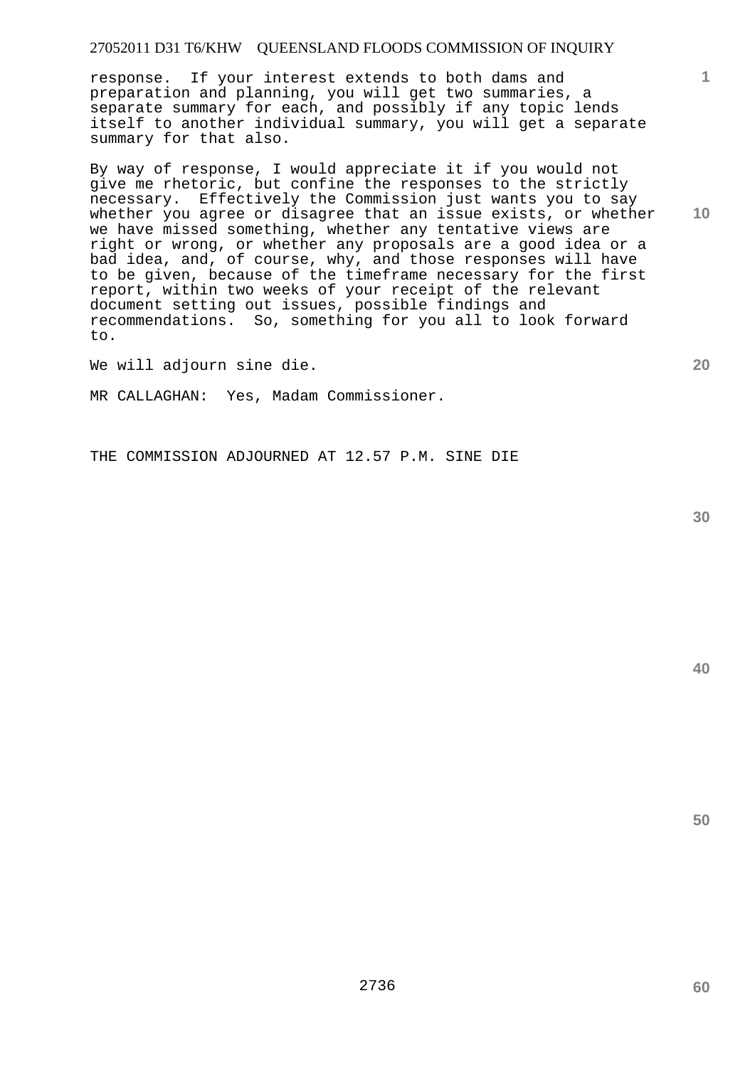response. If your interest extends to both dams and preparation and planning, you will get two summaries, a separate summary for each, and possibly if any topic lends itself to another individual summary, you will get a separate summary for that also.

By way of response, I would appreciate it if you would not give me rhetoric, but confine the responses to the strictly necessary. Effectively the Commission just wants you to say whether you agree or disagree that an issue exists, or whether we have missed something, whether any tentative views are right or wrong, or whether any proposals are a good idea or a bad idea, and, of course, why, and those responses will have to be given, because of the timeframe necessary for the first report, within two weeks of your receipt of the relevant document setting out issues, possible findings and recommendations. So, something for you all to look forward to.

We will adjourn sine die.

MR CALLAGHAN: Yes, Madam Commissioner.

THE COMMISSION ADJOURNED AT 12.57 P.M. SINE DIE